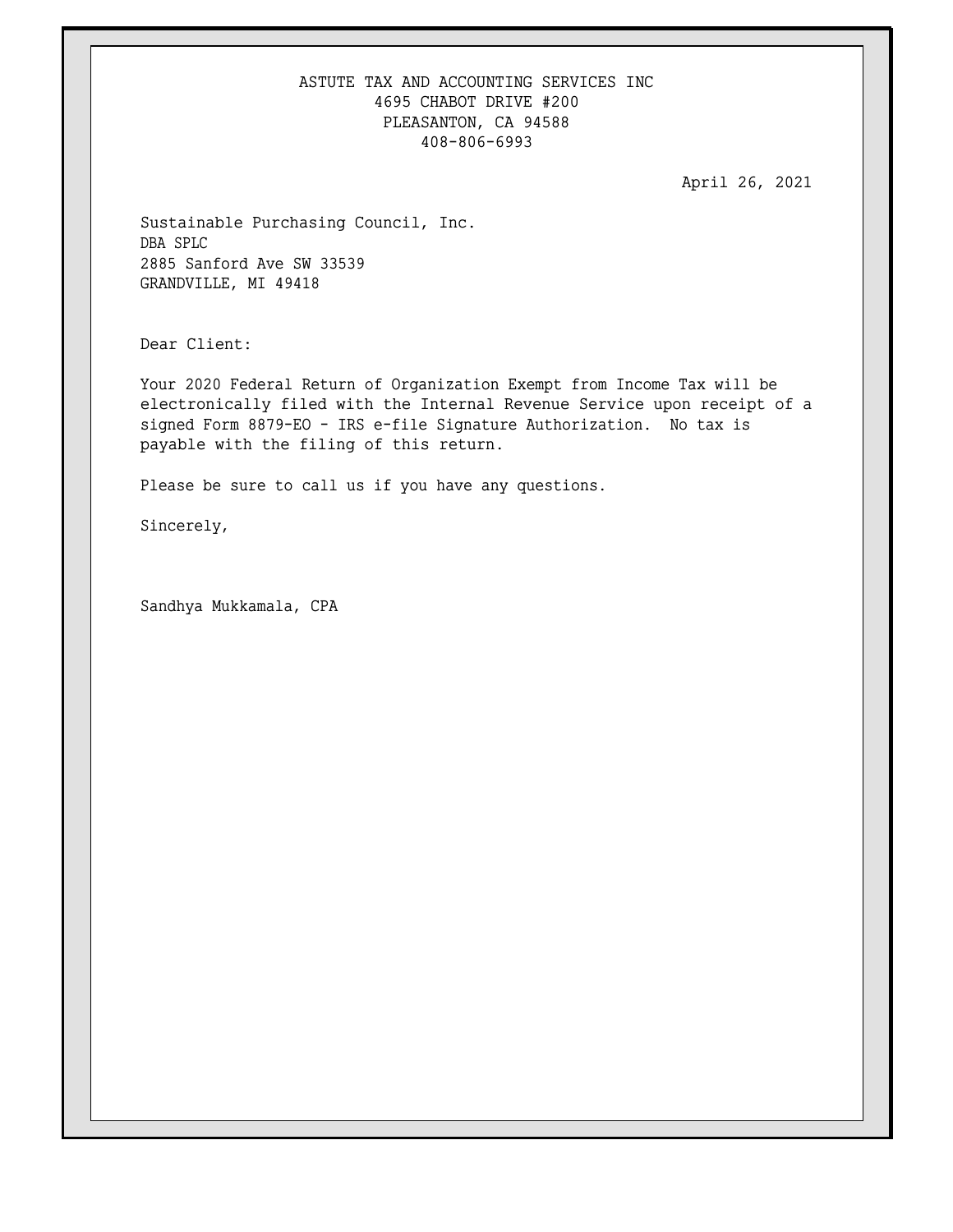ASTUTE TAX AND ACCOUNTING SERVICES INC
4695 CHABOT DRIVE #200
PLEASANTON, CA 94588
408-806-6993

April 26, 2021

Sustainable Purchasing Council, Inc.
DBA SPLC
2885 Sanford Ave SW 33539
GRANDVILLE, MI 49418

Dear Client:

Your 2020 Federal Return of Organization Exempt from Income Tax will be electronically filed with the Internal Revenue Service upon receipt of a signed Form 8879-EO - IRS e-file Signature Authorization. No tax is payable with the filing of this return.

Please be sure to call us if you have any questions.

Sincerely,

Sandhya Mukkamala, CPA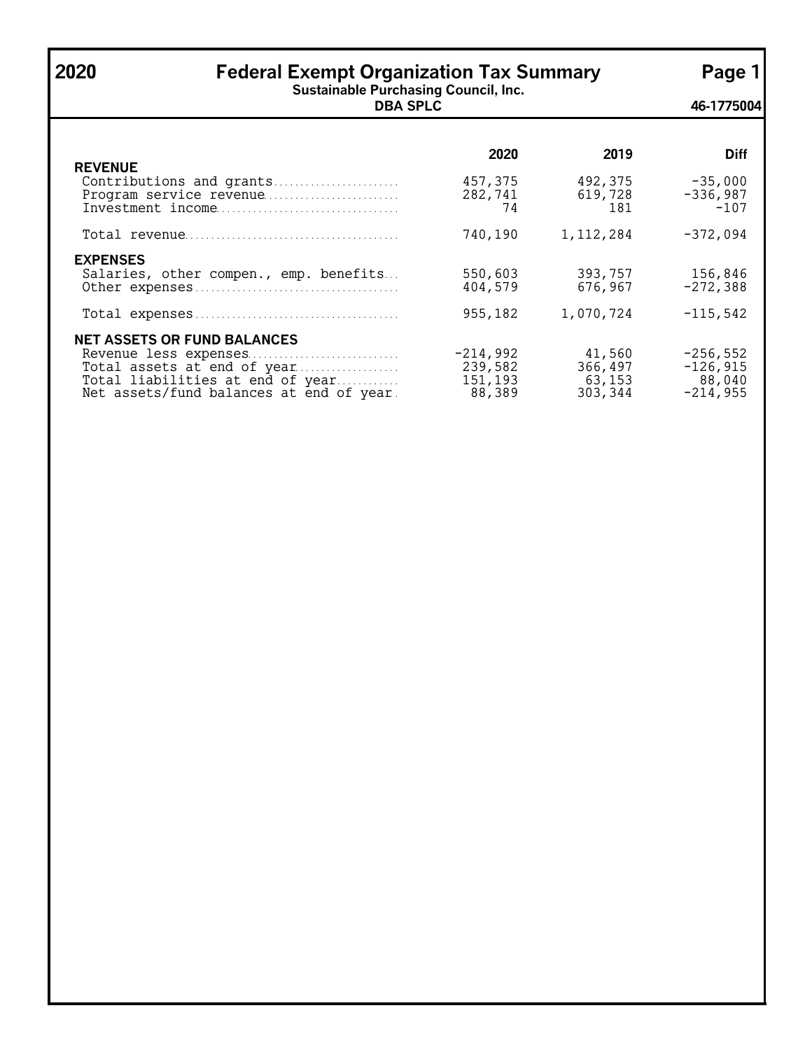# 2020 Federal Exempt Organization Tax Summary

**Sustainable Purchasing Council, Inc.**
**DBA SPLC**
**46-1775004**

| | 2020 | 2019 | Diff |
|---|---|---|---|
| **REVENUE** | | | |
| Contributions and grants | 457,375 | 492,375 | -35,000 |
| Program service revenue | 282,741 | 619,728 | -336,987 |
| Investment income | 74 | 181 | -107 |
| Total revenue | 740,190 | 1,112,284 | -372,094 |
| **EXPENSES** | | | |
| Salaries, other compen., emp. benefits | 550,603 | 393,757 | 156,846 |
| Other expenses | 404,579 | 676,967 | -272,388 |
| Total expenses | 955,182 | 1,070,724 | -115,542 |
| **NET ASSETS OR FUND BALANCES** | | | |
| Revenue less expenses | -214,992 | 41,560 | -256,552 |
| Total assets at end of year | 239,582 | 366,497 | -126,915 |
| Total liabilities at end of year | 151,193 | 63,153 | 88,040 |
| Net assets/fund balances at end of year | 88,389 | 303,344 | -214,955 |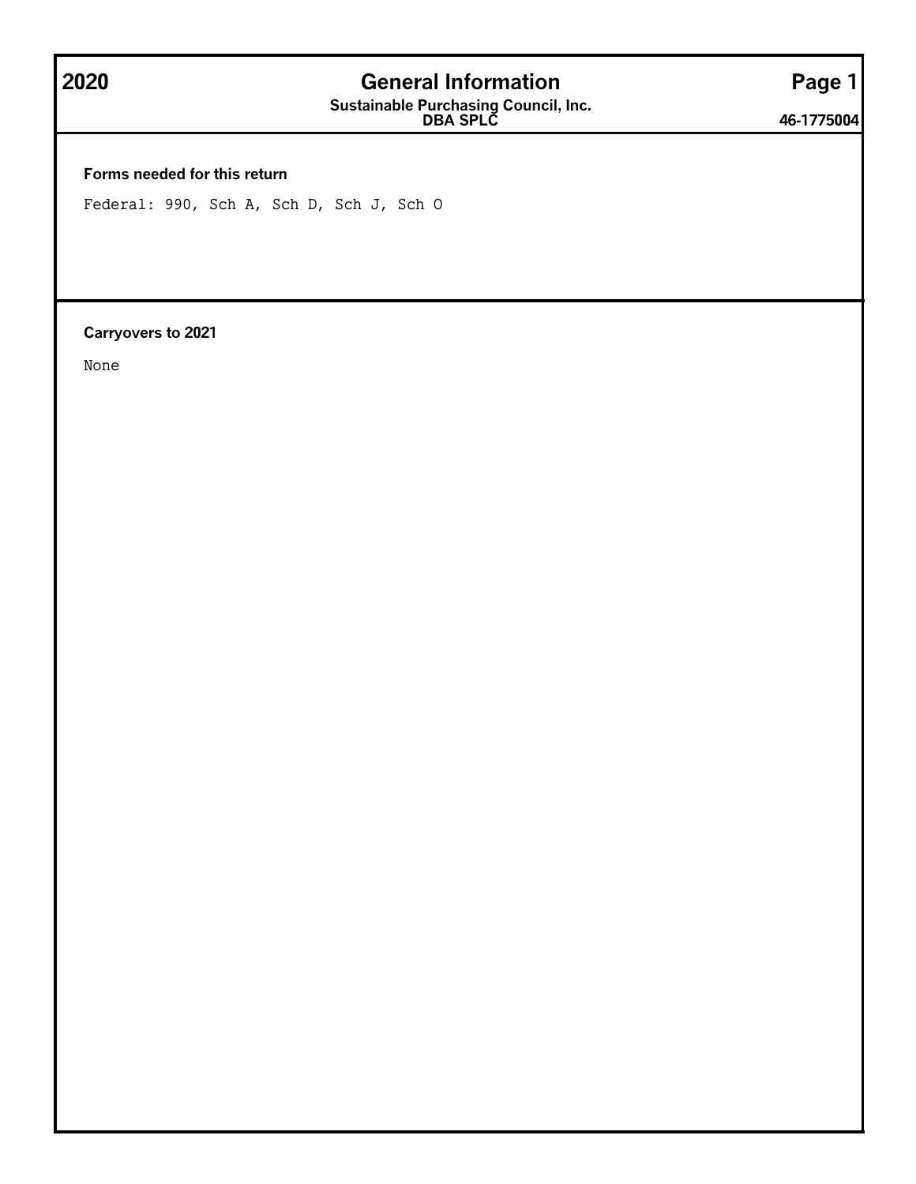# 2020 General Information

**Sustainable Purchasing Council, Inc.**
**DBA SPLC**

**46-1775004**

**Forms needed for this return**

Federal: 990, Sch A, Sch D, Sch J, Sch O

**Carryovers to 2021**

None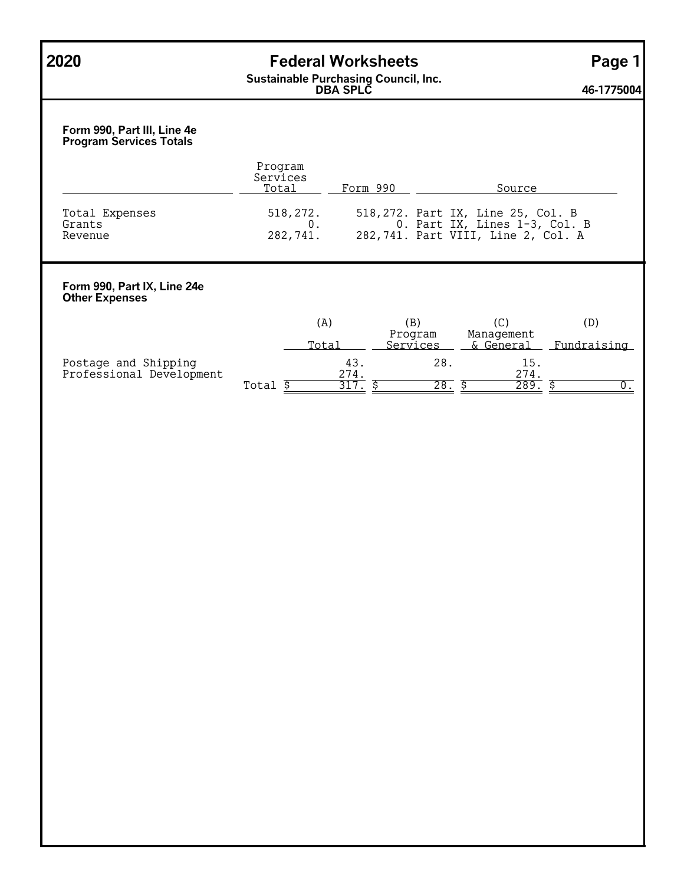# 2020 Federal Worksheets

**Sustainable Purchasing Council, Inc.**
**DBA SPLC**

**46-1775004**

## Form 990, Part III, Line 4e
## Program Services Totals

| | Program Services Total | Form 990 | Source |
|---|---|---|---|
| Total Expenses | 518,272. | 518,272. | Part IX, Line 25, Col. B |
| Grants | 0. | 0. | Part IX, Lines 1-3, Col. B |
| Revenue | 282,741. | 282,741. | Part VIII, Line 2, Col. A |

## Form 990, Part IX, Line 24e
## Other Expenses

| | (A) Total | (B) Program Services | (C) Management & General | (D) Fundraising |
|---|---|---|---|---|
| Postage and Shipping | 43. | 28. | 15. | |
| Professional Development | 274. | | 274. | |
| Total | $ 317. | $ 28. | $ 289. | $ 0. |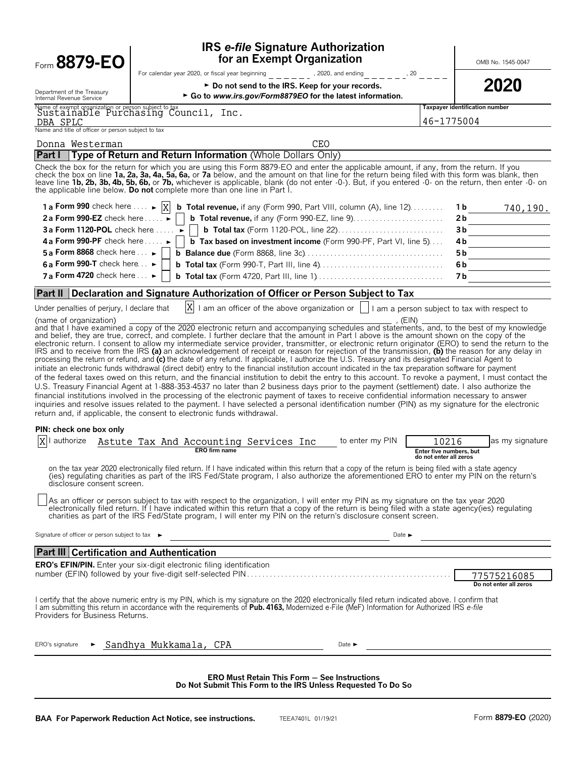# Form 8879-EO

## IRS *e-file* Signature Authorization for an Exempt Organization

For calendar year 2020, or fiscal year beginning ______, 2020, and ending ______, 20 ____

► Do not send to the IRS. Keep for your records.

► Go to *www.irs.gov/Form8879EO* for the latest information.

OMB No. 1545-0047

**2020**

Department of the Treasury
Internal Revenue Service

Name of exempt organization or person subject to tax: Sustainable Purchasing Council, Inc. DBA SPLC

Taxpayer identification number: 46-1775004

Name and title of officer or person subject to tax: Donna Westerman CEO

## Part I Type of Return and Return Information (Whole Dollars Only)

Check the box for the return for which you are using this Form 8879-EO and enter the applicable amount, if any, from the return. If you check the box on line **1a, 2a, 3a, 4a, 5a, 6a,** or **7a** below, and the amount on that line for the return being filed with this form was blank, then leave line **1b, 2b, 3b, 4b, 5b, 6b,** or **7b,** whichever is applicable, blank (do not enter -0-). But, if you entered -0- on the return, then enter -0- on the applicable line below. **Do not** complete more than one line in Part I.

| | | | |
|---|---|---|---|
| **1a Form 990** check here ► [X] | **b Total revenue,** if any (Form 990, Part VIII, column (A), line 12) | 1b | 740,190. |
| **2a Form 990-EZ** check here ► [ ] | **b Total revenue,** if any (Form 990-EZ, line 9) | 2b | |
| **3a Form 1120-POL** check here ► [ ] | **b Total tax** (Form 1120-POL, line 22) | 3b | |
| **4a Form 990-PF** check here ► [ ] | **b Tax based on investment income** (Form 990-PF, Part VI, line 5) | 4b | |
| **5a Form 8868** check here ► [ ] | **b Balance due** (Form 8868, line 3c) | 5b | |
| **6a Form 990-T** check here ► [ ] | **b Total tax** (Form 990-T, Part III, line 4) | 6b | |
| **7a Form 4720** check here ► [ ] | **b Total tax** (Form 4720, Part III, line 1) | 7b | |

## Part II Declaration and Signature Authorization of Officer or Person Subject to Tax

Under penalties of perjury, I declare that [X] I am an officer of the above organization or [ ] I am a person subject to tax with respect to (name of organization) ______________________, (EIN) ______________ and that I have examined a copy of the 2020 electronic return and accompanying schedules and statements, and, to the best of my knowledge and belief, they are true, correct, and complete. I further declare that the amount in Part I above is the amount shown on the copy of the electronic return. I consent to allow my intermediate service provider, transmitter, or electronic return originator (ERO) to send the return to the IRS and to receive from the IRS **(a)** an acknowledgement of receipt or reason for rejection of the transmission, **(b)** the reason for any delay in processing the return or refund, and **(c)** the date of any refund. If applicable, I authorize the U.S. Treasury and its designated Financial Agent to initiate an electronic funds withdrawal (direct debit) entry to the financial institution account indicated in the tax preparation software for payment of the federal taxes owed on this return, and the financial institution to debit the entry to this account. To revoke a payment, I must contact the U.S. Treasury Financial Agent at 1-888-353-4537 no later than 2 business days prior to the payment (settlement) date. I also authorize the financial institutions involved in the processing of the electronic payment of taxes to receive confidential information necessary to answer inquiries and resolve issues related to the payment. I have selected a personal identification number (PIN) as my signature for the electronic return and, if applicable, the consent to electronic funds withdrawal.

**PIN: check one box only**

[X] I authorize Astute Tax And Accounting Services Inc (ERO firm name) to enter my PIN 10216 (Enter five numbers, but do not enter all zeros) as my signature on the tax year 2020 electronically filed return. If I have indicated within this return that a copy of the return is being filed with a state agency (ies) regulating charities as part of the IRS Fed/State program, I also authorize the aforementioned ERO to enter my PIN on the return's disclosure consent screen.

[ ] As an officer or person subject to tax with respect to the organization, I will enter my PIN as my signature on the tax year 2020 electronically filed return. If I have indicated within this return that a copy of the return is being filed with a state agency(ies) regulating charities as part of the IRS Fed/State program, I will enter my PIN on the return's disclosure consent screen.

Signature of officer or person subject to tax ► ______________________ Date ► ____________

## Part III Certification and Authentication

**ERO's EFIN/PIN.** Enter your six-digit electronic filing identification number (EFIN) followed by your five-digit self-selected PIN: 77575216085 (Do not enter all zeros)

I certify that the above numeric entry is my PIN, which is my signature on the 2020 electronically filed return indicated above. I confirm that I am submitting this return in accordance with the requirements of **Pub. 4163,** Modernized e-File (MeF) Information for Authorized IRS *e-file* Providers for Business Returns.

ERO's signature ► Sandhya Mukkamala, CPA Date ► ____________

**ERO Must Retain This Form — See Instructions**
**Do Not Submit This Form to the IRS Unless Requested To Do So**

**BAA For Paperwork Reduction Act Notice, see instructions.** TEEA7401L 01/19/21 Form **8879-EO** (2020)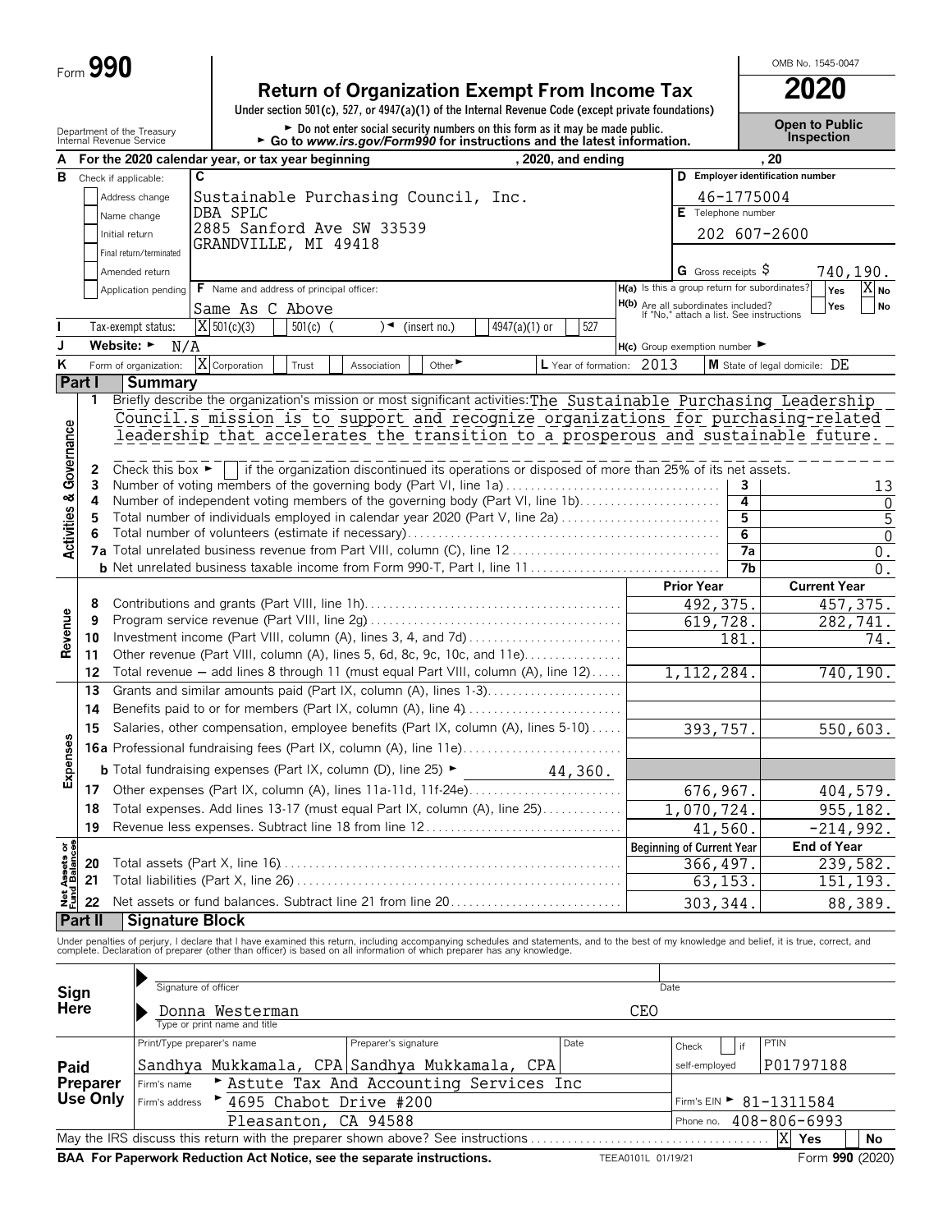Form **990**

# Return of Organization Exempt From Income Tax

**Under section 501(c), 527, or 4947(a)(1) of the Internal Revenue Code (except private foundations)**

► Do not enter social security numbers on this form as it may be made public.
► Go to *www.irs.gov/Form990* for instructions and the latest information.

Department of the Treasury
Internal Revenue Service

OMB No. 1545-0047

**2020**

**Open to Public Inspection**

**A** For the 2020 calendar year, or tax year beginning , 2020, and ending , 20

**B** Check if applicable:
- Address change
- Name change
- Initial return
- Final return/terminated
- Amended return
- Application pending

**C** Sustainable Purchasing Council, Inc.
DBA SPLC
2885 Sanford Ave SW 33539
GRANDVILLE, MI 49418

**D** Employer identification number: 46-1775004

**E** Telephone number: 202 607-2600

**G** Gross receipts $ 740,190.

**F** Name and address of principal officer: Same As C Above

**H(a)** Is this a group return for subordinates? Yes [ ] No [X]

**H(b)** Are all subordinates included? Yes [ ] No [ ]
If "No," attach a list. See instructions

**I** Tax-exempt status: [X] 501(c)(3) [ ] 501(c) ( ) ◄ (insert no.) [ ] 4947(a)(1) or [ ] 527

**J** Website: ► N/A

**H(c)** Group exemption number ►

**K** Form of organization: [X] Corporation [ ] Trust [ ] Association [ ] Other ►

**L** Year of formation: 2013

**M** State of legal domicile: DE

## Part I Summary

**Activities & Governance**

1 Briefly describe the organization's mission or most significant activities: The Sustainable Purchasing Leadership Council.s mission is to support and recognize organizations for purchasing-related leadership that accelerates the transition to a prosperous and sustainable future.

2 Check this box ► [ ] if the organization discontinued its operations or disposed of more than 25% of its net assets.

| | | | |
|---|---|---|---|
| 3 | Number of voting members of the governing body (Part VI, line 1a) | 3 | 13 |
| 4 | Number of independent voting members of the governing body (Part VI, line 1b) | 4 | 0 |
| 5 | Total number of individuals employed in calendar year 2020 (Part V, line 2a) | 5 | 5 |
| 6 | Total number of volunteers (estimate if necessary) | 6 | 0 |
| 7a | Total unrelated business revenue from Part VIII, column (C), line 12 | 7a | 0. |
| b | Net unrelated business taxable income from Form 990-T, Part I, line 11 | 7b | 0. |

| | | | Prior Year | Current Year |
|---|---|---|---|---|
| **Revenue** | 8 | Contributions and grants (Part VIII, line 1h) | 492,375. | 457,375. |
| | 9 | Program service revenue (Part VIII, line 2g) | 619,728. | 282,741. |
| | 10 | Investment income (Part VIII, column (A), lines 3, 4, and 7d) | 181. | 74. |
| | 11 | Other revenue (Part VIII, column (A), lines 5, 6d, 8c, 9c, 10c, and 11e) | | |
| | 12 | Total revenue — add lines 8 through 11 (must equal Part VIII, column (A), line 12) | 1,112,284. | 740,190. |
| **Expenses** | 13 | Grants and similar amounts paid (Part IX, column (A), lines 1-3) | | |
| | 14 | Benefits paid to or for members (Part IX, column (A), line 4) | | |
| | 15 | Salaries, other compensation, employee benefits (Part IX, column (A), lines 5-10) | 393,757. | 550,603. |
| | 16a | Professional fundraising fees (Part IX, column (A), line 11e) | | |
| | b | Total fundraising expenses (Part IX, column (D), line 25) ► 44,360. | | |
| | 17 | Other expenses (Part IX, column (A), lines 11a-11d, 11f-24e) | 676,967. | 404,579. |
| | 18 | Total expenses. Add lines 13-17 (must equal Part IX, column (A), line 25) | 1,070,724. | 955,182. |
| | 19 | Revenue less expenses. Subtract line 18 from line 12 | 41,560. | -214,992. |
| | | | **Beginning of Current Year** | **End of Year** |
| **Net Assets or Fund Balances** | 20 | Total assets (Part X, line 16) | 366,497. | 239,582. |
| | 21 | Total liabilities (Part X, line 26) | 63,153. | 151,193. |
| | 22 | Net assets or fund balances. Subtract line 21 from line 20 | 303,344. | 88,389. |

## Part II Signature Block

Under penalties of perjury, I declare that I have examined this return, including accompanying schedules and statements, and to the best of my knowledge and belief, it is true, correct, and complete. Declaration of preparer (other than officer) is based on all information of which preparer has any knowledge.

**Sign Here**

Signature of officer — Date

Donna Westerman — CEO
Type or print name and title

**Paid Preparer Use Only**

| Print/Type preparer's name | Preparer's signature | Date | Check [ ] if self-employed | PTIN |
|---|---|---|---|---|
| Sandhya Mukkamala, CPA | Sandhya Mukkamala, CPA | | | P01797188 |

Firm's name ► Astute Tax And Accounting Services Inc

Firm's address ► 4695 Chabot Drive #200, Pleasanton, CA 94588

Firm's EIN ► 81-1311584

Phone no. 408-806-6993

May the IRS discuss this return with the preparer shown above? See instructions [X] Yes [ ] No

**BAA For Paperwork Reduction Act Notice, see the separate instructions.** TEEA0101L 01/19/21 Form **990** (2020)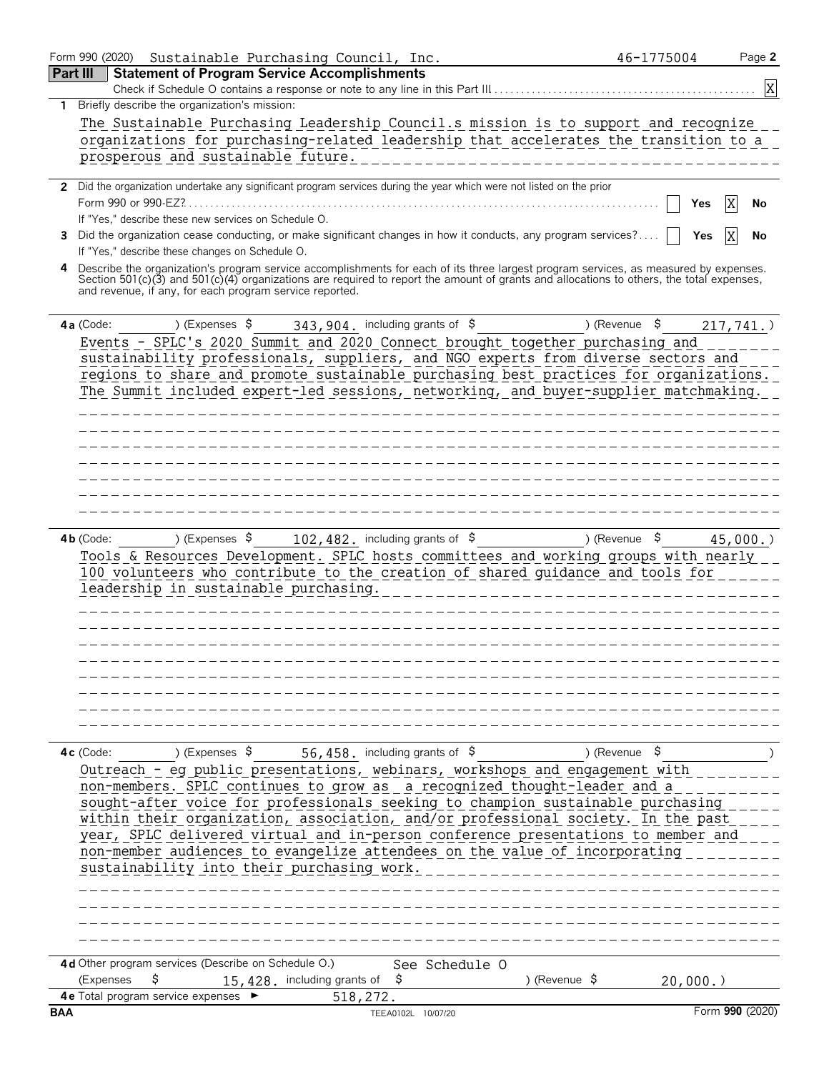Form 990 (2020) Sustainable Purchasing Council, Inc. 46-1775004 Page **2**

**Part III** **Statement of Program Service Accomplishments**

Check if Schedule O contains a response or note to any line in this Part III . . . . . [X]

**1** Briefly describe the organization's mission:

The Sustainable Purchasing Leadership Council.s mission is to support and recognize organizations for purchasing-related leadership that accelerates the transition to a prosperous and sustainable future.

**2** Did the organization undertake any significant program services during the year which were not listed on the prior Form 990 or 990-EZ? . . . . . [ ] Yes [X] No

If "Yes," describe these new services on Schedule O.

**3** Did the organization cease conducting, or make significant changes in how it conducts, any program services? . . . . [ ] Yes [X] No

If "Yes," describe these changes on Schedule O.

**4** Describe the organization's program service accomplishments for each of its three largest program services, as measured by expenses. Section 501(c)(3) and 501(c)(4) organizations are required to report the amount of grants and allocations to others, the total expenses, and revenue, if any, for each program service reported.

**4a** (Code: ) (Expenses $ 343,904. including grants of $ ) (Revenue $ 217,741.)

Events - SPLC's 2020 Summit and 2020 Connect brought together purchasing and sustainability professionals, suppliers, and NGO experts from diverse sectors and regions to share and promote sustainable purchasing best practices for organizations. The Summit included expert-led sessions, networking, and buyer-supplier matchmaking.

**4b** (Code: ) (Expenses $ 102,482. including grants of $ ) (Revenue $ 45,000.)

Tools & Resources Development. SPLC hosts committees and working groups with nearly 100 volunteers who contribute to the creation of shared guidance and tools for leadership in sustainable purchasing.

**4c** (Code: ) (Expenses $ 56,458. including grants of $ ) (Revenue $ )

Outreach - eg public presentations, webinars, workshops and engagement with non-members. SPLC continues to grow as a recognized thought-leader and a sought-after voice for professionals seeking to champion sustainable purchasing within their organization, association, and/or professional society. In the past year, SPLC delivered virtual and in-person conference presentations to member and non-member audiences to evangelize attendees on the value of incorporating sustainability into their purchasing work.

**4d** Other program services (Describe on Schedule O.) See Schedule O

(Expenses $ 15,428. including grants of $ ) (Revenue $ 20,000.)

**4e** Total program service expenses ► 518,272.

BAA TEEA0102L 10/07/20 Form **990** (2020)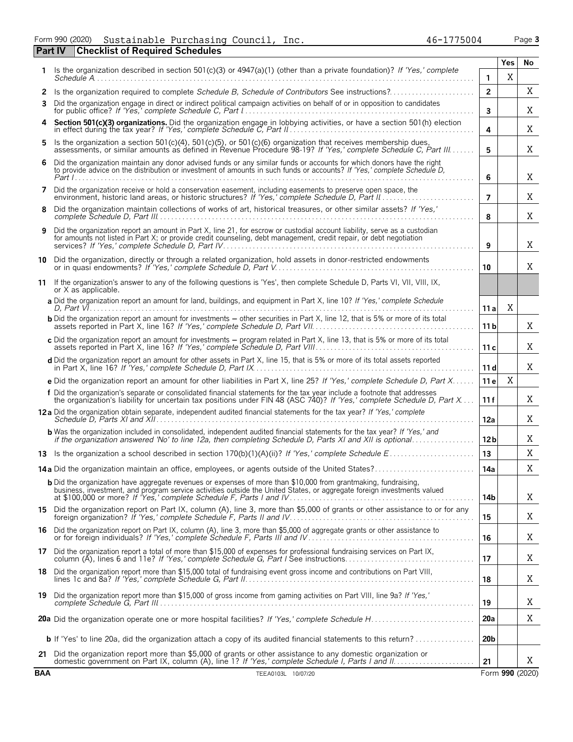Form 990 (2020) Sustainable Purchasing Council, Inc. 46-1775004 Page 3

**Part IV | Checklist of Required Schedules**

| | | | Yes | No |
|---|---|---|---|---|
| 1 | Is the organization described in section 501(c)(3) or 4947(a)(1) (other than a private foundation)? *If 'Yes,' complete Schedule A* | 1 | X | |
| 2 | Is the organization required to complete *Schedule B, Schedule of Contributors* See instructions? | 2 | | X |
| 3 | Did the organization engage in direct or indirect political campaign activities on behalf of or in opposition to candidates for public office? *If 'Yes,' complete Schedule C, Part I* | 3 | | X |
| 4 | **Section 501(c)(3) organizations.** Did the organization engage in lobbying activities, or have a section 501(h) election in effect during the tax year? *If 'Yes,' complete Schedule C, Part II* | 4 | | X |
| 5 | Is the organization a section 501(c)(4), 501(c)(5), or 501(c)(6) organization that receives membership dues, assessments, or similar amounts as defined in Revenue Procedure 98-19? *If 'Yes,' complete Schedule C, Part III* | 5 | | X |
| 6 | Did the organization maintain any donor advised funds or any similar funds or accounts for which donors have the right to provide advice on the distribution or investment of amounts in such funds or accounts? *If 'Yes,' complete Schedule D, Part I* | 6 | | X |
| 7 | Did the organization receive or hold a conservation easement, including easements to preserve open space, the environment, historic land areas, or historic structures? *If 'Yes,' complete Schedule D, Part II* | 7 | | X |
| 8 | Did the organization maintain collections of works of art, historical treasures, or other similar assets? *If 'Yes,' complete Schedule D, Part III* | 8 | | X |
| 9 | Did the organization report an amount in Part X, line 21, for escrow or custodial account liability, serve as a custodian for amounts not listed in Part X; or provide credit counseling, debt management, credit repair, or debt negotiation services? *If 'Yes,' complete Schedule D, Part IV* | 9 | | X |
| 10 | Did the organization, directly or through a related organization, hold assets in donor-restricted endowments or in quasi endowments? *If 'Yes,' complete Schedule D, Part V* | 10 | | X |
| 11 | If the organization's answer to any of the following questions is 'Yes', then complete Schedule D, Parts VI, VII, VIII, IX, or X as applicable. | | | |
| | **a** Did the organization report an amount for land, buildings, and equipment in Part X, line 10? *If 'Yes,' complete Schedule D, Part VI* | 11a | X | |
| | **b** Did the organization report an amount for investments — other securities in Part X, line 12, that is 5% or more of its total assets reported in Part X, line 16? *If 'Yes,' complete Schedule D, Part VII* | 11b | | X |
| | **c** Did the organization report an amount for investments — program related in Part X, line 13, that is 5% or more of its total assets reported in Part X, line 16? *If 'Yes,' complete Schedule D, Part VIII* | 11c | | X |
| | **d** Did the organization report an amount for other assets in Part X, line 15, that is 5% or more of its total assets reported in Part X, line 16? *If 'Yes,' complete Schedule D, Part IX* | 11d | | X |
| | **e** Did the organization report an amount for other liabilities in Part X, line 25? *If 'Yes,' complete Schedule D, Part X* | 11e | X | |
| | **f** Did the organization's separate or consolidated financial statements for the tax year include a footnote that addresses the organization's liability for uncertain tax positions under FIN 48 (ASC 740)? *If 'Yes,' complete Schedule D, Part X* | 11f | | X |
| 12a | Did the organization obtain separate, independent audited financial statements for the tax year? *If 'Yes,' complete Schedule D, Parts XI and XII* | 12a | | X |
| | **b** Was the organization included in consolidated, independent audited financial statements for the tax year? *If 'Yes,' and if the organization answered 'No' to line 12a, then completing Schedule D, Parts XI and XII is optional* | 12b | | X |
| 13 | Is the organization a school described in section 170(b)(1)(A)(ii)? *If 'Yes,' complete Schedule E* | 13 | | X |
| 14a | Did the organization maintain an office, employees, or agents outside of the United States? | 14a | | X |
| | **b** Did the organization have aggregate revenues or expenses of more than $10,000 from grantmaking, fundraising, business, investment, and program service activities outside the United States, or aggregate foreign investments valued at $100,000 or more? *If 'Yes,' complete Schedule F, Parts I and IV* | 14b | | X |
| 15 | Did the organization report on Part IX, column (A), line 3, more than $5,000 of grants or other assistance to or for any foreign organization? *If 'Yes,' complete Schedule F, Parts II and IV* | 15 | | X |
| 16 | Did the organization report on Part IX, column (A), line 3, more than $5,000 of aggregate grants or other assistance to or for foreign individuals? *If 'Yes,' complete Schedule F, Parts III and IV* | 16 | | X |
| 17 | Did the organization report a total of more than $15,000 of expenses for professional fundraising services on Part IX, column (A), lines 6 and 11e? *If 'Yes,' complete Schedule G, Part I* See instructions | 17 | | X |
| 18 | Did the organization report more than $15,000 total of fundraising event gross income and contributions on Part VIII, lines 1c and 8a? *If 'Yes,' complete Schedule G, Part II* | 18 | | X |
| 19 | Did the organization report more than $15,000 of gross income from gaming activities on Part VIII, line 9a? *If 'Yes,' complete Schedule G, Part III* | 19 | | X |
| 20a | Did the organization operate one or more hospital facilities? *If 'Yes,' complete Schedule H* | 20a | | X |
| | **b** If 'Yes' to line 20a, did the organization attach a copy of its audited financial statements to this return? | 20b | | |
| 21 | Did the organization report more than $5,000 of grants or other assistance to any domestic organization or domestic government on Part IX, column (A), line 1? *If 'Yes,' complete Schedule I, Parts I and II* | 21 | | X |

**BAA** TEEA0103L 10/07/20 Form **990** (2020)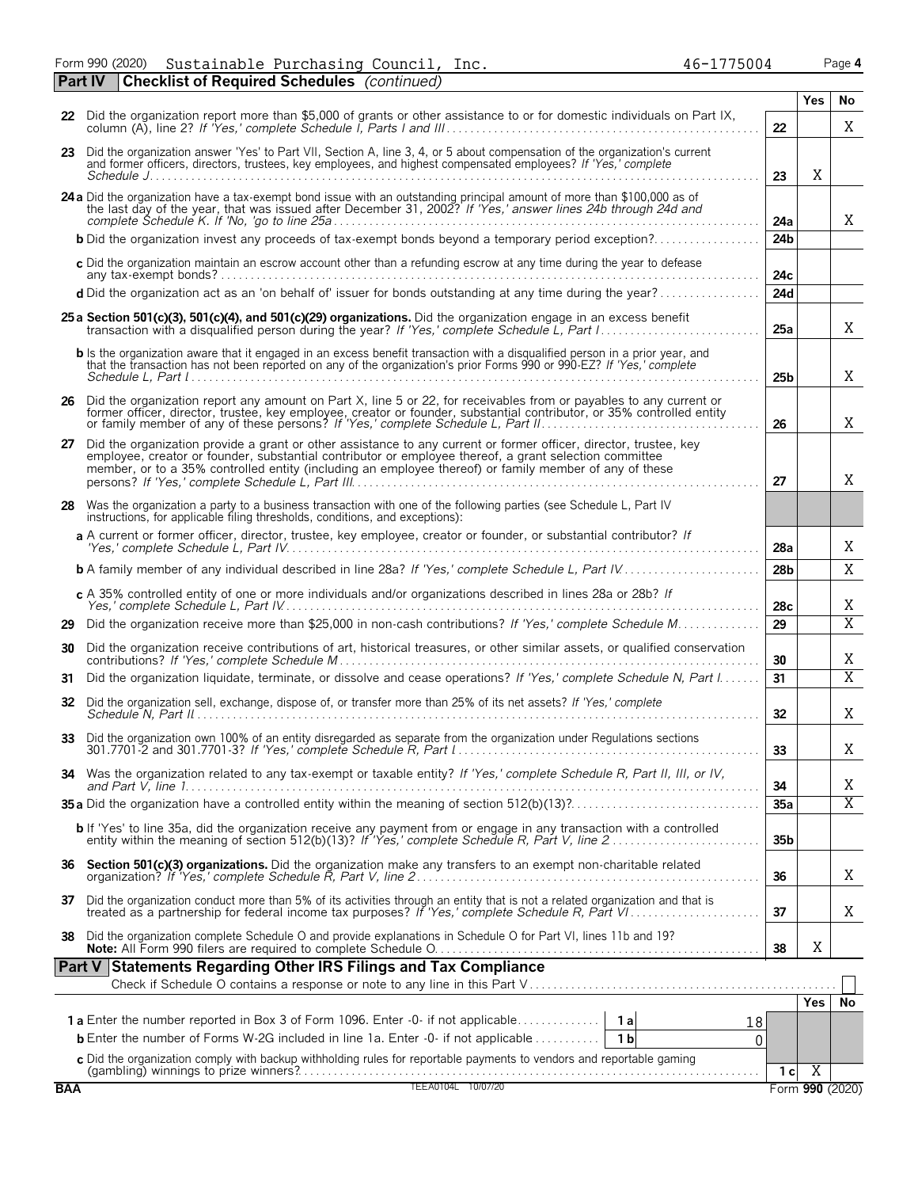Form 990 (2020) Sustainable Purchasing Council, Inc. 46-1775004 Page 4

## Part IV Checklist of Required Schedules *(continued)*

| | | | Yes | No |
|---|---|---|---|---|
| 22 | Did the organization report more than $5,000 of grants or other assistance to or for domestic individuals on Part IX, column (A), line 2? *If 'Yes,' complete Schedule I, Parts I and III* | 22 | | X |
| 23 | Did the organization answer 'Yes' to Part VII, Section A, line 3, 4, or 5 about compensation of the organization's current and former officers, directors, trustees, key employees, and highest compensated employees? *If 'Yes,' complete Schedule J* | 23 | X | |
| 24a | Did the organization have a tax-exempt bond issue with an outstanding principal amount of more than $100,000 as of the last day of the year, that was issued after December 31, 2002? *If 'Yes,' answer lines 24b through 24d and complete Schedule K. If 'No,' go to line 25a* | 24a | | X |
| b | Did the organization invest any proceeds of tax-exempt bonds beyond a temporary period exception? | 24b | | |
| c | Did the organization maintain an escrow account other than a refunding escrow at any time during the year to defease any tax-exempt bonds? | 24c | | |
| d | Did the organization act as an 'on behalf of' issuer for bonds outstanding at any time during the year? | 24d | | |
| 25a | **Section 501(c)(3), 501(c)(4), and 501(c)(29) organizations.** Did the organization engage in an excess benefit transaction with a disqualified person during the year? *If 'Yes,' complete Schedule L, Part I* | 25a | | X |
| b | Is the organization aware that it engaged in an excess benefit transaction with a disqualified person in a prior year, and that the transaction has not been reported on any of the organization's prior Forms 990 or 990-EZ? *If 'Yes,' complete Schedule L, Part I* | 25b | | X |
| 26 | Did the organization report any amount on Part X, line 5 or 22, for receivables from or payables to any current or former officer, director, trustee, key employee, creator or founder, substantial contributor, or 35% controlled entity or family member of any of these persons? *If 'Yes,' complete Schedule L, Part II* | 26 | | X |
| 27 | Did the organization provide a grant or other assistance to any current or former officer, director, trustee, key employee, creator or founder, substantial contributor or employee thereof, a grant selection committee member, or to a 35% controlled entity (including an employee thereof) or family member of any of these persons? *If 'Yes,' complete Schedule L, Part III* | 27 | | X |
| 28 | Was the organization a party to a business transaction with one of the following parties (see Schedule L, Part IV instructions, for applicable filing thresholds, conditions, and exceptions): | | | |
| a | A current or former officer, director, trustee, key employee, creator or founder, or substantial contributor? *If 'Yes,' complete Schedule L, Part IV* | 28a | | X |
| b | A family member of any individual described in line 28a? *If 'Yes,' complete Schedule L, Part IV* | 28b | | X |
| c | A 35% controlled entity of one or more individuals and/or organizations described in lines 28a or 28b? *If Yes,' complete Schedule L, Part IV* | 28c | | X |
| 29 | Did the organization receive more than $25,000 in non-cash contributions? *If 'Yes,' complete Schedule M* | 29 | | X |
| 30 | Did the organization receive contributions of art, historical treasures, or other similar assets, or qualified conservation contributions? *If 'Yes,' complete Schedule M* | 30 | | X |
| 31 | Did the organization liquidate, terminate, or dissolve and cease operations? *If 'Yes,' complete Schedule N, Part I* | 31 | | X |
| 32 | Did the organization sell, exchange, dispose of, or transfer more than 25% of its net assets? *If 'Yes,' complete Schedule N, Part II* | 32 | | X |
| 33 | Did the organization own 100% of an entity disregarded as separate from the organization under Regulations sections 301.7701-2 and 301.7701-3? *If 'Yes,' complete Schedule R, Part I* | 33 | | X |
| 34 | Was the organization related to any tax-exempt or taxable entity? *If 'Yes,' complete Schedule R, Part II, III, or IV, and Part V, line 1* | 34 | | X |
| 35a | Did the organization have a controlled entity within the meaning of section 512(b)(13)? | 35a | | X |
| b | If 'Yes' to line 35a, did the organization receive any payment from or engage in any transaction with a controlled entity within the meaning of section 512(b)(13)? *If 'Yes,' complete Schedule R, Part V, line 2* | 35b | | |
| 36 | **Section 501(c)(3) organizations.** Did the organization make any transfers to an exempt non-charitable related organization? *If 'Yes,' complete Schedule R, Part V, line 2* | 36 | | X |
| 37 | Did the organization conduct more than 5% of its activities through an entity that is not a related organization and that is treated as a partnership for federal income tax purposes? *If 'Yes,' complete Schedule R, Part VI* | 37 | | X |
| 38 | Did the organization complete Schedule O and provide explanations in Schedule O for Part VI, lines 11b and 19? **Note:** All Form 990 filers are required to complete Schedule O. | 38 | X | |

## Part V Statements Regarding Other IRS Filings and Tax Compliance

Check if Schedule O contains a response or note to any line in this Part V ☐

| | | | | | Yes | No |
|---|---|---|---|---|---|---|
| 1a | Enter the number reported in Box 3 of Form 1096. Enter -0- if not applicable | 1a | 18 | | | |
| b | Enter the number of Forms W-2G included in line 1a. Enter -0- if not applicable | 1b | 0 | | | |
| c | Did the organization comply with backup withholding rules for reportable payments to vendors and reportable gaming (gambling) winnings to prize winners? | | | 1c | X | |

BAA TEEA0104L 10/07/20 Form **990** (2020)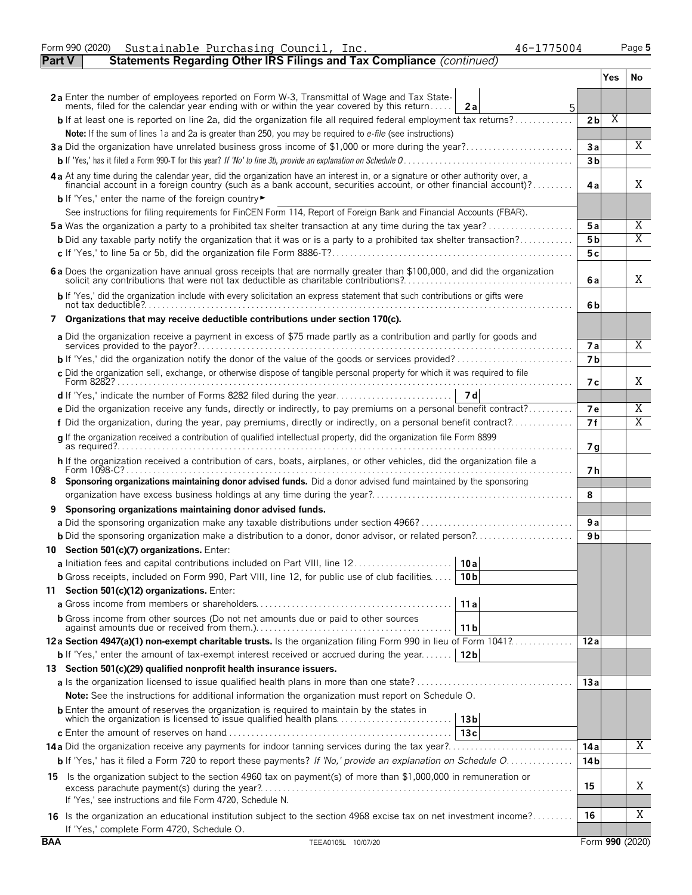Form 990 (2020) Sustainable Purchasing Council, Inc. 46-1775004 Page 5

**Part V Statements Regarding Other IRS Filings and Tax Compliance** *(continued)*

| | | | Yes | No |
|---|---|---|---|---|
| **2a** Enter the number of employees reported on Form W-3, Transmittal of Wage and Tax Statements, filed for the calendar year ending with or within the year covered by this return | **2a** 5 | | | |
| **b** If at least one is reported on line 2a, did the organization file all required federal employment tax returns? | | **2b** | X | |
| **Note:** If the sum of lines 1a and 2a is greater than 250, you may be required to *e-file* (see instructions) | | | | |
| **3a** Did the organization have unrelated business gross income of $1,000 or more during the year? | | **3a** | | X |
| **b** If 'Yes,' has it filed a Form 990-T for this year? *If 'No' to line 3b, provide an explanation on Schedule O* | | **3b** | | |
| **4a** At any time during the calendar year, did the organization have an interest in, or a signature or other authority over, a financial account in a foreign country (such as a bank account, securities account, or other financial account)? | | **4a** | | X |
| **b** If 'Yes,' enter the name of the foreign country ► | | | | |
| See instructions for filing requirements for FinCEN Form 114, Report of Foreign Bank and Financial Accounts (FBAR). | | | | |
| **5a** Was the organization a party to a prohibited tax shelter transaction at any time during the tax year? | | **5a** | | X |
| **b** Did any taxable party notify the organization that it was or is a party to a prohibited tax shelter transaction? | | **5b** | | X |
| **c** If 'Yes,' to line 5a or 5b, did the organization file Form 8886-T? | | **5c** | | |
| **6a** Does the organization have annual gross receipts that are normally greater than $100,000, and did the organization solicit any contributions that were not tax deductible as charitable contributions? | | **6a** | | X |
| **b** If 'Yes,' did the organization include with every solicitation an express statement that such contributions or gifts were not tax deductible? | | **6b** | | |
| **7 Organizations that may receive deductible contributions under section 170(c).** | | | | |
| **a** Did the organization receive a payment in excess of $75 made partly as a contribution and partly for goods and services provided to the payor? | | **7a** | | X |
| **b** If 'Yes,' did the organization notify the donor of the value of the goods or services provided? | | **7b** | | |
| **c** Did the organization sell, exchange, or otherwise dispose of tangible personal property for which it was required to file Form 8282? | | **7c** | | X |
| **d** If 'Yes,' indicate the number of Forms 8282 filed during the year | **7d** | | | |
| **e** Did the organization receive any funds, directly or indirectly, to pay premiums on a personal benefit contract? | | **7e** | | X |
| **f** Did the organization, during the year, pay premiums, directly or indirectly, on a personal benefit contract? | | **7f** | | X |
| **g** If the organization received a contribution of qualified intellectual property, did the organization file Form 8899 as required? | | **7g** | | |
| **h** If the organization received a contribution of cars, boats, airplanes, or other vehicles, did the organization file a Form 1098-C? | | **7h** | | |
| **8 Sponsoring organizations maintaining donor advised funds.** Did a donor advised fund maintained by the sponsoring organization have excess business holdings at any time during the year? | | **8** | | |
| **9 Sponsoring organizations maintaining donor advised funds.** | | | | |
| **a** Did the sponsoring organization make any taxable distributions under section 4966? | | **9a** | | |
| **b** Did the sponsoring organization make a distribution to a donor, donor advisor, or related person? | | **9b** | | |
| **10 Section 501(c)(7) organizations.** Enter: | | | | |
| **a** Initiation fees and capital contributions included on Part VIII, line 12 | **10a** | | | |
| **b** Gross receipts, included on Form 990, Part VIII, line 12, for public use of club facilities | **10b** | | | |
| **11 Section 501(c)(12) organizations.** Enter: | | | | |
| **a** Gross income from members or shareholders | **11a** | | | |
| **b** Gross income from other sources (Do not net amounts due or paid to other sources against amounts due or received from them.) | **11b** | | | |
| **12a Section 4947(a)(1) non-exempt charitable trusts.** Is the organization filing Form 990 in lieu of Form 1041? | | **12a** | | |
| **b** If 'Yes,' enter the amount of tax-exempt interest received or accrued during the year | **12b** | | | |
| **13 Section 501(c)(29) qualified nonprofit health insurance issuers.** | | | | |
| **a** Is the organization licensed to issue qualified health plans in more than one state? | | **13a** | | |
| **Note:** See the instructions for additional information the organization must report on Schedule O. | | | | |
| **b** Enter the amount of reserves the organization is required to maintain by the states in which the organization is licensed to issue qualified health plans | **13b** | | | |
| **c** Enter the amount of reserves on hand | **13c** | | | |
| **14a** Did the organization receive any payments for indoor tanning services during the tax year? | | **14a** | | X |
| **b** If 'Yes,' has it filed a Form 720 to report these payments? *If 'No,' provide an explanation on Schedule O* | | **14b** | | |
| **15** Is the organization subject to the section 4960 tax on payment(s) of more than $1,000,000 in remuneration or excess parachute payment(s) during the year? If 'Yes,' see instructions and file Form 4720, Schedule N. | | **15** | | X |
| **16** Is the organization an educational institution subject to the section 4968 excise tax on net investment income? If 'Yes,' complete Form 4720, Schedule O. | | **16** | | X |

BAA TEEA0105L 10/07/20 Form **990** (2020)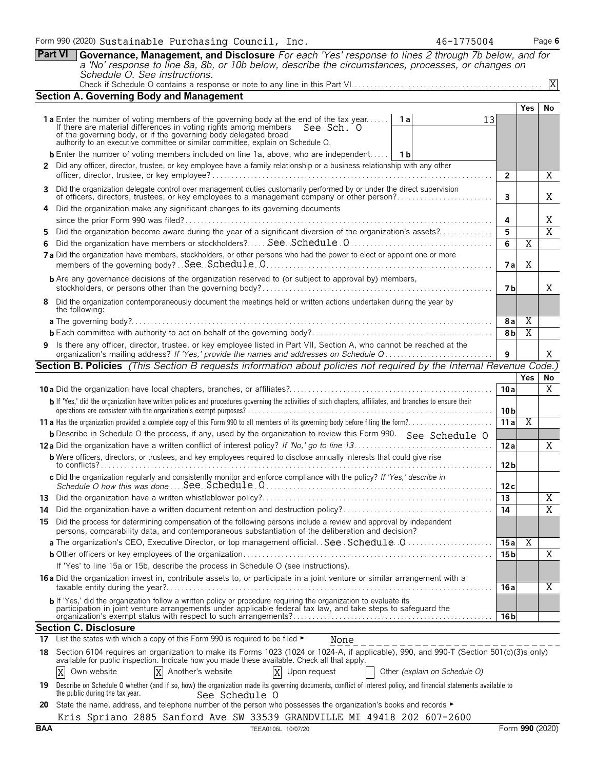Form 990 (2020) Sustainable Purchasing Council, Inc. 46-1775004 Page 6

**Part VI** **Governance, Management, and Disclosure** *For each 'Yes' response to lines 2 through 7b below, and for a 'No' response to line 8a, 8b, or 10b below, describe the circumstances, processes, or changes on Schedule O. See instructions.*

Check if Schedule O contains a response or note to any line in this Part VI. [X]

## Section A. Governing Body and Management

| | | | Yes | No |
|---|---|---|---|---|
| **1a** Enter the number of voting members of the governing body at the end of the tax year. If there are material differences in voting rights among members of the governing body, or if the governing body delegated broad authority to an executive committee or similar committee, explain on Schedule O. See Sch. O | 1a: 13 | | | |
| **b** Enter the number of voting members included on line 1a, above, who are independent. | 1b | | | |
| **2** Did any officer, director, trustee, or key employee have a family relationship or a business relationship with any other officer, director, trustee, or key employee? | | 2 | | X |
| **3** Did the organization delegate control over management duties customarily performed by or under the direct supervision of officers, directors, trustees, or key employees to a management company or other person? | | 3 | | X |
| **4** Did the organization make any significant changes to its governing documents since the prior Form 990 was filed? | | 4 | | X |
| **5** Did the organization become aware during the year of a significant diversion of the organization's assets? | | 5 | | X |
| **6** Did the organization have members or stockholders? See Schedule O | | 6 | X | |
| **7a** Did the organization have members, stockholders, or other persons who had the power to elect or appoint one or more members of the governing body? See Schedule O | | 7a | X | |
| **b** Are any governance decisions of the organization reserved to (or subject to approval by) members, stockholders, or persons other than the governing body? | | 7b | | X |
| **8** Did the organization contemporaneously document the meetings held or written actions undertaken during the year by the following: | | | | |
| **a** The governing body? | | 8a | X | |
| **b** Each committee with authority to act on behalf of the governing body? | | 8b | X | |
| **9** Is there any officer, director, trustee, or key employee listed in Part VII, Section A, who cannot be reached at the organization's mailing address? *If 'Yes,' provide the names and addresses on Schedule O* | | 9 | | X |

## Section B. Policies *(This Section B requests information about policies not required by the Internal Revenue Code.)*

| | | Yes | No |
|---|---|---|---|
| **10a** Did the organization have local chapters, branches, or affiliates? | 10a | | X |
| **b** If 'Yes,' did the organization have written policies and procedures governing the activities of such chapters, affiliates, and branches to ensure their operations are consistent with the organization's exempt purposes? | 10b | | |
| **11a** Has the organization provided a complete copy of this Form 990 to all members of its governing body before filing the form? | 11a | X | |
| **b** Describe in Schedule O the process, if any, used by the organization to review this Form 990. See Schedule O | | | |
| **12a** Did the organization have a written conflict of interest policy? *If 'No,' go to line 13* | 12a | | X |
| **b** Were officers, directors, or trustees, and key employees required to disclose annually interests that could give rise to conflicts? | 12b | | |
| **c** Did the organization regularly and consistently monitor and enforce compliance with the policy? *If 'Yes,' describe in Schedule O how this was done* See Schedule O | 12c | | |
| **13** Did the organization have a written whistleblower policy? | 13 | | X |
| **14** Did the organization have a written document retention and destruction policy? | 14 | | X |
| **15** Did the process for determining compensation of the following persons include a review and approval by independent persons, comparability data, and contemporaneous substantiation of the deliberation and decision? | | | |
| **a** The organization's CEO, Executive Director, or top management official. See Schedule O | 15a | X | |
| **b** Other officers or key employees of the organization. | 15b | | X |
| If 'Yes' to line 15a or 15b, describe the process in Schedule O (see instructions). | | | |
| **16a** Did the organization invest in, contribute assets to, or participate in a joint venture or similar arrangement with a taxable entity during the year? | 16a | | X |
| **b** If 'Yes,' did the organization follow a written policy or procedure requiring the organization to evaluate its participation in joint venture arrangements under applicable federal tax law, and take steps to safeguard the organization's exempt status with respect to such arrangements? | 16b | | |

## Section C. Disclosure

**17** List the states with which a copy of this Form 990 is required to be filed ► None

**18** Section 6104 requires an organization to make its Forms 1023 (1024 or 1024-A, if applicable), 990, and 990-T (Section 501(c)(3)s only) available for public inspection. Indicate how you made these available. Check all that apply.

[X] Own website [X] Another's website [X] Upon request [ ] Other *(explain on Schedule O)*

**19** Describe on Schedule O whether (and if so, how) the organization made its governing documents, conflict of interest policy, and financial statements available to the public during the tax year. See Schedule O

**20** State the name, address, and telephone number of the person who possesses the organization's books and records ►

Kris Spriano 2885 Sanford Ave SW 33539 GRANDVILLE MI 49418 202 607-2600

BAA TEEA0106L 10/07/20 Form **990** (2020)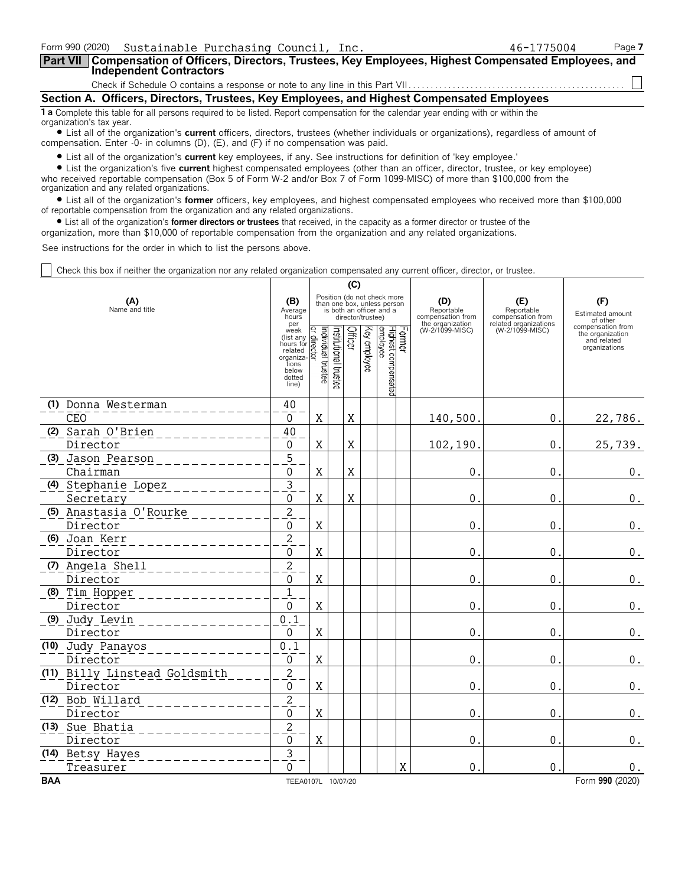Form 990 (2020) Sustainable Purchasing Council, Inc. 46-1775004 Page 7

**Part VII Compensation of Officers, Directors, Trustees, Key Employees, Highest Compensated Employees, and Independent Contractors**

Check if Schedule O contains a response or note to any line in this Part VII . . . . . . . . . . ☐

## Section A. Officers, Directors, Trustees, Key Employees, and Highest Compensated Employees

**1 a** Complete this table for all persons required to be listed. Report compensation for the calendar year ending with or within the organization's tax year.

- List all of the organization's **current** officers, directors, trustees (whether individuals or organizations), regardless of amount of compensation. Enter -0- in columns (D), (E), and (F) if no compensation was paid.
- List all of the organization's **current** key employees, if any. See instructions for definition of 'key employee.'
- List the organization's five **current** highest compensated employees (other than an officer, director, trustee, or key employee) who received reportable compensation (Box 5 of Form W-2 and/or Box 7 of Form 1099-MISC) of more than $100,000 from the organization and any related organizations.
- List all of the organization's **former** officers, key employees, and highest compensated employees who received more than $100,000 of reportable compensation from the organization and any related organizations.
- List all of the organization's **former directors or trustees** that received, in the capacity as a former director or trustee of the organization, more than $10,000 of reportable compensation from the organization and any related organizations.

See instructions for the order in which to list the persons above.

☐ Check this box if neither the organization nor any related organization compensated any current officer, director, or trustee.

| (A) Name and title | (B) Average hours per week (list any hours for related organizations below dotted line) | (C) Position: Individual trustee or director | Institutional trustee | Officer | Key employee | Highest compensated employee | Former | (D) Reportable compensation from the organization (W-2/1099-MISC) | (E) Reportable compensation from related organizations (W-2/1099-MISC) | (F) Estimated amount of other compensation from the organization and related organizations |
|---|---|---|---|---|---|---|---|---|---|---|
| (1) Donna Westerman<br>CEO | 40<br>0 | X | | X | | | | 140,500. | 0. | 22,786. |
| (2) Sarah O'Brien<br>Director | 40<br>0 | X | | X | | | | 102,190. | 0. | 25,739. |
| (3) Jason Pearson<br>Chairman | 5<br>0 | X | | X | | | | 0. | 0. | 0. |
| (4) Stephanie Lopez<br>Secretary | 3<br>0 | X | | X | | | | 0. | 0. | 0. |
| (5) Anastasia O'Rourke<br>Director | 2<br>0 | X | | | | | | 0. | 0. | 0. |
| (6) Joan Kerr<br>Director | 2<br>0 | X | | | | | | 0. | 0. | 0. |
| (7) Angela Shell<br>Director | 2<br>0 | X | | | | | | 0. | 0. | 0. |
| (8) Tim Hopper<br>Director | 1<br>0 | X | | | | | | 0. | 0. | 0. |
| (9) Judy Levin<br>Director | 0.1<br>0 | X | | | | | | 0. | 0. | 0. |
| (10) Judy Panayos<br>Director | 0.1<br>0 | X | | | | | | 0. | 0. | 0. |
| (11) Billy Linstead Goldsmith<br>Director | 2<br>0 | X | | | | | | 0. | 0. | 0. |
| (12) Bob Willard<br>Director | 2<br>0 | X | | | | | | 0. | 0. | 0. |
| (13) Sue Bhatia<br>Director | 2<br>0 | X | | | | | | 0. | 0. | 0. |
| (14) Betsy Hayes<br>Treasurer | 3<br>0 | | | | | | X | 0. | 0. | 0. |

BAA TEEA0107L 10/07/20 Form **990** (2020)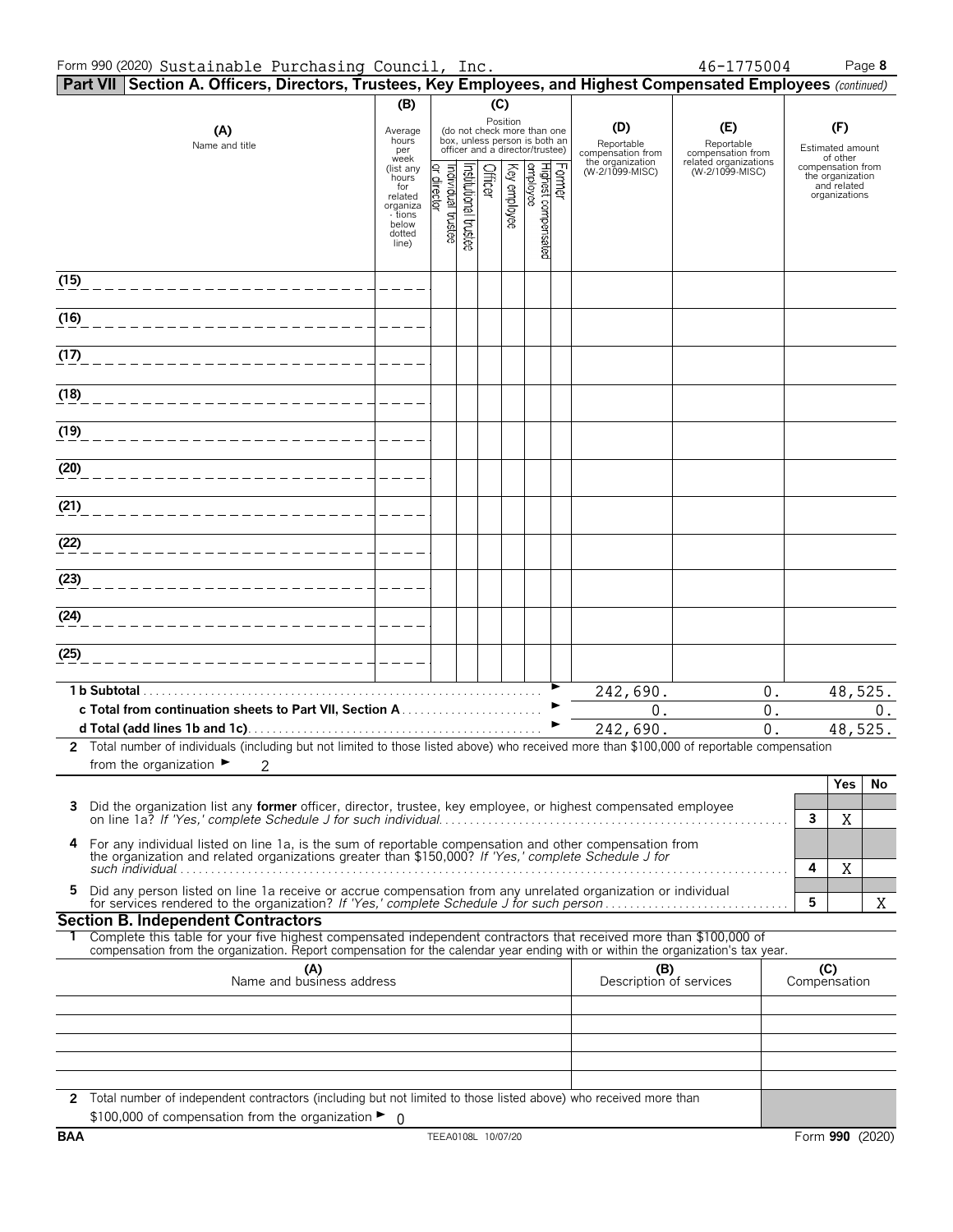Form 990 (2020) Sustainable Purchasing Council, Inc. 46-1775004 Page **8**

## Part VII Section A. Officers, Directors, Trustees, Key Employees, and Highest Compensated Employees *(continued)*

| (A) Name and title | (B) Average hours per week (list any hours for related organizations below dotted line) | (C) Position (do not check more than one box, unless person is both an officer and a director/trustee): Individual trustee or director | Institutional trustee | Officer | Key employee | Highest compensated employee | Former | (D) Reportable compensation from the organization (W-2/1099-MISC) | (E) Reportable compensation from related organizations (W-2/1099-MISC) | (F) Estimated amount of other compensation from the organization and related organizations |
|---|---|---|---|---|---|---|---|---|---|---|
| (15) | | | | | | | | | | |
| (16) | | | | | | | | | | |
| (17) | | | | | | | | | | |
| (18) | | | | | | | | | | |
| (19) | | | | | | | | | | |
| (20) | | | | | | | | | | |
| (21) | | | | | | | | | | |
| (22) | | | | | | | | | | |
| (23) | | | | | | | | | | |
| (24) | | | | | | | | | | |
| (25) | | | | | | | | | | |
| **1 b Subtotal** | | | | | | | | 242,690. | 0. | 48,525. |
| **c Total from continuation sheets to Part VII, Section A** | | | | | | | | 0. | 0. | 0. |
| **d Total (add lines 1b and 1c)** | | | | | | | | 242,690. | 0. | 48,525. |

**2** Total number of individuals (including but not limited to those listed above) who received more than $100,000 of reportable compensation from the organization ► 2

| | | Yes | No |
|---|---|---|---|
| **3** Did the organization list any **former** officer, director, trustee, key employee, or highest compensated employee on line 1a? *If 'Yes,' complete Schedule J for such individual* | 3 | X | |
| **4** For any individual listed on line 1a, is the sum of reportable compensation and other compensation from the organization and related organizations greater than $150,000? *If 'Yes,' complete Schedule J for such individual* | 4 | X | |
| **5** Did any person listed on line 1a receive or accrue compensation from any unrelated organization or individual for services rendered to the organization? *If 'Yes,' complete Schedule J for such person* | 5 | | X |

### Section B. Independent Contractors

**1** Complete this table for your five highest compensated independent contractors that received more than $100,000 of compensation from the organization. Report compensation for the calendar year ending with or within the organization's tax year.

| (A) Name and business address | (B) Description of services | (C) Compensation |
|---|---|---|
| | | |
| | | |
| | | |
| | | |
| | | |

**2** Total number of independent contractors (including but not limited to those listed above) who received more than $100,000 of compensation from the organization ► 0

BAA TEEA0108L 10/07/20 Form **990** (2020)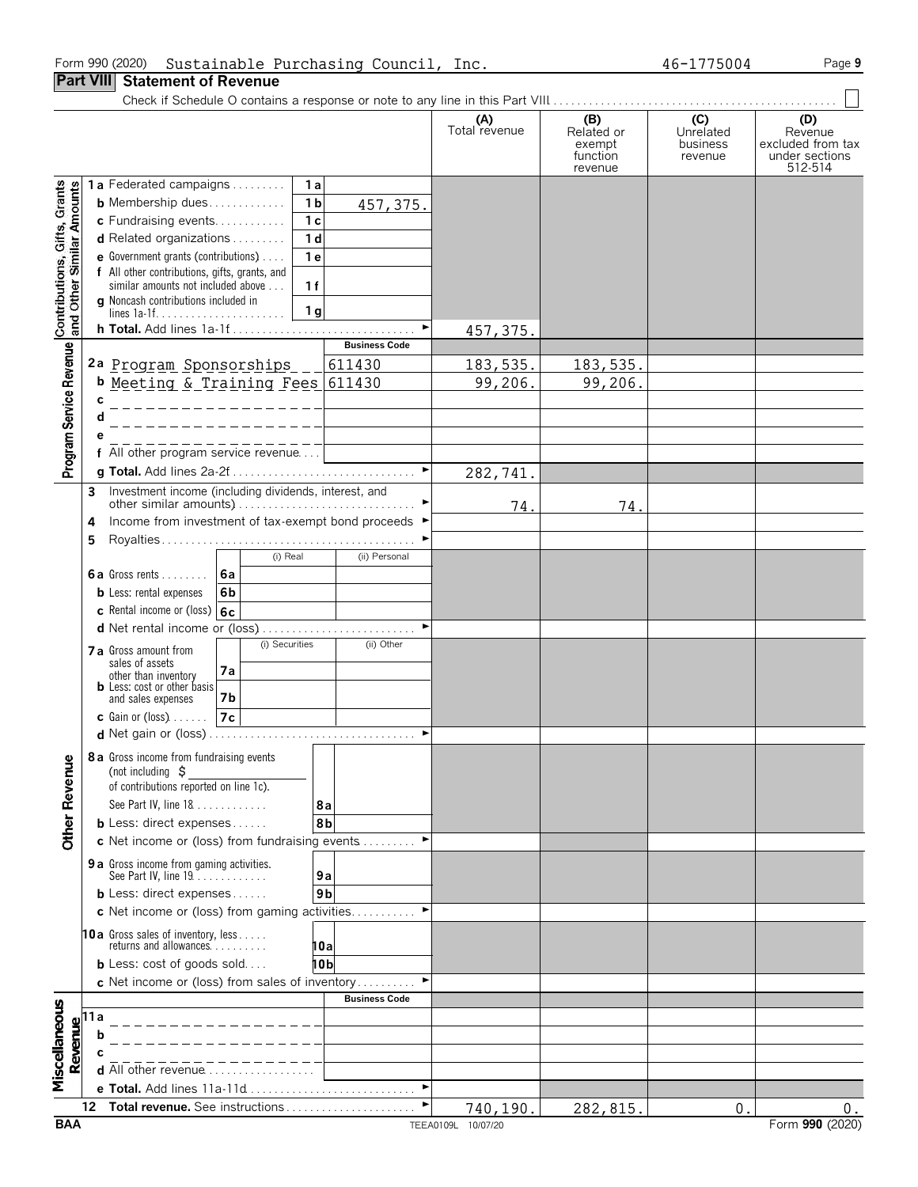Form 990 (2020) Sustainable Purchasing Council, Inc. 46-1775004 Page 9

## Part VIII Statement of Revenue

Check if Schedule O contains a response or note to any line in this Part VIII . . . . . ☐

| | | | (A) Total revenue | (B) Related or exempt function revenue | (C) Unrelated business revenue | (D) Revenue excluded from tax under sections 512-514 |
|---|---|---|---|---|---|---|
| **Contributions, Gifts, Grants and Other Similar Amounts** | 1a Federated campaigns | 1a | | | | |
| | b Membership dues | 1b 457,375. | | | | |
| | c Fundraising events | 1c | | | | |
| | d Related organizations | 1d | | | | |
| | e Government grants (contributions) | 1e | | | | |
| | f All other contributions, gifts, grants, and similar amounts not included above | 1f | | | | |
| | g Noncash contributions included in lines 1a-1f | 1g | | | | |
| | h **Total.** Add lines 1a-1f | | 457,375. | | | |
| **Program Service Revenue** | | **Business Code** | | | | |
| | 2a Program Sponsorships | 611430 | 183,535. | 183,535. | | |
| | b Meeting & Training Fees | 611430 | 99,206. | 99,206. | | |
| | c | | | | | |
| | d | | | | | |
| | e | | | | | |
| | f All other program service revenue | | | | | |
| | g **Total.** Add lines 2a-2f | | 282,741. | | | |
| | 3 Investment income (including dividends, interest, and other similar amounts) | | 74. | 74. | | |
| | 4 Income from investment of tax-exempt bond proceeds | | | | | |
| | 5 Royalties | | | | | |
| | | (i) Real / (ii) Personal | | | | |
| | 6a Gross rents | 6a | | | | |
| | b Less: rental expenses | 6b | | | | |
| | c Rental income or (loss) | 6c | | | | |
| | d Net rental income or (loss) | | | | | |
| | | (i) Securities / (ii) Other | | | | |
| | 7a Gross amount from sales of assets other than inventory | 7a | | | | |
| | b Less: cost or other basis and sales expenses | 7b | | | | |
| | c Gain or (loss) | 7c | | | | |
| | d Net gain or (loss) | | | | | |
| **Other Revenue** | 8a Gross income from fundraising events (not including $ of contributions reported on line 1c). See Part IV, line 18 | 8a | | | | |
| | b Less: direct expenses | 8b | | | | |
| | c Net income or (loss) from fundraising events | | | | | |
| | 9a Gross income from gaming activities. See Part IV, line 19 | 9a | | | | |
| | b Less: direct expenses | 9b | | | | |
| | c Net income or (loss) from gaming activities | | | | | |
| | 10a Gross sales of inventory, less returns and allowances | 10a | | | | |
| | b Less: cost of goods sold | 10b | | | | |
| | c Net income or (loss) from sales of inventory | | | | | |
| **Miscellaneous Revenue** | | **Business Code** | | | | |
| | 11a | | | | | |
| | b | | | | | |
| | c | | | | | |
| | d All other revenue | | | | | |
| | e **Total.** Add lines 11a-11d | | | | | |
| | 12 **Total revenue.** See instructions | | 740,190. | 282,815. | 0. | 0. |

BAA TEEA0109L 10/07/20 Form **990** (2020)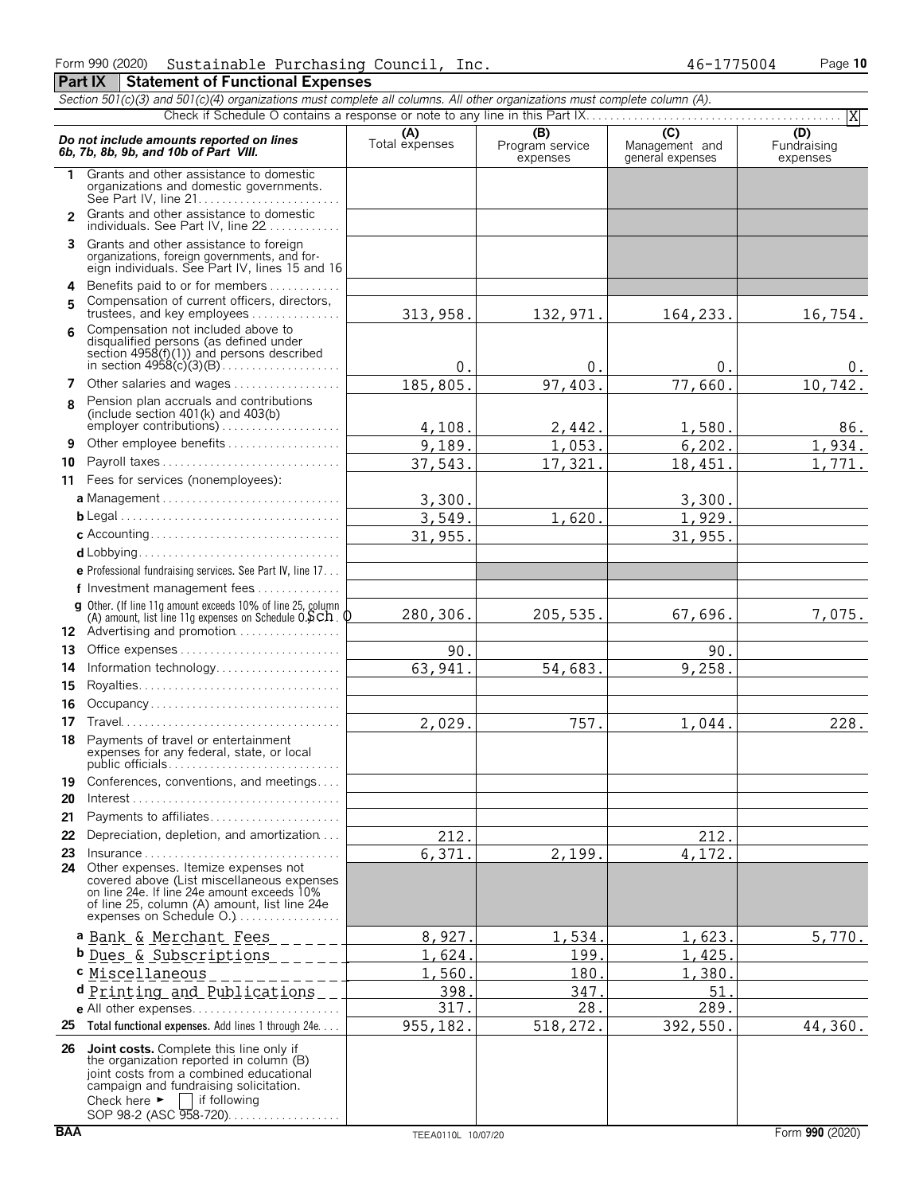Form 990 (2020) Sustainable Purchasing Council, Inc. 46-1775004

## Part IX Statement of Functional Expenses

*Section 501(c)(3) and 501(c)(4) organizations must complete all columns. All other organizations must complete column (A).*

Check if Schedule O contains a response or note to any line in this Part IX . . . . . [X]

| *Do not include amounts reported on lines 6b, 7b, 8b, 9b, and 10b of Part VIII.* | (A) Total expenses | (B) Program service expenses | (C) Management and general expenses | (D) Fundraising expenses |
|---|---|---|---|---|
| 1 Grants and other assistance to domestic organizations and domestic governments. See Part IV, line 21 | | | | |
| 2 Grants and other assistance to domestic individuals. See Part IV, line 22 | | | | |
| 3 Grants and other assistance to foreign organizations, foreign governments, and foreign individuals. See Part IV, lines 15 and 16 | | | | |
| 4 Benefits paid to or for members | | | | |
| 5 Compensation of current officers, directors, trustees, and key employees | 313,958. | 132,971. | 164,233. | 16,754. |
| 6 Compensation not included above to disqualified persons (as defined under section 4958(f)(1)) and persons described in section 4958(c)(3)(B) | 0. | 0. | 0. | 0. |
| 7 Other salaries and wages | 185,805. | 97,403. | 77,660. | 10,742. |
| 8 Pension plan accruals and contributions (include section 401(k) and 403(b) employer contributions) | 4,108. | 2,442. | 1,580. | 86. |
| 9 Other employee benefits | 9,189. | 1,053. | 6,202. | 1,934. |
| 10 Payroll taxes | 37,543. | 17,321. | 18,451. | 1,771. |
| 11 Fees for services (nonemployees): | | | | |
| a Management | 3,300. | | 3,300. | |
| b Legal | 3,549. | 1,620. | 1,929. | |
| c Accounting | 31,955. | | 31,955. | |
| d Lobbying | | | | |
| e Professional fundraising services. See Part IV, line 17 | | | | |
| f Investment management fees | | | | |
| g Other. (If line 11g amount exceeds 10% of line 25, column (A) amount, list line 11g expenses on Schedule O.) Sch O | 280,306. | 205,535. | 67,696. | 7,075. |
| 12 Advertising and promotion | | | | |
| 13 Office expenses | 90. | | 90. | |
| 14 Information technology | 63,941. | 54,683. | 9,258. | |
| 15 Royalties | | | | |
| 16 Occupancy | | | | |
| 17 Travel | 2,029. | 757. | 1,044. | 228. |
| 18 Payments of travel or entertainment expenses for any federal, state, or local public officials | | | | |
| 19 Conferences, conventions, and meetings | | | | |
| 20 Interest | | | | |
| 21 Payments to affiliates | | | | |
| 22 Depreciation, depletion, and amortization | 212. | | 212. | |
| 23 Insurance | 6,371. | 2,199. | 4,172. | |
| 24 Other expenses. Itemize expenses not covered above (List miscellaneous expenses on line 24e. If line 24e amount exceeds 10% of line 25, column (A) amount, list line 24e expenses on Schedule O.) | | | | |
| a Bank & Merchant Fees | 8,927. | 1,534. | 1,623. | 5,770. |
| b Dues & Subscriptions | 1,624. | 199. | 1,425. | |
| c Miscellaneous | 1,560. | 180. | 1,380. | |
| d Printing and Publications | 398. | 347. | 51. | |
| e All other expenses | 317. | 28. | 289. | |
| 25 **Total functional expenses.** Add lines 1 through 24e | 955,182. | 518,272. | 392,550. | 44,360. |
| 26 **Joint costs.** Complete this line only if the organization reported in column (B) joint costs from a combined educational campaign and fundraising solicitation. Check here ► [ ] if following SOP 98-2 (ASC 958-720) | | | | |

BAA TEEA0110L 10/07/20 Form **990** (2020)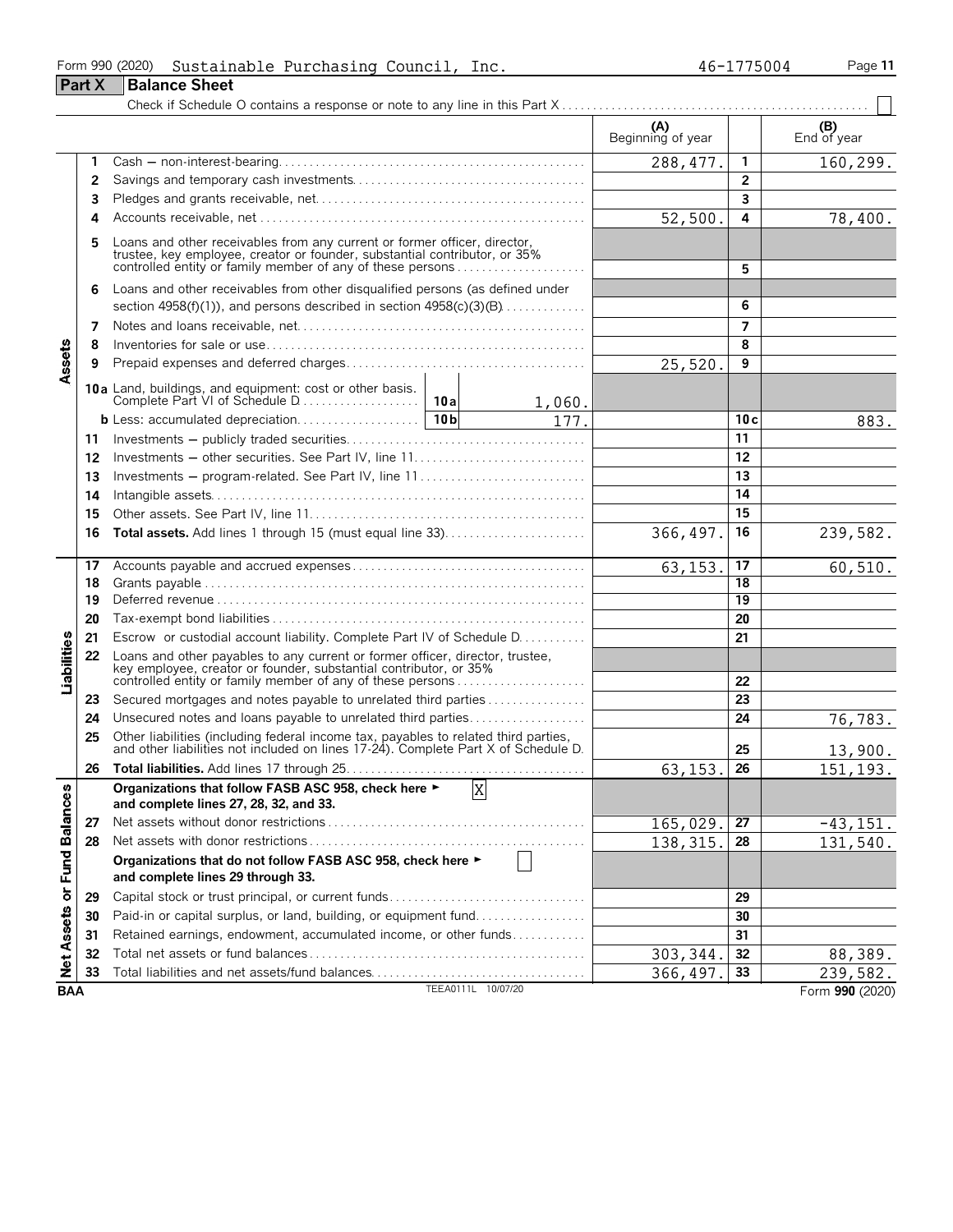Form 990 (2020) Sustainable Purchasing Council, Inc. 46-1775004

## Part X Balance Sheet

Check if Schedule O contains a response or note to any line in this Part X ☐

| | | | (A) Beginning of year | | (B) End of year |
|---|---|---|---|---|---|
| **Assets** | 1 | Cash — non-interest-bearing | 288,477. | 1 | 160,299. |
| | 2 | Savings and temporary cash investments | | 2 | |
| | 3 | Pledges and grants receivable, net | | 3 | |
| | 4 | Accounts receivable, net | 52,500. | 4 | 78,400. |
| | 5 | Loans and other receivables from any current or former officer, director, trustee, key employee, creator or founder, substantial contributor, or 35% controlled entity or family member of any of these persons | | 5 | |
| | 6 | Loans and other receivables from other disqualified persons (as defined under section 4958(f)(1)), and persons described in section 4958(c)(3)(B) | | 6 | |
| | 7 | Notes and loans receivable, net | | 7 | |
| | 8 | Inventories for sale or use | | 8 | |
| | 9 | Prepaid expenses and deferred charges | 25,520. | 9 | |
| | 10a | Land, buildings, and equipment: cost or other basis. Complete Part VI of Schedule D — 10a: 1,060. | | | |
| | b | Less: accumulated depreciation — 10b: 177. | | 10c | 883. |
| | 11 | Investments — publicly traded securities | | 11 | |
| | 12 | Investments — other securities. See Part IV, line 11 | | 12 | |
| | 13 | Investments — program-related. See Part IV, line 11 | | 13 | |
| | 14 | Intangible assets | | 14 | |
| | 15 | Other assets. See Part IV, line 11 | | 15 | |
| | 16 | **Total assets.** Add lines 1 through 15 (must equal line 33) | 366,497. | 16 | 239,582. |
| **Liabilities** | 17 | Accounts payable and accrued expenses | 63,153. | 17 | 60,510. |
| | 18 | Grants payable | | 18 | |
| | 19 | Deferred revenue | | 19 | |
| | 20 | Tax-exempt bond liabilities | | 20 | |
| | 21 | Escrow or custodial account liability. Complete Part IV of Schedule D | | 21 | |
| | 22 | Loans and other payables to any current or former officer, director, trustee, key employee, creator or founder, substantial contributor, or 35% controlled entity or family member of any of these persons | | 22 | |
| | 23 | Secured mortgages and notes payable to unrelated third parties | | 23 | |
| | 24 | Unsecured notes and loans payable to unrelated third parties | | 24 | 76,783. |
| | 25 | Other liabilities (including federal income tax, payables to related third parties, and other liabilities not included on lines 17-24). Complete Part X of Schedule D | | 25 | 13,900. |
| | 26 | **Total liabilities.** Add lines 17 through 25 | 63,153. | 26 | 151,193. |
| **Net Assets or Fund Balances** | | **Organizations that follow FASB ASC 958, check here ► [X] and complete lines 27, 28, 32, and 33.** | | | |
| | 27 | Net assets without donor restrictions | 165,029. | 27 | -43,151. |
| | 28 | Net assets with donor restrictions | 138,315. | 28 | 131,540. |
| | | **Organizations that do not follow FASB ASC 958, check here ► [ ] and complete lines 29 through 33.** | | | |
| | 29 | Capital stock or trust principal, or current funds | | 29 | |
| | 30 | Paid-in or capital surplus, or land, building, or equipment fund | | 30 | |
| | 31 | Retained earnings, endowment, accumulated income, or other funds | | 31 | |
| | 32 | Total net assets or fund balances | 303,344. | 32 | 88,389. |
| | 33 | Total liabilities and net assets/fund balances | 366,497. | 33 | 239,582. |

BAA TEEA0111L 10/07/20 Form **990** (2020)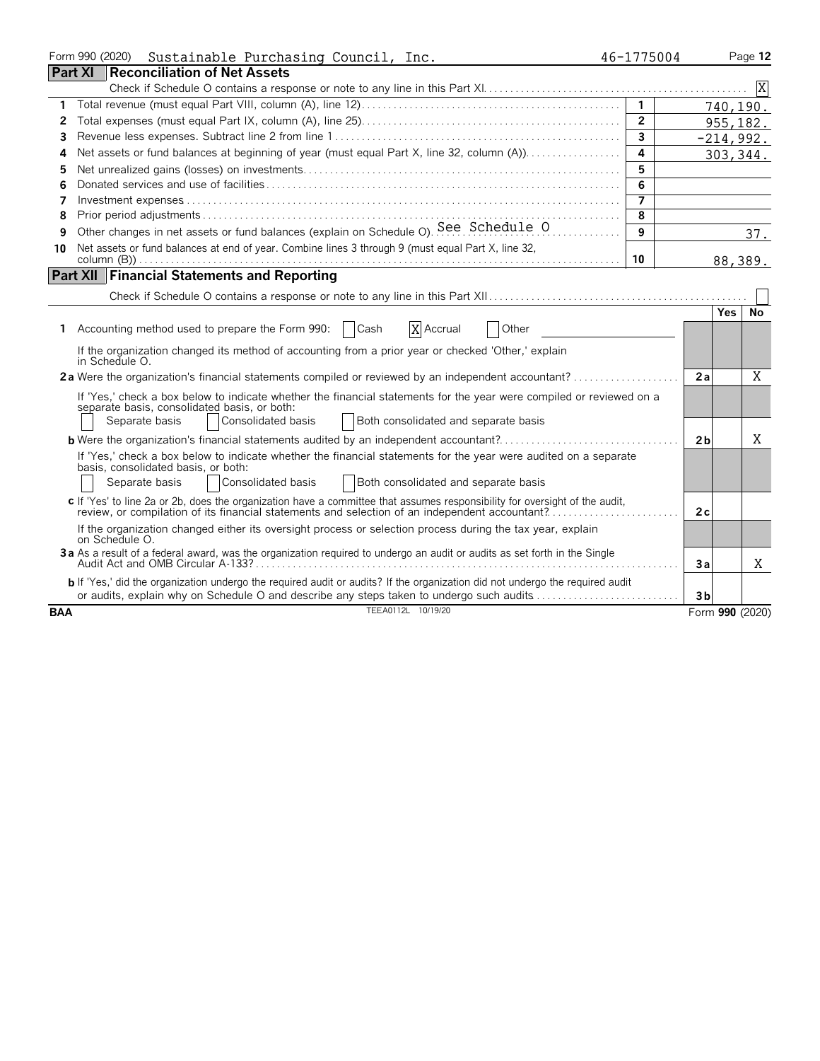Form 990 (2020) Sustainable Purchasing Council, Inc. 46-1775004

## Part XI Reconciliation of Net Assets

Check if Schedule O contains a response or note to any line in this Part XI [X]

| | | | |
|---|---|---|---|
| 1 | Total revenue (must equal Part VIII, column (A), line 12) | 1 | 740,190. |
| 2 | Total expenses (must equal Part IX, column (A), line 25) | 2 | 955,182. |
| 3 | Revenue less expenses. Subtract line 2 from line 1 | 3 | -214,992. |
| 4 | Net assets or fund balances at beginning of year (must equal Part X, line 32, column (A)) | 4 | 303,344. |
| 5 | Net unrealized gains (losses) on investments | 5 | |
| 6 | Donated services and use of facilities | 6 | |
| 7 | Investment expenses | 7 | |
| 8 | Prior period adjustments | 8 | |
| 9 | Other changes in net assets or fund balances (explain on Schedule O). See Schedule O | 9 | 37. |
| 10 | Net assets or fund balances at end of year. Combine lines 3 through 9 (must equal Part X, line 32, column (B)) | 10 | 88,389. |

## Part XII Financial Statements and Reporting

Check if Schedule O contains a response or note to any line in this Part XII [ ]

| | | | Yes | No |
|---|---|---|---|---|
| 1 | Accounting method used to prepare the Form 990: [ ] Cash [X] Accrual [ ] Other<br>If the organization changed its method of accounting from a prior year or checked 'Other,' explain in Schedule O. | | | |
| 2a | Were the organization's financial statements compiled or reviewed by an independent accountant?<br>If 'Yes,' check a box below to indicate whether the financial statements for the year were compiled or reviewed on a separate basis, consolidated basis, or both:<br>[ ] Separate basis [ ] Consolidated basis [ ] Both consolidated and separate basis | 2a | | X |
| b | Were the organization's financial statements audited by an independent accountant?<br>If 'Yes,' check a box below to indicate whether the financial statements for the year were audited on a separate basis, consolidated basis, or both:<br>[ ] Separate basis [ ] Consolidated basis [ ] Both consolidated and separate basis | 2b | | X |
| c | If 'Yes' to line 2a or 2b, does the organization have a committee that assumes responsibility for oversight of the audit, review, or compilation of its financial statements and selection of an independent accountant?<br>If the organization changed either its oversight process or selection process during the tax year, explain on Schedule O. | 2c | | |
| 3a | As a result of a federal award, was the organization required to undergo an audit or audits as set forth in the Single Audit Act and OMB Circular A-133? | 3a | | X |
| b | If 'Yes,' did the organization undergo the required audit or audits? If the organization did not undergo the required audit or audits, explain why on Schedule O and describe any steps taken to undergo such audits | 3b | | |

BAA TEEA0112L 10/19/20 Form 990 (2020)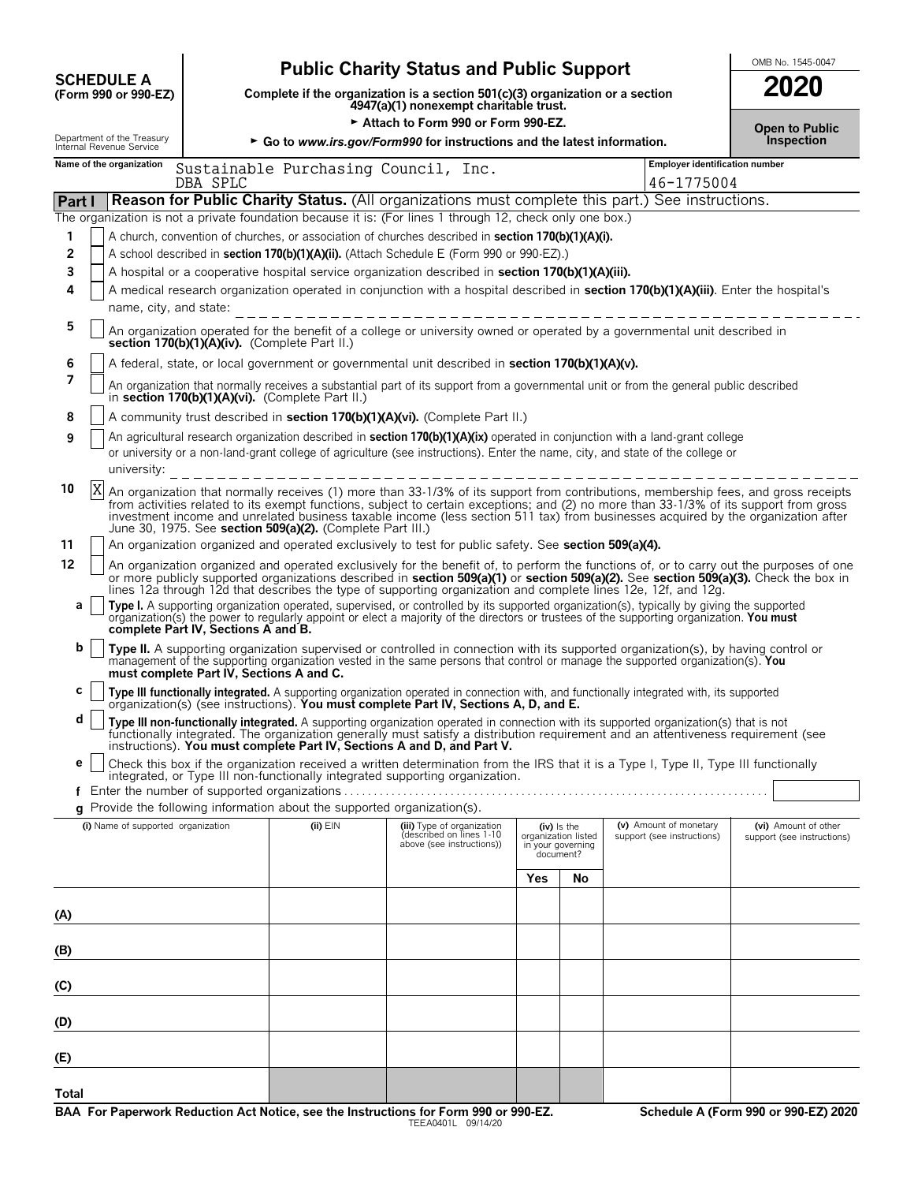**SCHEDULE A**
**(Form 990 or 990-EZ)**

Department of the Treasury
Internal Revenue Service

# Public Charity Status and Public Support

**Complete if the organization is a section 501(c)(3) organization or a section 4947(a)(1) nonexempt charitable trust.**

► **Attach to Form 990 or Form 990-EZ.**

► **Go to *www.irs.gov/Form990* for instructions and the latest information.**

OMB No. 1545-0047

**2020**

**Open to Public Inspection**

**Name of the organization:** Sustainable Purchasing Council, Inc. DBA SPLC

**Employer identification number:** 46-1775004

## Part I — Reason for Public Charity Status. (All organizations must complete this part.) See instructions.

The organization is not a private foundation because it is: (For lines 1 through 12, check only one box.)

1. [ ] A church, convention of churches, or association of churches described in **section 170(b)(1)(A)(i).**
2. [ ] A school described in **section 170(b)(1)(A)(ii).** (Attach Schedule E (Form 990 or 990-EZ).)
3. [ ] A hospital or a cooperative hospital service organization described in **section 170(b)(1)(A)(iii).**
4. [ ] A medical research organization operated in conjunction with a hospital described in **section 170(b)(1)(A)(iii)**. Enter the hospital's name, city, and state:
5. [ ] An organization operated for the benefit of a college or university owned or operated by a governmental unit described in **section 170(b)(1)(A)(iv).** (Complete Part II.)
6. [ ] A federal, state, or local government or governmental unit described in **section 170(b)(1)(A)(v).**
7. [ ] An organization that normally receives a substantial part of its support from a governmental unit or from the general public described in **section 170(b)(1)(A)(vi).** (Complete Part II.)
8. [ ] A community trust described in **section 170(b)(1)(A)(vi).** (Complete Part II.)
9. [ ] An agricultural research organization described in **section 170(b)(1)(A)(ix)** operated in conjunction with a land-grant college or university or a non-land-grant college of agriculture (see instructions). Enter the name, city, and state of the college or university:
10. [X] An organization that normally receives (1) more than 33-1/3% of its support from contributions, membership fees, and gross receipts from activities related to its exempt functions, subject to certain exceptions; and (2) no more than 33-1/3% of its support from gross investment income and unrelated business taxable income (less section 511 tax) from businesses acquired by the organization after June 30, 1975. See **section 509(a)(2).** (Complete Part III.)
11. [ ] An organization organized and operated exclusively to test for public safety. See **section 509(a)(4).**
12. [ ] An organization organized and operated exclusively for the benefit of, to perform the functions of, or to carry out the purposes of one or more publicly supported organizations described in **section 509(a)(1)** or **section 509(a)(2).** See **section 509(a)(3).** Check the box in lines 12a through 12d that describes the type of supporting organization and complete lines 12e, 12f, and 12g.
   - **a** [ ] **Type I.** A supporting organization operated, supervised, or controlled by its supported organization(s), typically by giving the supported organization(s) the power to regularly appoint or elect a majority of the directors or trustees of the supporting organization. **You must complete Part IV, Sections A and B.**
   - **b** [ ] **Type II.** A supporting organization supervised or controlled in connection with its supported organization(s), by having control or management of the supporting organization vested in the same persons that control or manage the supported organization(s). **You must complete Part IV, Sections A and C.**
   - **c** [ ] **Type III functionally integrated.** A supporting organization operated in connection with, and functionally integrated with, its supported organization(s) (see instructions). **You must complete Part IV, Sections A, D, and E.**
   - **d** [ ] **Type III non-functionally integrated.** A supporting organization operated in connection with its supported organization(s) that is not functionally integrated. The organization generally must satisfy a distribution requirement and an attentiveness requirement (see instructions). **You must complete Part IV, Sections A and D, and Part V.**
   - **e** [ ] Check this box if the organization received a written determination from the IRS that it is a Type I, Type II, Type III functionally integrated, or Type III non-functionally integrated supporting organization.
   - **f** Enter the number of supported organizations
   - **g** Provide the following information about the supported organization(s).

| (i) Name of supported organization | (ii) EIN | (iii) Type of organization (described on lines 1-10 above (see instructions)) | (iv) Is the organization listed in your governing document? Yes | No | (v) Amount of monetary support (see instructions) | (vi) Amount of other support (see instructions) |
|---|---|---|---|---|---|---|
| (A) | | | | | | |
| (B) | | | | | | |
| (C) | | | | | | |
| (D) | | | | | | |
| (E) | | | | | | |
| Total | | | | | | |

**BAA For Paperwork Reduction Act Notice, see the Instructions for Form 990 or 990-EZ.** TEEA0401L 09/14/20 **Schedule A (Form 990 or 990-EZ) 2020**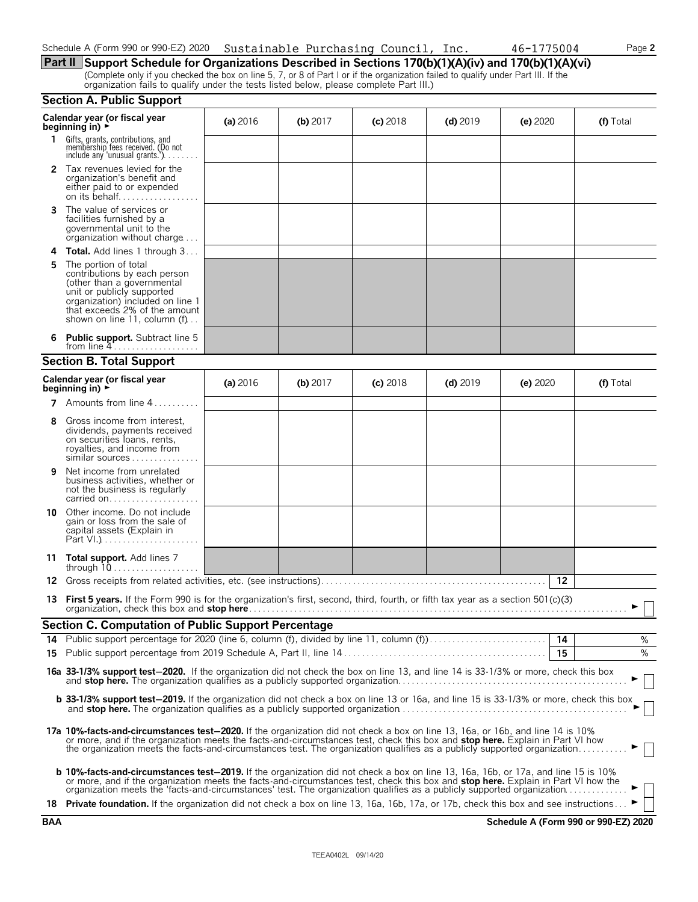Schedule A (Form 990 or 990-EZ) 2020 Sustainable Purchasing Council, Inc. 46-1775004

## Part II Support Schedule for Organizations Described in Sections 170(b)(1)(A)(iv) and 170(b)(1)(A)(vi)

(Complete only if you checked the box on line 5, 7, or 8 of Part I or if the organization failed to qualify under Part III. If the organization fails to qualify under the tests listed below, please complete Part III.)

### Section A. Public Support

| Calendar year (or fiscal year beginning in) ► | (a) 2016 | (b) 2017 | (c) 2018 | (d) 2019 | (e) 2020 | (f) Total |
|---|---|---|---|---|---|---|
| 1 Gifts, grants, contributions, and membership fees received. (Do not include any 'unusual grants.') | | | | | | |
| 2 Tax revenues levied for the organization's benefit and either paid to or expended on its behalf | | | | | | |
| 3 The value of services or facilities furnished by a governmental unit to the organization without charge | | | | | | |
| 4 **Total.** Add lines 1 through 3 | | | | | | |
| 5 The portion of total contributions by each person (other than a governmental unit or publicly supported organization) included on line 1 that exceeds 2% of the amount shown on line 11, column (f) | | | | | | |
| 6 **Public support.** Subtract line 5 from line 4 | | | | | | |

### Section B. Total Support

| Calendar year (or fiscal year beginning in) ► | (a) 2016 | (b) 2017 | (c) 2018 | (d) 2019 | (e) 2020 | (f) Total |
|---|---|---|---|---|---|---|
| 7 Amounts from line 4 | | | | | | |
| 8 Gross income from interest, dividends, payments received on securities loans, rents, royalties, and income from similar sources | | | | | | |
| 9 Net income from unrelated business activities, whether or not the business is regularly carried on | | | | | | |
| 10 Other income. Do not include gain or loss from the sale of capital assets (Explain in Part VI.) | | | | | | |
| 11 **Total support.** Add lines 7 through 10 | | | | | | |

12 Gross receipts from related activities, etc. (see instructions) | 12 |

13 **First 5 years.** If the Form 990 is for the organization's first, second, third, fourth, or fifth tax year as a section 501(c)(3) organization, check this box and **stop here** ► ☐

### Section C. Computation of Public Support Percentage

14 Public support percentage for 2020 (line 6, column (f), divided by line 11, column (f)) | 14 | %

15 Public support percentage from 2019 Schedule A, Part II, line 14 | 15 | %

**16a 33-1/3% support test—2020.** If the organization did not check the box on line 13, and line 14 is 33-1/3% or more, check this box and **stop here.** The organization qualifies as a publicly supported organization ► ☐

**b 33-1/3% support test—2019.** If the organization did not check a box on line 13 or 16a, and line 15 is 33-1/3% or more, check this box and **stop here.** The organization qualifies as a publicly supported organization ► ☐

**17a 10%-facts-and-circumstances test—2020.** If the organization did not check a box on line 13, 16a, or 16b, and line 14 is 10% or more, and if the organization meets the facts-and-circumstances test, check this box and **stop here.** Explain in Part VI how the organization meets the facts-and-circumstances test. The organization qualifies as a publicly supported organization ► ☐

**b 10%-facts-and-circumstances test—2019.** If the organization did not check a box on line 13, 16a, 16b, or 17a, and line 15 is 10% or more, and if the organization meets the facts-and-circumstances test, check this box and **stop here.** Explain in Part VI how the organization meets the 'facts-and-circumstances' test. The organization qualifies as a publicly supported organization ► ☐

**18 Private foundation.** If the organization did not check a box on line 13, 16a, 16b, 17a, or 17b, check this box and see instructions ► ☐

BAA **Schedule A (Form 990 or 990-EZ) 2020**

TEEA0402L 09/14/20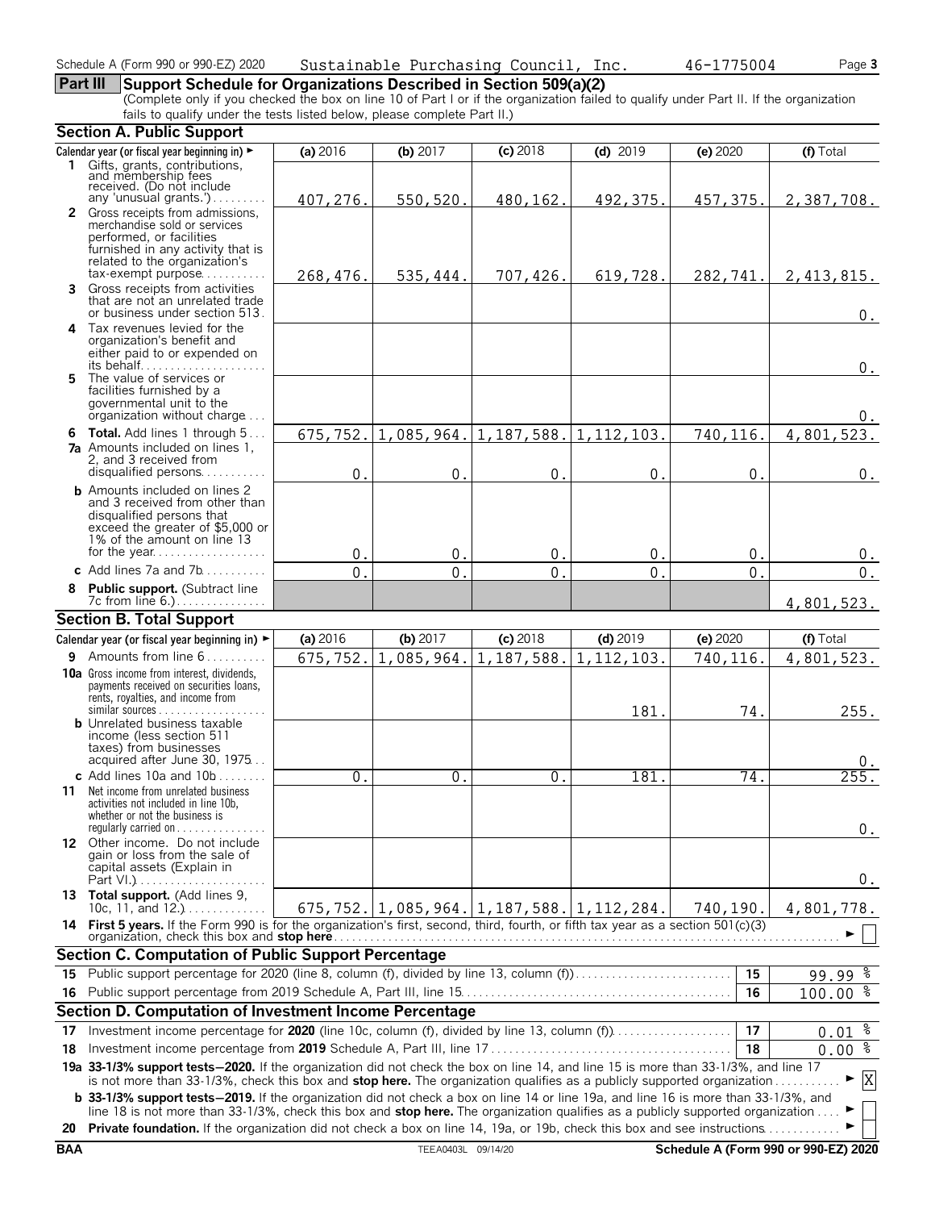Schedule A (Form 990 or 990-EZ) 2020 Sustainable Purchasing Council, Inc. 46-1775004

## Part III Support Schedule for Organizations Described in Section 509(a)(2)

(Complete only if you checked the box on line 10 of Part I or if the organization failed to qualify under Part II. If the organization fails to qualify under the tests listed below, please complete Part II.)

### Section A. Public Support

| Calendar year (or fiscal year beginning in) ► | (a) 2016 | (b) 2017 | (c) 2018 | (d) 2019 | (e) 2020 | (f) Total |
|---|---|---|---|---|---|---|
| **1** Gifts, grants, contributions, and membership fees received. (Do not include any 'unusual grants.') | 407,276. | 550,520. | 480,162. | 492,375. | 457,375. | 2,387,708. |
| **2** Gross receipts from admissions, merchandise sold or services performed, or facilities furnished in any activity that is related to the organization's tax-exempt purpose | 268,476. | 535,444. | 707,426. | 619,728. | 282,741. | 2,413,815. |
| **3** Gross receipts from activities that are not an unrelated trade or business under section 513 | | | | | | 0. |
| **4** Tax revenues levied for the organization's benefit and either paid to or expended on its behalf | | | | | | 0. |
| **5** The value of services or facilities furnished by a governmental unit to the organization without charge | | | | | | 0. |
| **6 Total.** Add lines 1 through 5 | 675,752. | 1,085,964. | 1,187,588. | 1,112,103. | 740,116. | 4,801,523. |
| **7a** Amounts included on lines 1, 2, and 3 received from disqualified persons | 0. | 0. | 0. | 0. | 0. | 0. |
| **b** Amounts included on lines 2 and 3 received from other than disqualified persons that exceed the greater of $5,000 or 1% of the amount on line 13 for the year | 0. | 0. | 0. | 0. | 0. | 0. |
| **c** Add lines 7a and 7b | 0. | 0. | 0. | 0. | 0. | 0. |
| **8 Public support.** (Subtract line 7c from line 6.) | | | | | | 4,801,523. |

### Section B. Total Support

| Calendar year (or fiscal year beginning in) ► | (a) 2016 | (b) 2017 | (c) 2018 | (d) 2019 | (e) 2020 | (f) Total |
|---|---|---|---|---|---|---|
| **9** Amounts from line 6 | 675,752. | 1,085,964. | 1,187,588. | 1,112,103. | 740,116. | 4,801,523. |
| **10a** Gross income from interest, dividends, payments received on securities loans, rents, royalties, and income from similar sources | | | | 181. | 74. | 255. |
| **b** Unrelated business taxable income (less section 511 taxes) from businesses acquired after June 30, 1975 | | | | | | 0. |
| **c** Add lines 10a and 10b | 0. | 0. | 0. | 181. | 74. | 255. |
| **11** Net income from unrelated business activities not included in line 10b, whether or not the business is regularly carried on | | | | | | 0. |
| **12** Other income. Do not include gain or loss from the sale of capital assets (Explain in Part VI.) | | | | | | 0. |
| **13 Total support.** (Add lines 9, 10c, 11, and 12.) | 675,752. | 1,085,964. | 1,187,588. | 1,112,284. | 740,190. | 4,801,778. |

**14 First 5 years.** If the Form 990 is for the organization's first, second, third, fourth, or fifth tax year as a section 501(c)(3) organization, check this box and **stop here** ► ☐

### Section C. Computation of Public Support Percentage

| | | | |
|---|---|---|---|
| **15** | Public support percentage for 2020 (line 8, column (f), divided by line 13, column (f)) | 15 | 99.99 % |
| **16** | Public support percentage from 2019 Schedule A, Part III, line 15 | 16 | 100.00 % |

### Section D. Computation of Investment Income Percentage

| | | | |
|---|---|---|---|
| **17** | Investment income percentage for **2020** (line 10c, column (f), divided by line 13, column (f)) | 17 | 0.01 % |
| **18** | Investment income percentage from **2019** Schedule A, Part III, line 17 | 18 | 0.00 % |

**19a 33-1/3% support tests—2020.** If the organization did not check the box on line 14, and line 15 is more than 33-1/3%, and line 17 is not more than 33-1/3%, check this box and **stop here.** The organization qualifies as a publicly supported organization ► ☒

**b 33-1/3% support tests—2019.** If the organization did not check a box on line 14 or line 19a, and line 16 is more than 33-1/3%, and line 18 is not more than 33-1/3%, check this box and **stop here.** The organization qualifies as a publicly supported organization ► ☐

**20 Private foundation.** If the organization did not check a box on line 14, 19a, or 19b, check this box and see instructions ► ☐

BAA TEEA0403L 09/14/20 Schedule A (Form 990 or 990-EZ) 2020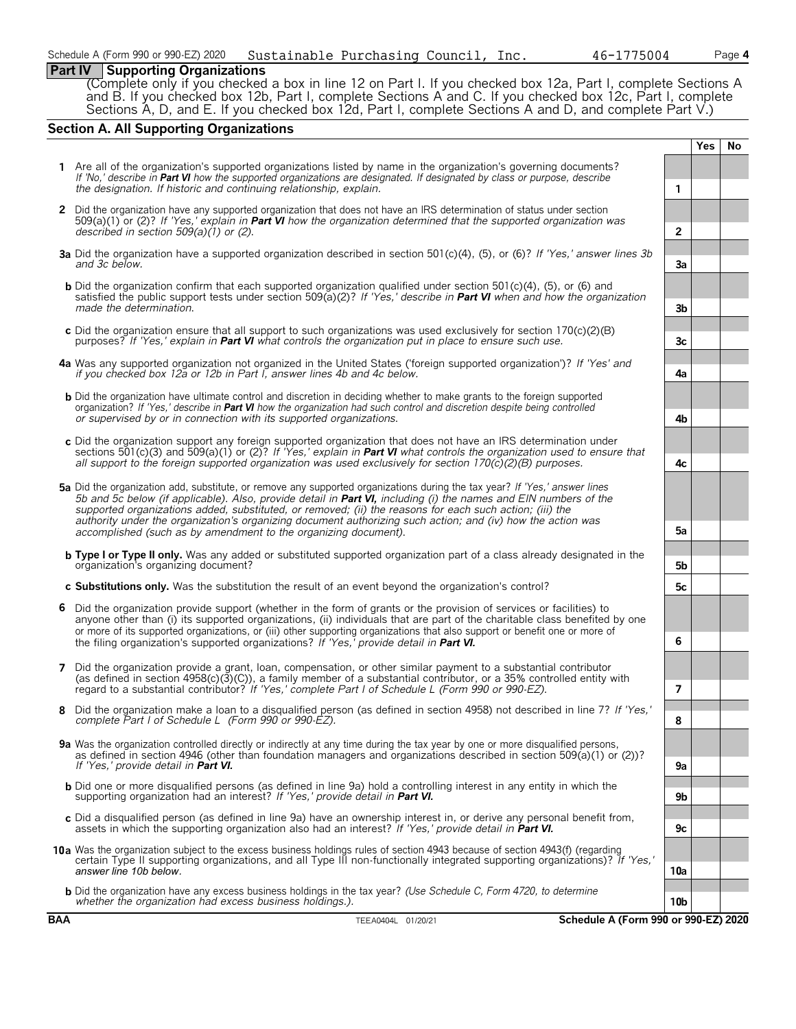## Part IV Supporting Organizations

(Complete only if you checked a box in line 12 on Part I. If you checked box 12a, Part I, complete Sections A and B. If you checked box 12b, Part I, complete Sections A and C. If you checked box 12c, Part I, complete Sections A, D, and E. If you checked box 12d, Part I, complete Sections A and D, and complete Part V.)

### Section A. All Supporting Organizations

| | | | Yes | No |
|---|---|---|---|---|
| **1** | Are all of the organization's supported organizations listed by name in the organization's governing documents? *If 'No,' describe in **Part VI** how the supported organizations are designated. If designated by class or purpose, describe the designation. If historic and continuing relationship, explain.* | 1 | | |
| **2** | Did the organization have any supported organization that does not have an IRS determination of status under section 509(a)(1) or (2)? *If 'Yes,' explain in **Part VI** how the organization determined that the supported organization was described in section 509(a)(1) or (2).* | 2 | | |
| **3a** | Did the organization have a supported organization described in section 501(c)(4), (5), or (6)? *If 'Yes,' answer lines 3b and 3c below.* | 3a | | |
| **b** | Did the organization confirm that each supported organization qualified under section 501(c)(4), (5), or (6) and satisfied the public support tests under section 509(a)(2)? *If 'Yes,' describe in **Part VI** when and how the organization made the determination.* | 3b | | |
| **c** | Did the organization ensure that all support to such organizations was used exclusively for section 170(c)(2)(B) purposes? *If 'Yes,' explain in **Part VI** what controls the organization put in place to ensure such use.* | 3c | | |
| **4a** | Was any supported organization not organized in the United States ('foreign supported organization')? *If 'Yes' and if you checked box 12a or 12b in Part I, answer lines 4b and 4c below.* | 4a | | |
| **b** | Did the organization have ultimate control and discretion in deciding whether to make grants to the foreign supported organization? *If 'Yes,' describe in **Part VI** how the organization had such control and discretion despite being controlled or supervised by or in connection with its supported organizations.* | 4b | | |
| **c** | Did the organization support any foreign supported organization that does not have an IRS determination under sections 501(c)(3) and 509(a)(1) or (2)? *If 'Yes,' explain in **Part VI** what controls the organization used to ensure that all support to the foreign supported organization was used exclusively for section 170(c)(2)(B) purposes.* | 4c | | |
| **5a** | Did the organization add, substitute, or remove any supported organizations during the tax year? *If 'Yes,' answer lines 5b and 5c below (if applicable). Also, provide detail in **Part VI,** including (i) the names and EIN numbers of the supported organizations added, substituted, or removed; (ii) the reasons for each such action; (iii) the authority under the organization's organizing document authorizing such action; and (iv) how the action was accomplished (such as by amendment to the organizing document).* | 5a | | |
| **b** | **Type I or Type II only.** Was any added or substituted supported organization part of a class already designated in the organization's organizing document? | 5b | | |
| **c** | **Substitutions only.** Was the substitution the result of an event beyond the organization's control? | 5c | | |
| **6** | Did the organization provide support (whether in the form of grants or the provision of services or facilities) to anyone other than (i) its supported organizations, (ii) individuals that are part of the charitable class benefited by one or more of its supported organizations, or (iii) other supporting organizations that also support or benefit one or more of the filing organization's supported organizations? *If 'Yes,' provide detail in **Part VI.*** | 6 | | |
| **7** | Did the organization provide a grant, loan, compensation, or other similar payment to a substantial contributor (as defined in section 4958(c)(3)(C)), a family member of a substantial contributor, or a 35% controlled entity with regard to a substantial contributor? *If 'Yes,' complete Part I of Schedule L (Form 990 or 990-EZ).* | 7 | | |
| **8** | Did the organization make a loan to a disqualified person (as defined in section 4958) not described in line 7? *If 'Yes,' complete Part I of Schedule L (Form 990 or 990-EZ).* | 8 | | |
| **9a** | Was the organization controlled directly or indirectly at any time during the tax year by one or more disqualified persons, as defined in section 4946 (other than foundation managers and organizations described in section 509(a)(1) or (2))? *If 'Yes,' provide detail in **Part VI.*** | 9a | | |
| **b** | Did one or more disqualified persons (as defined in line 9a) hold a controlling interest in any entity in which the supporting organization had an interest? *If 'Yes,' provide detail in **Part VI.*** | 9b | | |
| **c** | Did a disqualified person (as defined in line 9a) have an ownership interest in, or derive any personal benefit from, assets in which the supporting organization also had an interest? *If 'Yes,' provide detail in **Part VI.*** | 9c | | |
| **10a** | Was the organization subject to the excess business holdings rules of section 4943 because of section 4943(f) (regarding certain Type II supporting organizations, and all Type III non-functionally integrated supporting organizations)? *If 'Yes,' answer line 10b below.* | 10a | | |
| **b** | Did the organization have any excess business holdings in the tax year? *(Use Schedule C, Form 4720, to determine whether the organization had excess business holdings.).* | 10b | | |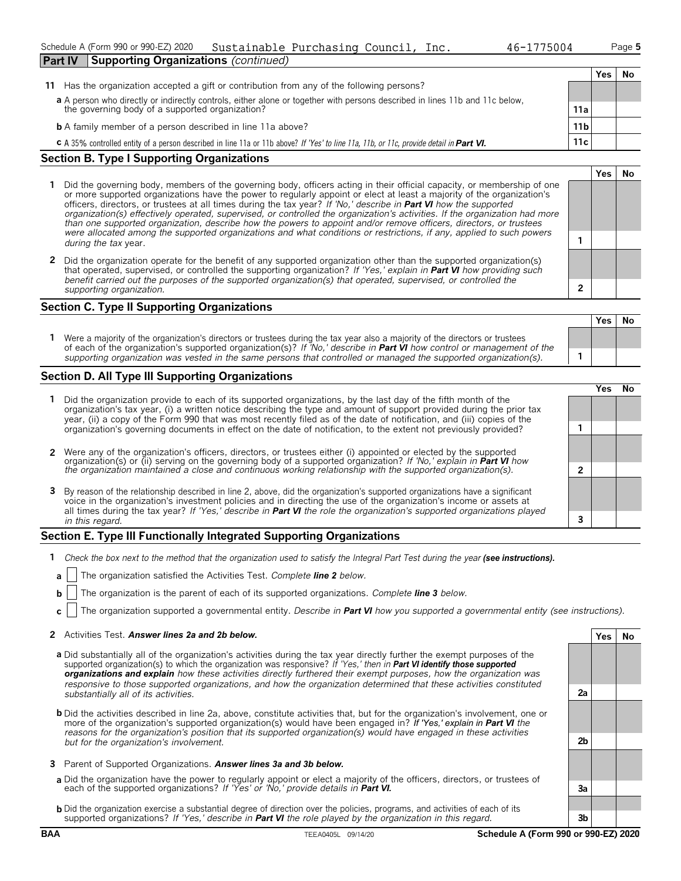Schedule A (Form 990 or 990-EZ) 2020 Sustainable Purchasing Council, Inc. 46-1775004

## Part IV Supporting Organizations *(continued)*

| | | | Yes | No |
|---|---|---|---|---|
| **11** | Has the organization accepted a gift or contribution from any of the following persons? | | | |
| | **a** A person who directly or indirectly controls, either alone or together with persons described in lines 11b and 11c below, the governing body of a supported organization? | 11a | | |
| | **b** A family member of a person described in line 11a above? | 11b | | |
| | **c** A 35% controlled entity of a person described in line 11a or 11b above? *If 'Yes' to line 11a, 11b, or 11c, provide detail in* ***Part VI.*** | 11c | | |

## Section B. Type I Supporting Organizations

| | | | Yes | No |
|---|---|---|---|---|
| **1** | Did the governing body, members of the governing body, officers acting in their official capacity, or membership of one or more supported organizations have the power to regularly appoint or elect at least a majority of the organization's officers, directors, or trustees at all times during the tax year? *If 'No,' describe in* ***Part VI*** *how the supported organization(s) effectively operated, supervised, or controlled the organization's activities. If the organization had more than one supported organization, describe how the powers to appoint and/or remove officers, directors, or trustees were allocated among the supported organizations and what conditions or restrictions, if any, applied to such powers during the tax* year. | 1 | | |
| **2** | Did the organization operate for the benefit of any supported organization other than the supported organization(s) that operated, supervised, or controlled the supporting organization? *If 'Yes,' explain in* ***Part VI*** *how providing such benefit carried out the purposes of the supported organization(s) that operated, supervised, or controlled the supporting organization.* | 2 | | |

## Section C. Type II Supporting Organizations

| | | | Yes | No |
|---|---|---|---|---|
| **1** | Were a majority of the organization's directors or trustees during the tax year also a majority of the directors or trustees of each of the organization's supported organization(s)? *If 'No,' describe in* ***Part VI*** *how control or management of the supporting organization was vested in the same persons that controlled or managed the supported organization(s).* | 1 | | |

## Section D. All Type III Supporting Organizations

| | | | Yes | No |
|---|---|---|---|---|
| **1** | Did the organization provide to each of its supported organizations, by the last day of the fifth month of the organization's tax year, (i) a written notice describing the type and amount of support provided during the prior tax year, (ii) a copy of the Form 990 that was most recently filed as of the date of notification, and (iii) copies of the organization's governing documents in effect on the date of notification, to the extent not previously provided? | 1 | | |
| **2** | Were any of the organization's officers, directors, or trustees either (i) appointed or elected by the supported organization(s) or (ii) serving on the governing body of a supported organization? *If 'No,' explain in* ***Part VI*** *how the organization maintained a close and continuous working relationship with the supported organization(s).* | 2 | | |
| **3** | By reason of the relationship described in line 2, above, did the organization's supported organizations have a significant voice in the organization's investment policies and in directing the use of the organization's income or assets at all times during the tax year? *If 'Yes,' describe in* ***Part VI*** *the role the organization's supported organizations played in this regard.* | 3 | | |

## Section E. Type III Functionally Integrated Supporting Organizations

**1** *Check the box next to the method that the organization used to satisfy the Integral Part Test during the year* ***(see instructions).***

**a** ☐ The organization satisfied the Activities Test. *Complete* ***line 2*** *below.*

**b** ☐ The organization is the parent of each of its supported organizations. *Complete* ***line 3*** *below.*

**c** ☐ The organization supported a governmental entity. *Describe in* ***Part VI*** *how you supported a governmental entity (see instructions).*

| | | | Yes | No |
|---|---|---|---|---|
| **2** | Activities Test. ***Answer lines 2a and 2b below.*** | | | |
| | **a** Did substantially all of the organization's activities during the tax year directly further the exempt purposes of the supported organization(s) to which the organization was responsive? *If 'Yes,' then in* ***Part VI identify those supported organizations and explain*** *how these activities directly furthered their exempt purposes, how the organization was responsive to those supported organizations, and how the organization determined that these activities constituted substantially all of its activities.* | 2a | | |
| | **b** Did the activities described in line 2a, above, constitute activities that, but for the organization's involvement, one or more of the organization's supported organization(s) would have been engaged in? *If 'Yes,' explain in* ***Part VI*** *the reasons for the organization's position that its supported organization(s) would have engaged in these activities but for the organization's involvement.* | 2b | | |
| **3** | Parent of Supported Organizations. ***Answer lines 3a and 3b below.*** | | | |
| | **a** Did the organization have the power to regularly appoint or elect a majority of the officers, directors, or trustees of each of the supported organizations? *If 'Yes' or 'No,' provide details in* ***Part VI.*** | 3a | | |
| | **b** Did the organization exercise a substantial degree of direction over the policies, programs, and activities of each of its supported organizations? *If 'Yes,' describe in* ***Part VI*** *the role played by the organization in this regard.* | 3b | | |

BAA TEEA0405L 09/14/20 Schedule A (Form 990 or 990-EZ) 2020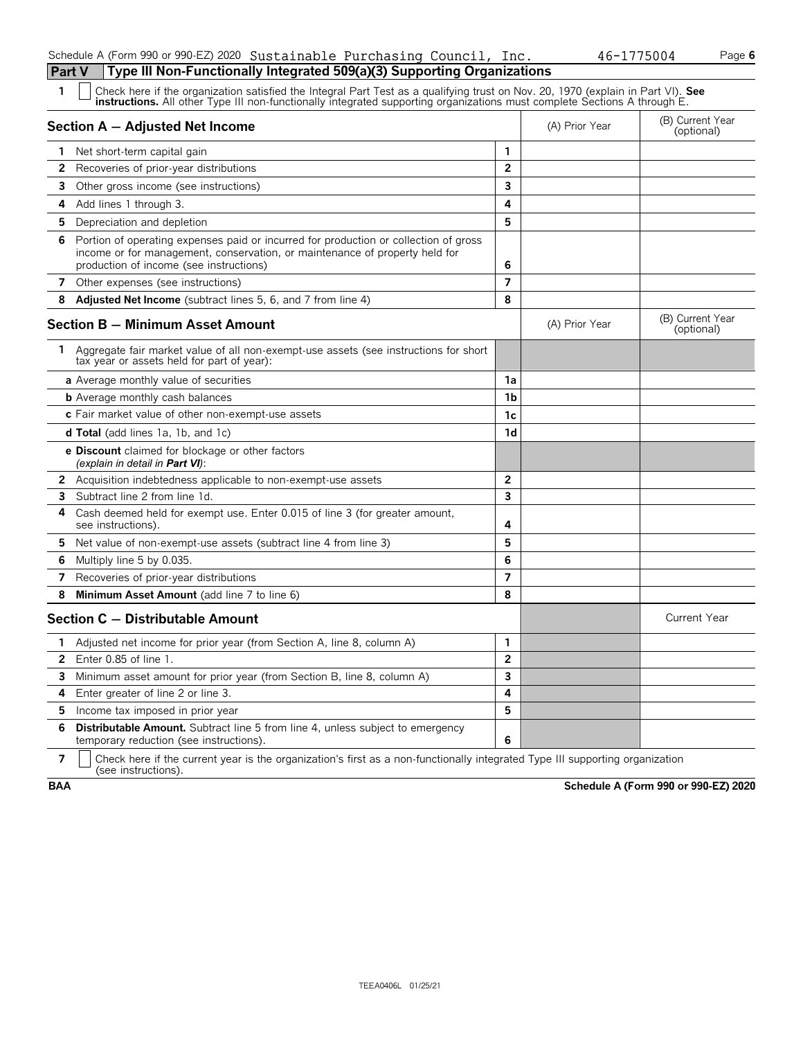Schedule A (Form 990 or 990-EZ) 2020 Sustainable Purchasing Council, Inc. 46-1775004

## Part V Type III Non-Functionally Integrated 509(a)(3) Supporting Organizations

**1** ☐ Check here if the organization satisfied the Integral Part Test as a qualifying trust on Nov. 20, 1970 (explain in Part VI). **See instructions.** All other Type III non-functionally integrated supporting organizations must complete Sections A through E.

| Section A — Adjusted Net Income | | (A) Prior Year | (B) Current Year (optional) |
|---|---|---|---|
| **1** Net short-term capital gain | 1 | | |
| **2** Recoveries of prior-year distributions | 2 | | |
| **3** Other gross income (see instructions) | 3 | | |
| **4** Add lines 1 through 3. | 4 | | |
| **5** Depreciation and depletion | 5 | | |
| **6** Portion of operating expenses paid or incurred for production or collection of gross income or for management, conservation, or maintenance of property held for production of income (see instructions) | 6 | | |
| **7** Other expenses (see instructions) | 7 | | |
| **8** **Adjusted Net Income** (subtract lines 5, 6, and 7 from line 4) | 8 | | |

| Section B — Minimum Asset Amount | | (A) Prior Year | (B) Current Year (optional) |
|---|---|---|---|
| **1** Aggregate fair market value of all non-exempt-use assets (see instructions for short tax year or assets held for part of year): | | | |
| **a** Average monthly value of securities | 1a | | |
| **b** Average monthly cash balances | 1b | | |
| **c** Fair market value of other non-exempt-use assets | 1c | | |
| **d Total** (add lines 1a, 1b, and 1c) | 1d | | |
| **e Discount** claimed for blockage or other factors *(explain in detail in **Part VI**)*: | | | |
| **2** Acquisition indebtedness applicable to non-exempt-use assets | 2 | | |
| **3** Subtract line 2 from line 1d. | 3 | | |
| **4** Cash deemed held for exempt use. Enter 0.015 of line 3 (for greater amount, see instructions). | 4 | | |
| **5** Net value of non-exempt-use assets (subtract line 4 from line 3) | 5 | | |
| **6** Multiply line 5 by 0.035. | 6 | | |
| **7** Recoveries of prior-year distributions | 7 | | |
| **8** **Minimum Asset Amount** (add line 7 to line 6) | 8 | | |

| Section C — Distributable Amount | | | Current Year |
|---|---|---|---|
| **1** Adjusted net income for prior year (from Section A, line 8, column A) | 1 | | |
| **2** Enter 0.85 of line 1. | 2 | | |
| **3** Minimum asset amount for prior year (from Section B, line 8, column A) | 3 | | |
| **4** Enter greater of line 2 or line 3. | 4 | | |
| **5** Income tax imposed in prior year | 5 | | |
| **6** **Distributable Amount.** Subtract line 5 from line 4, unless subject to emergency temporary reduction (see instructions). | 6 | | |

**7** ☐ Check here if the current year is the organization's first as a non-functionally integrated Type III supporting organization (see instructions).

BAA **Schedule A (Form 990 or 990-EZ) 2020**

TEEA0406L 01/25/21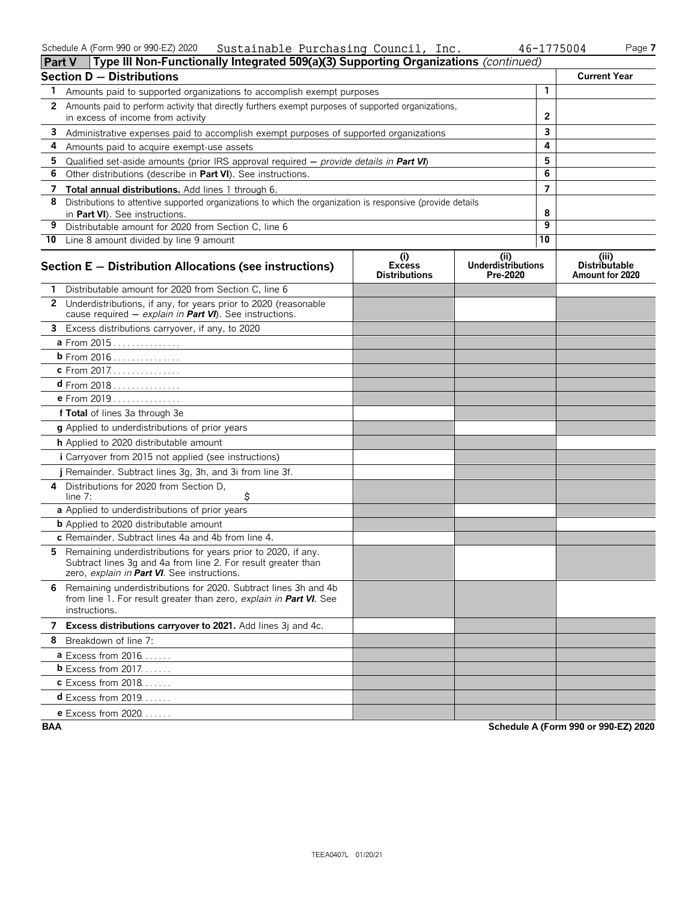Schedule A (Form 990 or 990-EZ) 2020 Sustainable Purchasing Council, Inc. 46-1775004

## Part V — Type III Non-Functionally Integrated 509(a)(3) Supporting Organizations *(continued)*

### Section D — Distributions

| | | | Current Year |
|---|---|---|---|
| 1 | Amounts paid to supported organizations to accomplish exempt purposes | 1 | |
| 2 | Amounts paid to perform activity that directly furthers exempt purposes of supported organizations, in excess of income from activity | 2 | |
| 3 | Administrative expenses paid to accomplish exempt purposes of supported organizations | 3 | |
| 4 | Amounts paid to acquire exempt-use assets | 4 | |
| 5 | Qualified set-aside amounts (prior IRS approval required — *provide details in* **Part VI**) | 5 | |
| 6 | Other distributions (describe in **Part VI**). See instructions. | 6 | |
| 7 | **Total annual distributions.** Add lines 1 through 6. | 7 | |
| 8 | Distributions to attentive supported organizations to which the organization is responsive (provide details in **Part VI**). See instructions. | 8 | |
| 9 | Distributable amount for 2020 from Section C, line 6 | 9 | |
| 10 | Line 8 amount divided by line 9 amount | 10 | |

### Section E — Distribution Allocations (see instructions)

| | (i) Excess Distributions | (ii) Underdistributions Pre-2020 | (iii) Distributable Amount for 2020 |
|---|---|---|---|
| **1** Distributable amount for 2020 from Section C, line 6 | | | |
| **2** Underdistributions, if any, for years prior to 2020 (reasonable cause required — *explain in* **Part VI**). See instructions. | | | |
| **3** Excess distributions carryover, if any, to 2020 | | | |
| **a** From 2015 | | | |
| **b** From 2016 | | | |
| **c** From 2017 | | | |
| **d** From 2018 | | | |
| **e** From 2019 | | | |
| **f Total** of lines 3a through 3e | | | |
| **g** Applied to underdistributions of prior years | | | |
| **h** Applied to 2020 distributable amount | | | |
| **i** Carryover from 2015 not applied (see instructions) | | | |
| **j** Remainder. Subtract lines 3g, 3h, and 3i from line 3f. | | | |
| **4** Distributions for 2020 from Section D, line 7: $ | | | |
| **a** Applied to underdistributions of prior years | | | |
| **b** Applied to 2020 distributable amount | | | |
| **c** Remainder. Subtract lines 4a and 4b from line 4. | | | |
| **5** Remaining underdistributions for years prior to 2020, if any. Subtract lines 3g and 4a from line 2. For result greater than zero, *explain in* **Part VI**. See instructions. | | | |
| **6** Remaining underdistributions for 2020. Subtract lines 3h and 4b from line 1. For result greater than zero, *explain in* **Part VI**. See instructions. | | | |
| **7 Excess distributions carryover to 2021.** Add lines 3j and 4c. | | | |
| **8** Breakdown of line 7: | | | |
| **a** Excess from 2016 | | | |
| **b** Excess from 2017 | | | |
| **c** Excess from 2018 | | | |
| **d** Excess from 2019 | | | |
| **e** Excess from 2020 | | | |

BAA — Schedule A (Form 990 or 990-EZ) 2020

TEEA0407L 01/20/21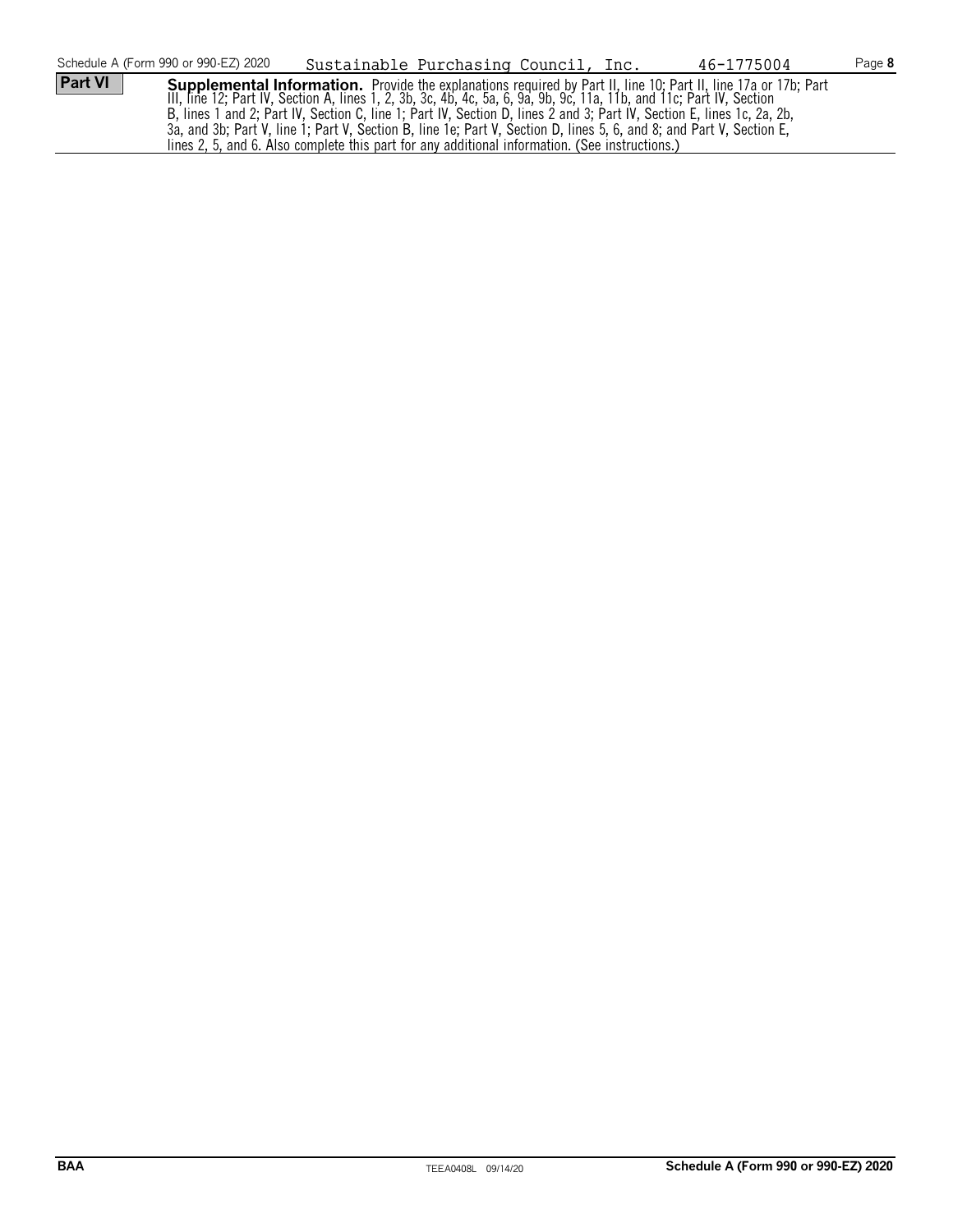Schedule A (Form 990 or 990-EZ) 2020 Sustainable Purchasing Council, Inc. 46-1775004

**Part VI** **Supplemental Information.** Provide the explanations required by Part II, line 10; Part II, line 17a or 17b; Part III, line 12; Part IV, Section A, lines 1, 2, 3b, 3c, 4b, 4c, 5a, 6, 9a, 9b, 9c, 11a, 11b, and 11c; Part IV, Section B, lines 1 and 2; Part IV, Section C, line 1; Part IV, Section D, lines 2 and 3; Part IV, Section E, lines 1c, 2a, 2b, 3a, and 3b; Part V, line 1; Part V, Section B, line 1e; Part V, Section D, lines 5, 6, and 8; and Part V, Section E, lines 2, 5, and 6. Also complete this part for any additional information. (See instructions.)

BAA TEEA0408L 09/14/20 **Schedule A (Form 990 or 990-EZ) 2020**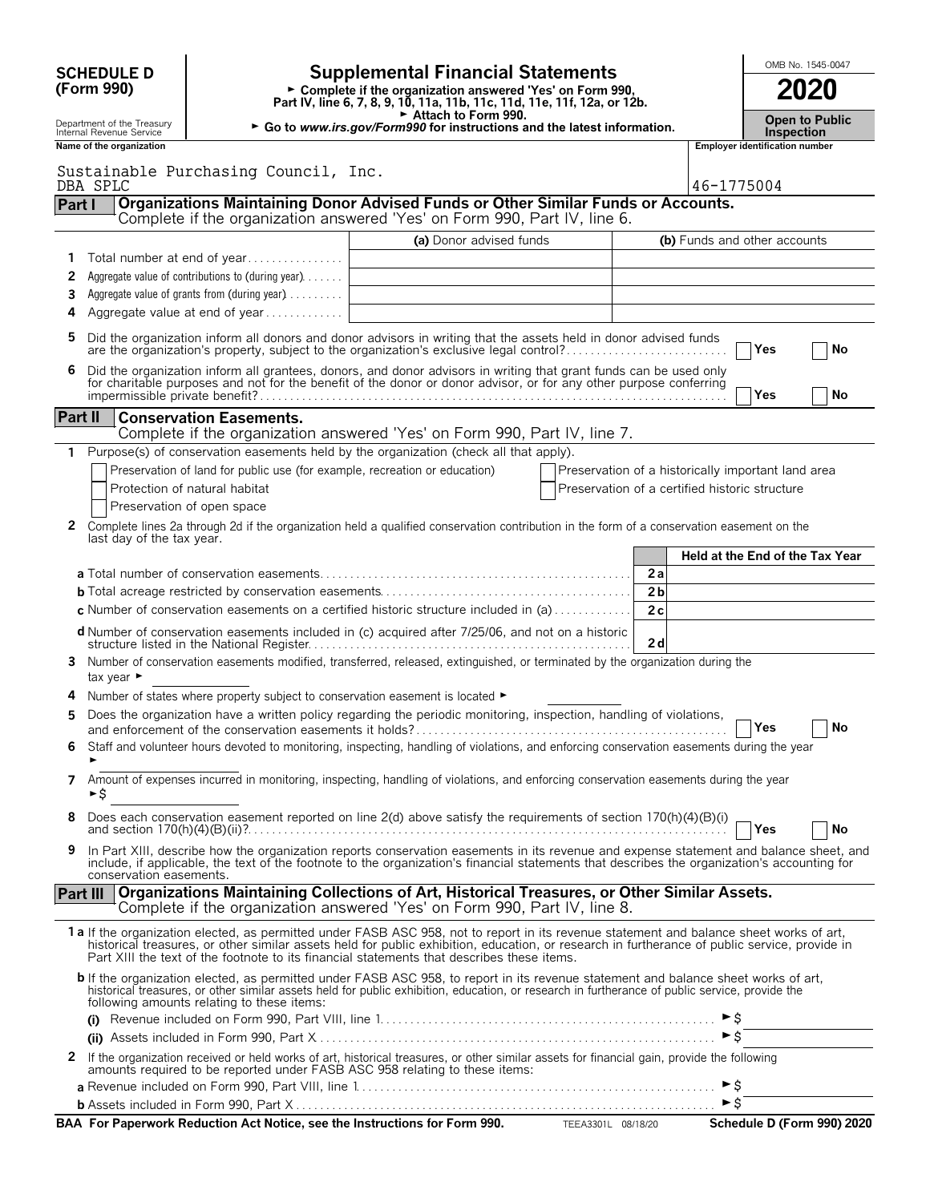**SCHEDULE D (Form 990)**

Department of the Treasury
Internal Revenue Service

# Supplemental Financial Statements

► Complete if the organization answered 'Yes' on Form 990, Part IV, line 6, 7, 8, 9, 10, 11a, 11b, 11c, 11d, 11e, 11f, 12a, or 12b.
► Attach to Form 990.
► Go to *www.irs.gov/Form990* for instructions and the latest information.

OMB No. 1545-0047

**2020**

**Open to Public Inspection**

**Name of the organization**
Sustainable Purchasing Council, Inc.
DBA SPLC

**Employer identification number**
46-1775004

## Part I Organizations Maintaining Donor Advised Funds or Other Similar Funds or Accounts.
Complete if the organization answered 'Yes' on Form 990, Part IV, line 6.

| | | (a) Donor advised funds | (b) Funds and other accounts |
|---|---|---|---|
| 1 | Total number at end of year | | |
| 2 | Aggregate value of contributions to (during year) | | |
| 3 | Aggregate value of grants from (during year) | | |
| 4 | Aggregate value at end of year | | |

5 Did the organization inform all donors and donor advisors in writing that the assets held in donor advised funds are the organization's property, subject to the organization's exclusive legal control? ☐ Yes ☐ No

6 Did the organization inform all grantees, donors, and donor advisors in writing that grant funds can be used only for charitable purposes and not for the benefit of the donor or donor advisor, or for any other purpose conferring impermissible private benefit? ☐ Yes ☐ No

## Part II Conservation Easements.
Complete if the organization answered 'Yes' on Form 990, Part IV, line 7.

1 Purpose(s) of conservation easements held by the organization (check all that apply).

☐ Preservation of land for public use (for example, recreation or education)
☐ Protection of natural habitat
☐ Preservation of open space
☐ Preservation of a historically important land area
☐ Preservation of a certified historic structure

2 Complete lines 2a through 2d if the organization held a qualified conservation contribution in the form of a conservation easement on the last day of the tax year.

| | | | Held at the End of the Tax Year |
|---|---|---|---|
| a | Total number of conservation easements | 2a | |
| b | Total acreage restricted by conservation easements | 2b | |
| c | Number of conservation easements on a certified historic structure included in (a) | 2c | |
| d | Number of conservation easements included in (c) acquired after 7/25/06, and not on a historic structure listed in the National Register | 2d | |

3 Number of conservation easements modified, transferred, released, extinguished, or terminated by the organization during the tax year ►

4 Number of states where property subject to conservation easement is located ►

5 Does the organization have a written policy regarding the periodic monitoring, inspection, handling of violations, and enforcement of the conservation easements it holds? ☐ Yes ☐ No

6 Staff and volunteer hours devoted to monitoring, inspecting, handling of violations, and enforcing conservation easements during the year ►

7 Amount of expenses incurred in monitoring, inspecting, handling of violations, and enforcing conservation easements during the year ►$

8 Does each conservation easement reported on line 2(d) above satisfy the requirements of section 170(h)(4)(B)(i) and section 170(h)(4)(B)(ii)? ☐ Yes ☐ No

9 In Part XIII, describe how the organization reports conservation easements in its revenue and expense statement and balance sheet, and include, if applicable, the text of the footnote to the organization's financial statements that describes the organization's accounting for conservation easements.

## Part III Organizations Maintaining Collections of Art, Historical Treasures, or Other Similar Assets.
Complete if the organization answered 'Yes' on Form 990, Part IV, line 8.

1a If the organization elected, as permitted under FASB ASC 958, not to report in its revenue statement and balance sheet works of art, historical treasures, or other similar assets held for public exhibition, education, or research in furtherance of public service, provide in Part XIII the text of the footnote to its financial statements that describes these items.

b If the organization elected, as permitted under FASB ASC 958, to report in its revenue statement and balance sheet works of art, historical treasures, or other similar assets held for public exhibition, education, or research in furtherance of public service, provide the following amounts relating to these items:

(i) Revenue included on Form 990, Part VIII, line 1 ►$

(ii) Assets included in Form 990, Part X ►$

2 If the organization received or held works of art, historical treasures, or other similar assets for financial gain, provide the following amounts required to be reported under FASB ASC 958 relating to these items:

a Revenue included on Form 990, Part VIII, line 1 ►$

b Assets included in Form 990, Part X ►$

**BAA For Paperwork Reduction Act Notice, see the Instructions for Form 990.** TEEA3301L 08/18/20 **Schedule D (Form 990) 2020**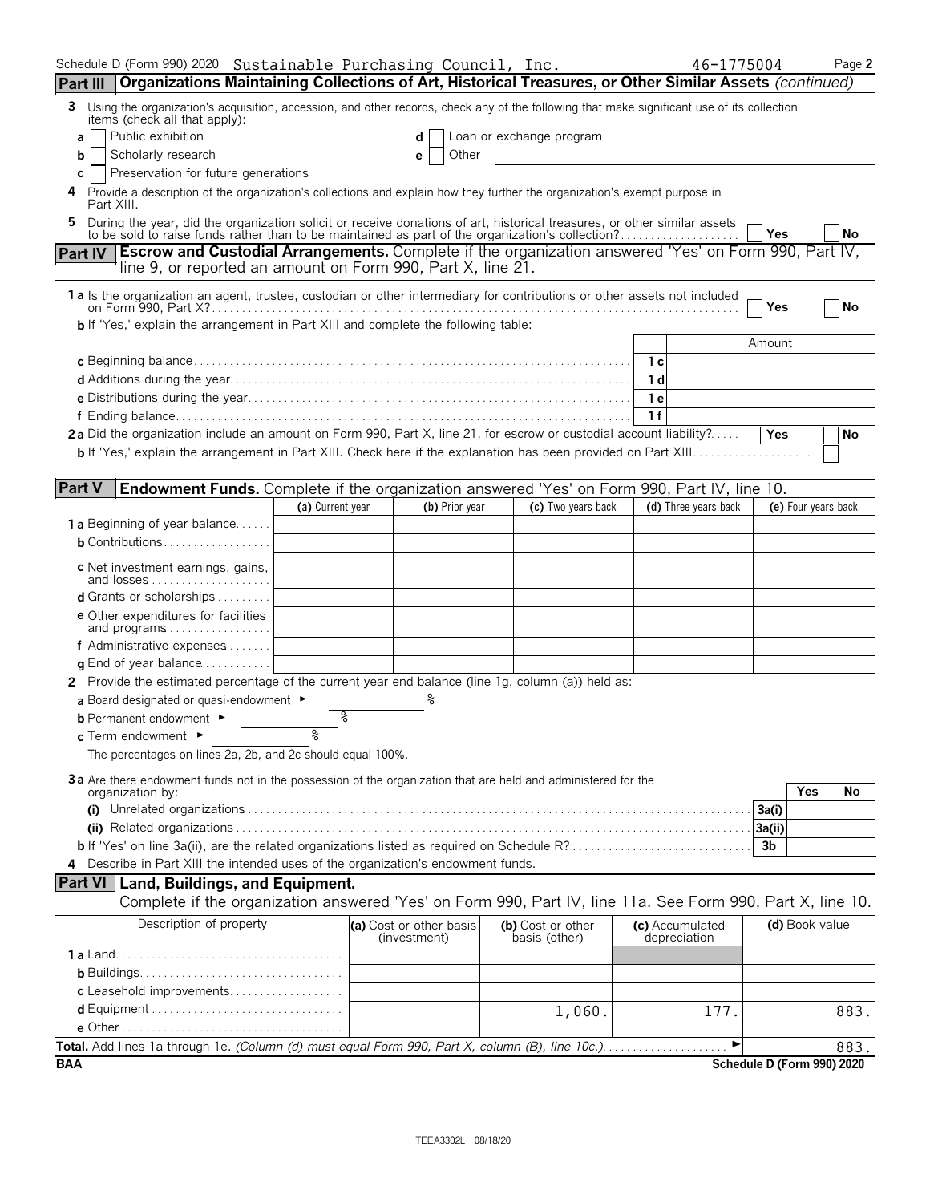Schedule D (Form 990) 2020 Sustainable Purchasing Council, Inc. 46-1775004 Page 2

**Part III Organizations Maintaining Collections of Art, Historical Treasures, or Other Similar Assets** *(continued)*

3 Using the organization's acquisition, accession, and other records, check any of the following that make significant use of its collection items (check all that apply):

a [ ] Public exhibition
b [ ] Scholarly research
c [ ] Preservation for future generations
d [ ] Loan or exchange program
e [ ] Other

4 Provide a description of the organization's collections and explain how they further the organization's exempt purpose in Part XIII.

5 During the year, did the organization solicit or receive donations of art, historical treasures, or other similar assets to be sold to raise funds rather than to be maintained as part of the organization's collection? [ ] Yes [ ] No

**Part IV Escrow and Custodial Arrangements.** Complete if the organization answered 'Yes' on Form 990, Part IV, line 9, or reported an amount on Form 990, Part X, line 21.

1a Is the organization an agent, trustee, custodian or other intermediary for contributions or other assets not included on Form 990, Part X? [ ] Yes [ ] No

b If 'Yes,' explain the arrangement in Part XIII and complete the following table:

| | | Amount |
|---|---|---|
| c Beginning balance | 1c | |
| d Additions during the year | 1d | |
| e Distributions during the year | 1e | |
| f Ending balance | 1f | |

2a Did the organization include an amount on Form 990, Part X, line 21, for escrow or custodial account liability? [ ] Yes [ ] No

b If 'Yes,' explain the arrangement in Part XIII. Check here if the explanation has been provided on Part XIII [ ]

**Part V Endowment Funds.** Complete if the organization answered 'Yes' on Form 990, Part IV, line 10.

| | (a) Current year | (b) Prior year | (c) Two years back | (d) Three years back | (e) Four years back |
|---|---|---|---|---|---|
| 1a Beginning of year balance | | | | | |
| b Contributions | | | | | |
| c Net investment earnings, gains, and losses | | | | | |
| d Grants or scholarships | | | | | |
| e Other expenditures for facilities and programs | | | | | |
| f Administrative expenses | | | | | |
| g End of year balance | | | | | |

2 Provide the estimated percentage of the current year end balance (line 1g, column (a)) held as:

a Board designated or quasi-endowment ► %
b Permanent endowment ► %
c Term endowment ► %

The percentages on lines 2a, 2b, and 2c should equal 100%.

3a Are there endowment funds not in the possession of the organization that are held and administered for the organization by:

| | | Yes | No |
|---|---|---|---|
| (i) Unrelated organizations | 3a(i) | | |
| (ii) Related organizations | 3a(ii) | | |
| b If 'Yes' on line 3a(ii), are the related organizations listed as required on Schedule R? | 3b | | |

4 Describe in Part XIII the intended uses of the organization's endowment funds.

**Part VI Land, Buildings, and Equipment.**

Complete if the organization answered 'Yes' on Form 990, Part IV, line 11a. See Form 990, Part X, line 10.

| Description of property | (a) Cost or other basis (investment) | (b) Cost or other basis (other) | (c) Accumulated depreciation | (d) Book value |
|---|---|---|---|---|
| 1a Land | | | | |
| b Buildings | | | | |
| c Leasehold improvements | | | | |
| d Equipment | | 1,060. | 177. | 883. |
| e Other | | | | |

**Total.** Add lines 1a through 1e. *(Column (d) must equal Form 990, Part X, column (B), line 10c.)* ► 883.

BAA Schedule D (Form 990) 2020

TEEA3302L 08/18/20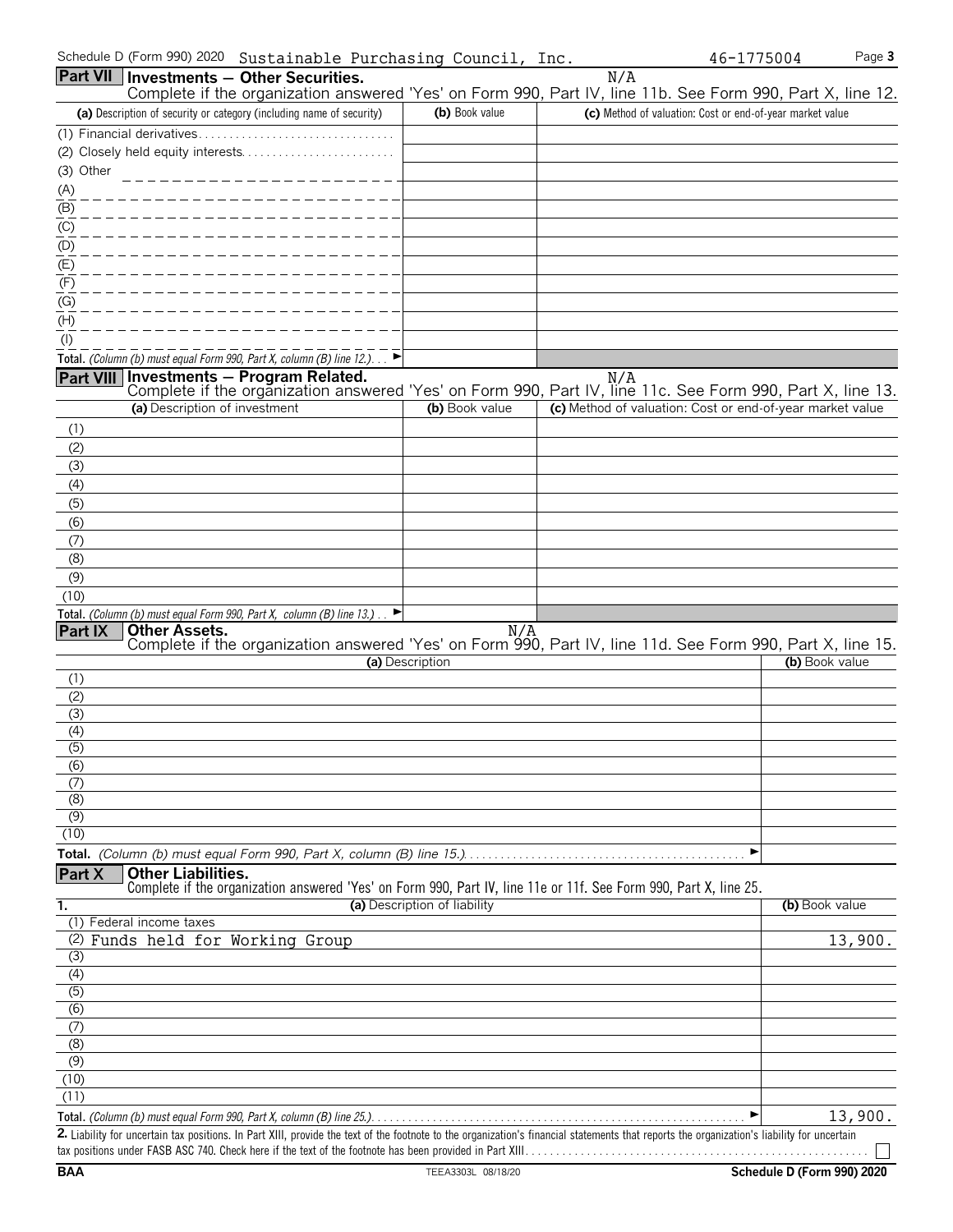Schedule D (Form 990) 2020 Sustainable Purchasing Council, Inc. 46-1775004

## Part VII Investments — Other Securities.

N/A

Complete if the organization answered 'Yes' on Form 990, Part IV, line 11b. See Form 990, Part X, line 12.

| (a) Description of security or category (including name of security) | (b) Book value | (c) Method of valuation: Cost or end-of-year market value |
|---|---|---|
| (1) Financial derivatives | | |
| (2) Closely held equity interests | | |
| (3) Other | | |
| (A) | | |
| (B) | | |
| (C) | | |
| (D) | | |
| (E) | | |
| (F) | | |
| (G) | | |
| (H) | | |
| (I) | | |
| **Total.** *(Column (b) must equal Form 990, Part X, column (B) line 12.)* ► | | |

## Part VIII Investments — Program Related.

N/A

Complete if the organization answered 'Yes' on Form 990, Part IV, line 11c. See Form 990, Part X, line 13.

| (a) Description of investment | (b) Book value | (c) Method of valuation: Cost or end-of-year market value |
|---|---|---|
| (1) | | |
| (2) | | |
| (3) | | |
| (4) | | |
| (5) | | |
| (6) | | |
| (7) | | |
| (8) | | |
| (9) | | |
| (10) | | |
| **Total.** *(Column (b) must equal Form 990, Part X, column (B) line 13.)* ► | | |

## Part IX Other Assets.

N/A

Complete if the organization answered 'Yes' on Form 990, Part IV, line 11d. See Form 990, Part X, line 15.

| (a) Description | (b) Book value |
|---|---|
| (1) | |
| (2) | |
| (3) | |
| (4) | |
| (5) | |
| (6) | |
| (7) | |
| (8) | |
| (9) | |
| (10) | |
| **Total.** *(Column (b) must equal Form 990, Part X, column (B) line 15.)* ► | |

## Part X Other Liabilities.

Complete if the organization answered 'Yes' on Form 990, Part IV, line 11e or 11f. See Form 990, Part X, line 25.

| 1. (a) Description of liability | (b) Book value |
|---|---|
| (1) Federal income taxes | |
| (2) Funds held for Working Group | 13,900. |
| (3) | |
| (4) | |
| (5) | |
| (6) | |
| (7) | |
| (8) | |
| (9) | |
| (10) | |
| (11) | |
| **Total.** *(Column (b) must equal Form 990, Part X, column (B) line 25.)* ► | 13,900. |

**2.** Liability for uncertain tax positions. In Part XIII, provide the text of the footnote to the organization's financial statements that reports the organization's liability for uncertain tax positions under FASB ASC 740. Check here if the text of the footnote has been provided in Part XIII ☐

BAA TEEA3303L 08/18/20 Schedule D (Form 990) 2020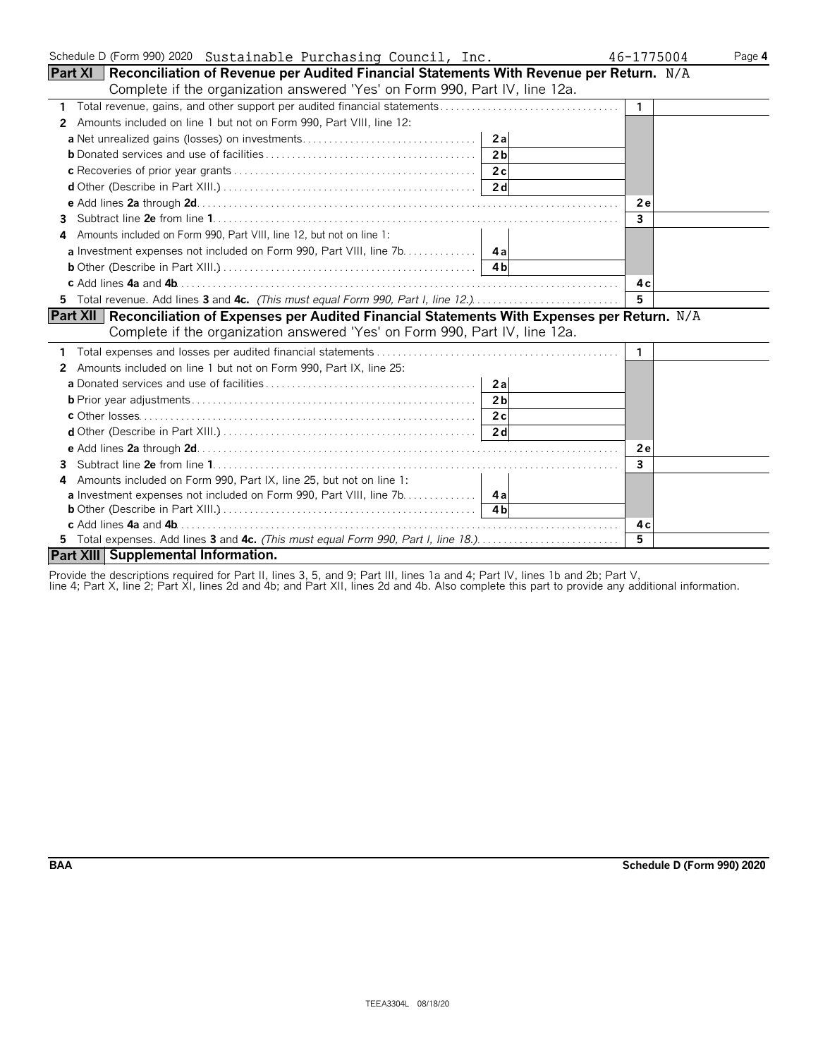Schedule D (Form 990) 2020 Sustainable Purchasing Council, Inc. 46-1775004

## Part XI Reconciliation of Revenue per Audited Financial Statements With Revenue per Return. N/A

Complete if the organization answered 'Yes' on Form 990, Part IV, line 12a.

| | | | | |
|---|---|---|---|---|
| **1** Total revenue, gains, and other support per audited financial statements | | | 1 | |
| **2** Amounts included on line 1 but not on Form 990, Part VIII, line 12: | | | | |
| **a** Net unrealized gains (losses) on investments | 2a | | | |
| **b** Donated services and use of facilities | 2b | | | |
| **c** Recoveries of prior year grants | 2c | | | |
| **d** Other (Describe in Part XIII.) | 2d | | | |
| **e** Add lines **2a** through **2d** | | | 2e | |
| **3** Subtract line **2e** from line **1** | | | 3 | |
| **4** Amounts included on Form 990, Part VIII, line 12, but not on line 1: | | | | |
| **a** Investment expenses not included on Form 990, Part VIII, line 7b | 4a | | | |
| **b** Other (Describe in Part XIII.) | 4b | | | |
| **c** Add lines **4a** and **4b** | | | 4c | |
| **5** Total revenue. Add lines **3** and **4c.** *(This must equal Form 990, Part I, line 12.)* | | | 5 | |

## Part XII Reconciliation of Expenses per Audited Financial Statements With Expenses per Return. N/A

Complete if the organization answered 'Yes' on Form 990, Part IV, line 12a.

| | | | | |
|---|---|---|---|---|
| **1** Total expenses and losses per audited financial statements | | | 1 | |
| **2** Amounts included on line 1 but not on Form 990, Part IX, line 25: | | | | |
| **a** Donated services and use of facilities | 2a | | | |
| **b** Prior year adjustments | 2b | | | |
| **c** Other losses | 2c | | | |
| **d** Other (Describe in Part XIII.) | 2d | | | |
| **e** Add lines **2a** through **2d** | | | 2e | |
| **3** Subtract line **2e** from line **1** | | | 3 | |
| **4** Amounts included on Form 990, Part IX, line 25, but not on line 1: | | | | |
| **a** Investment expenses not included on Form 990, Part VIII, line 7b | 4a | | | |
| **b** Other (Describe in Part XIII.) | 4b | | | |
| **c** Add lines **4a** and **4b** | | | 4c | |
| **5** Total expenses. Add lines **3** and **4c.** *(This must equal Form 990, Part I, line 18.)* | | | 5 | |

## Part XIII Supplemental Information.

Provide the descriptions required for Part II, lines 3, 5, and 9; Part III, lines 1a and 4; Part IV, lines 1b and 2b; Part V, line 4; Part X, line 2; Part XI, lines 2d and 4b; and Part XII, lines 2d and 4b. Also complete this part to provide any additional information.

BAA Schedule D (Form 990) 2020

TEEA3304L 08/18/20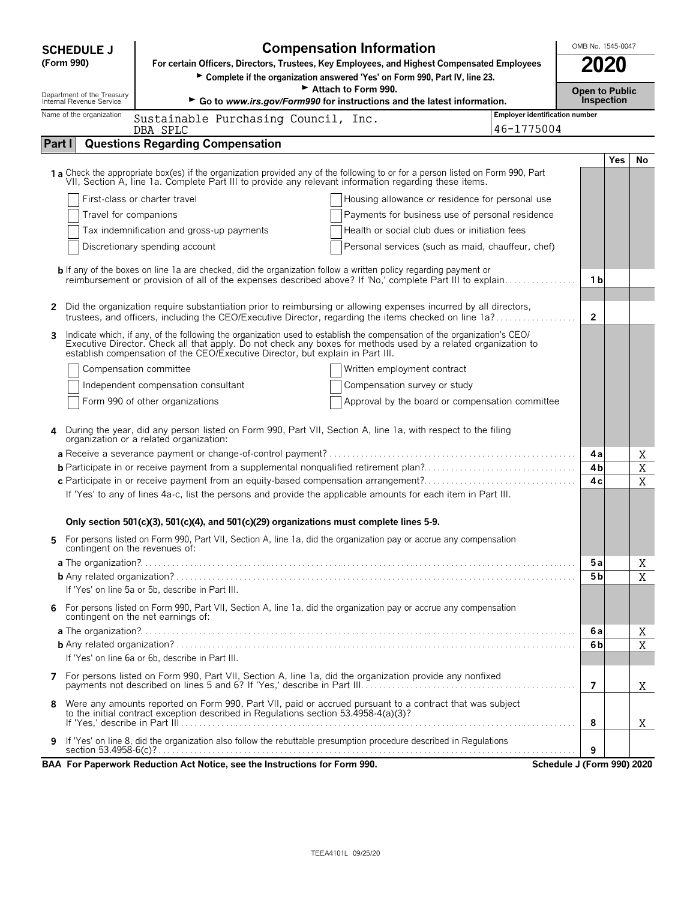**SCHEDULE J (Form 990)**

Department of the Treasury
Internal Revenue Service

# Compensation Information

**For certain Officers, Directors, Trustees, Key Employees, and Highest Compensated Employees**

► **Complete if the organization answered 'Yes' on Form 990, Part IV, line 23.**

► **Attach to Form 990.**

► **Go to *www.irs.gov/Form990* for instructions and the latest information.**

OMB No. 1545-0047

**2020**

**Open to Public Inspection**

Name of the organization: Sustainable Purchasing Council, Inc. DBA SPLC

Employer identification number: 46-1775004

## Part I — Questions Regarding Compensation

| | | Yes | No |
|---|---|---|---|
| **1a** Check the appropriate box(es) if the organization provided any of the following to or for a person listed on Form 990, Part VII, Section A, line 1a. Complete Part III to provide any relevant information regarding these items. | | | |
| ☐ First-class or charter travel ☐ Housing allowance or residence for personal use | | | |
| ☐ Travel for companions ☐ Payments for business use of personal residence | | | |
| ☐ Tax indemnification and gross-up payments ☐ Health or social club dues or initiation fees | | | |
| ☐ Discretionary spending account ☐ Personal services (such as maid, chauffeur, chef) | | | |
| **b** If any of the boxes on line 1a are checked, did the organization follow a written policy regarding payment or reimbursement or provision of all of the expenses described above? If 'No,' complete Part III to explain | 1b | | |
| **2** Did the organization require substantiation prior to reimbursing or allowing expenses incurred by all directors, trustees, and officers, including the CEO/Executive Director, regarding the items checked on line 1a? | 2 | | |
| **3** Indicate which, if any, of the following the organization used to establish the compensation of the organization's CEO/Executive Director. Check all that apply. Do not check any boxes for methods used by a related organization to establish compensation of the CEO/Executive Director, but explain in Part III. | | | |
| ☐ Compensation committee ☐ Written employment contract | | | |
| ☐ Independent compensation consultant ☐ Compensation survey or study | | | |
| ☐ Form 990 of other organizations ☐ Approval by the board or compensation committee | | | |
| **4** During the year, did any person listed on Form 990, Part VII, Section A, line 1a, with respect to the filing organization or a related organization: | | | |
| **a** Receive a severance payment or change-of-control payment? | 4a | | X |
| **b** Participate in or receive payment from a supplemental nonqualified retirement plan? | 4b | | X |
| **c** Participate in or receive payment from an equity-based compensation arrangement? | 4c | | X |
| If 'Yes' to any of lines 4a-c, list the persons and provide the applicable amounts for each item in Part III. | | | |
| **Only section 501(c)(3), 501(c)(4), and 501(c)(29) organizations must complete lines 5-9.** | | | |
| **5** For persons listed on Form 990, Part VII, Section A, line 1a, did the organization pay or accrue any compensation contingent on the revenues of: | | | |
| **a** The organization? | 5a | | X |
| **b** Any related organization? | 5b | | X |
| If 'Yes' on line 5a or 5b, describe in Part III. | | | |
| **6** For persons listed on Form 990, Part VII, Section A, line 1a, did the organization pay or accrue any compensation contingent on the net earnings of: | | | |
| **a** The organization? | 6a | | X |
| **b** Any related organization? | 6b | | X |
| If 'Yes' on line 6a or 6b, describe in Part III. | | | |
| **7** For persons listed on Form 990, Part VII, Section A, line 1a, did the organization provide any nonfixed payments not described on lines 5 and 6? If 'Yes,' describe in Part III | 7 | | X |
| **8** Were any amounts reported on Form 990, Part VII, paid or accrued pursuant to a contract that was subject to the initial contract exception described in Regulations section 53.4958-4(a)(3)? If 'Yes,' describe in Part III | 8 | | X |
| **9** If 'Yes' on line 8, did the organization also follow the rebuttable presumption procedure described in Regulations section 53.4958-6(c)? | 9 | | |

**BAA For Paperwork Reduction Act Notice, see the Instructions for Form 990.** **Schedule J (Form 990) 2020**

TEEA4101L 09/25/20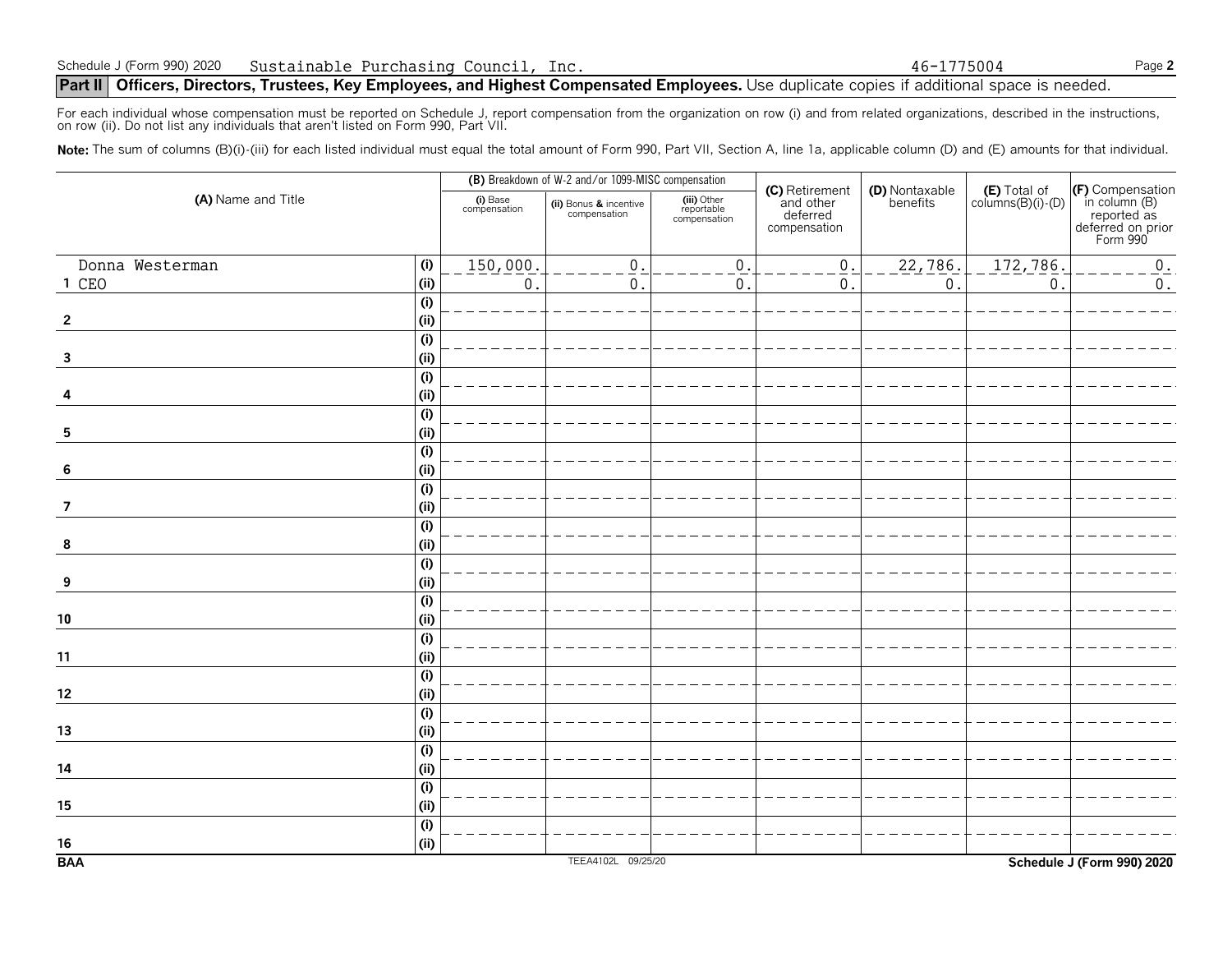Schedule J (Form 990) 2020 Sustainable Purchasing Council, Inc. 46-1775004

## Part II Officers, Directors, Trustees, Key Employees, and Highest Compensated Employees. Use duplicate copies if additional space is needed.

For each individual whose compensation must be reported on Schedule J, report compensation from the organization on row (i) and from related organizations, described in the instructions, on row (ii). Do not list any individuals that aren't listed on Form 990, Part VII.

**Note:** The sum of columns (B)(i)-(iii) for each listed individual must equal the total amount of Form 990, Part VII, Section A, line 1a, applicable column (D) and (E) amounts for that individual.

| (A) Name and Title | | (B) Breakdown of W-2 and/or 1099-MISC compensation | | | (C) Retirement and other deferred compensation | (D) Nontaxable benefits | (E) Total of columns(B)(i)-(D) | (F) Compensation in column (B) reported as deferred on prior Form 990 |
|---|---|---|---|---|---|---|---|---|
| | | (i) Base compensation | (ii) Bonus & incentive compensation | (iii) Other reportable compensation | | | | |
| 1 Donna Westerman CEO | (i) | 150,000. | 0. | 0. | 0. | 22,786. | 172,786. | 0. |
| | (ii) | 0. | 0. | 0. | 0. | 0. | 0. | 0. |
| 2 | (i) | | | | | | | |
| | (ii) | | | | | | | |
| 3 | (i) | | | | | | | |
| | (ii) | | | | | | | |
| 4 | (i) | | | | | | | |
| | (ii) | | | | | | | |
| 5 | (i) | | | | | | | |
| | (ii) | | | | | | | |
| 6 | (i) | | | | | | | |
| | (ii) | | | | | | | |
| 7 | (i) | | | | | | | |
| | (ii) | | | | | | | |
| 8 | (i) | | | | | | | |
| | (ii) | | | | | | | |
| 9 | (i) | | | | | | | |
| | (ii) | | | | | | | |
| 10 | (i) | | | | | | | |
| | (ii) | | | | | | | |
| 11 | (i) | | | | | | | |
| | (ii) | | | | | | | |
| 12 | (i) | | | | | | | |
| | (ii) | | | | | | | |
| 13 | (i) | | | | | | | |
| | (ii) | | | | | | | |
| 14 | (i) | | | | | | | |
| | (ii) | | | | | | | |
| 15 | (i) | | | | | | | |
| | (ii) | | | | | | | |
| 16 | (i) | | | | | | | |
| | (ii) | | | | | | | |

BAA TEEA4102L 09/25/20 Schedule J (Form 990) 2020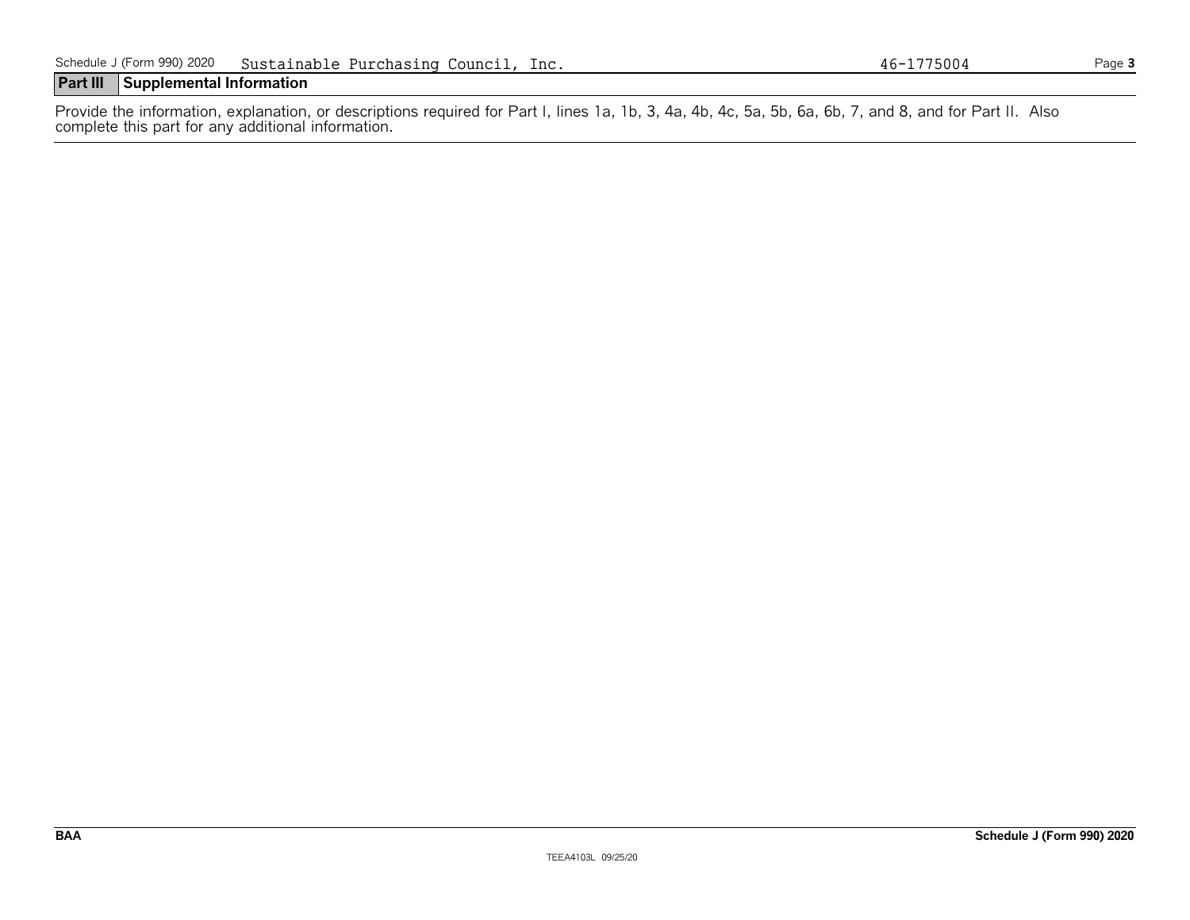Sustainable Purchasing Council, Inc. 46-1775004

## Part III Supplemental Information

Provide the information, explanation, or descriptions required for Part I, lines 1a, 1b, 3, 4a, 4b, 4c, 5a, 5b, 6a, 6b, 7, and 8, and for Part II. Also complete this part for any additional information.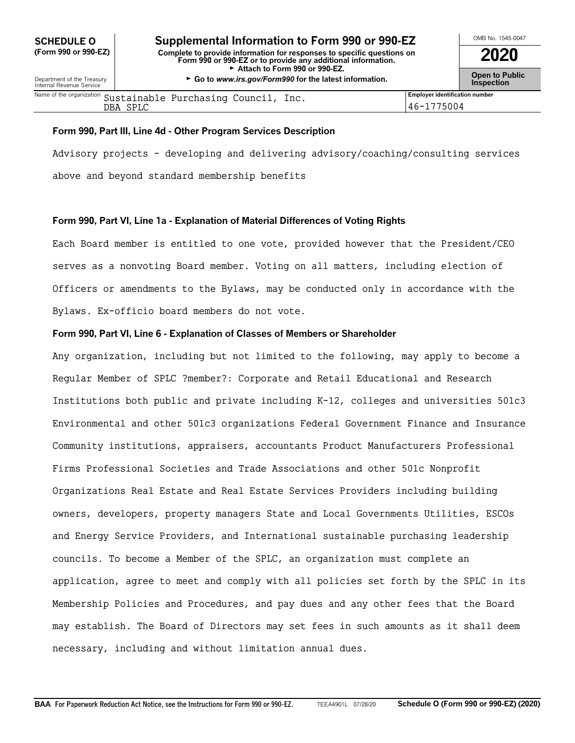**SCHEDULE O (Form 990 or 990-EZ)**

Department of the Treasury
Internal Revenue Service

# Supplemental Information to Form 990 or 990-EZ

**Complete to provide information for responses to specific questions on Form 990 or 990-EZ or to provide any additional information.**
**► Attach to Form 990 or 990-EZ.**
**► Go to *www.irs.gov/Form990* for the latest information.**

OMB No. 1545-0047

**2020**

**Open to Public Inspection**

| Name of the organization | Employer identification number |
|---|---|
| Sustainable Purchasing Council, Inc. DBA SPLC | 46-1775004 |

### Form 990, Part III, Line 4d - Other Program Services Description

Advisory projects - developing and delivering advisory/coaching/consulting services above and beyond standard membership benefits

### Form 990, Part VI, Line 1a - Explanation of Material Differences of Voting Rights

Each Board member is entitled to one vote, provided however that the President/CEO serves as a nonvoting Board member. Voting on all matters, including election of Officers or amendments to the Bylaws, may be conducted only in accordance with the Bylaws. Ex-officio board members do not vote.

### Form 990, Part VI, Line 6 - Explanation of Classes of Members or Shareholder

Any organization, including but not limited to the following, may apply to become a Regular Member of SPLC ?member?: Corporate and Retail Educational and Research Institutions both public and private including K-12, colleges and universities 501c3 Environmental and other 501c3 organizations Federal Government Finance and Insurance Community institutions, appraisers, accountants Product Manufacturers Professional Firms Professional Societies and Trade Associations and other 501c Nonprofit Organizations Real Estate and Real Estate Services Providers including building owners, developers, property managers State and Local Governments Utilities, ESCOs and Energy Service Providers, and International sustainable purchasing leadership councils. To become a Member of the SPLC, an organization must complete an application, agree to meet and comply with all policies set forth by the SPLC in its Membership Policies and Procedures, and pay dues and any other fees that the Board may establish. The Board of Directors may set fees in such amounts as it shall deem necessary, including and without limitation annual dues.

**BAA For Paperwork Reduction Act Notice, see the Instructions for Form 990 or 990-EZ.** TEEA4901L 07/28/20 **Schedule O (Form 990 or 990-EZ) (2020)**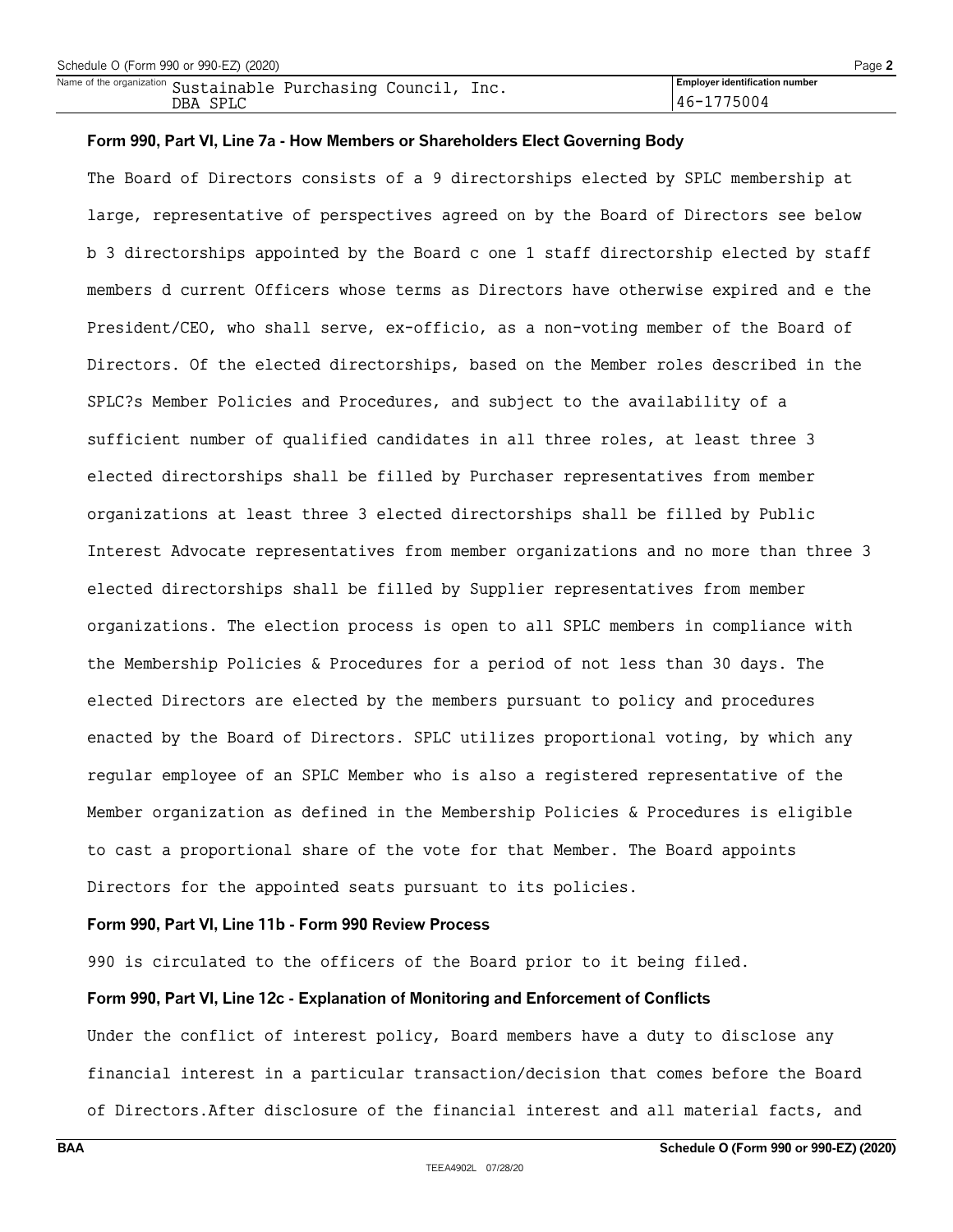Name of the organization: Sustainable Purchasing Council, Inc. DBA SPLC

Employer identification number: 46-1775004

**Form 990, Part VI, Line 7a - How Members or Shareholders Elect Governing Body**

The Board of Directors consists of a 9 directorships elected by SPLC membership at large, representative of perspectives agreed on by the Board of Directors see below b 3 directorships appointed by the Board c one 1 staff directorship elected by staff members d current Officers whose terms as Directors have otherwise expired and e the President/CEO, who shall serve, ex-officio, as a non-voting member of the Board of Directors. Of the elected directorships, based on the Member roles described in the SPLC?s Member Policies and Procedures, and subject to the availability of a sufficient number of qualified candidates in all three roles, at least three 3 elected directorships shall be filled by Purchaser representatives from member organizations at least three 3 elected directorships shall be filled by Public Interest Advocate representatives from member organizations and no more than three 3 elected directorships shall be filled by Supplier representatives from member organizations. The election process is open to all SPLC members in compliance with the Membership Policies & Procedures for a period of not less than 30 days. The elected Directors are elected by the members pursuant to policy and procedures enacted by the Board of Directors. SPLC utilizes proportional voting, by which any regular employee of an SPLC Member who is also a registered representative of the Member organization as defined in the Membership Policies & Procedures is eligible to cast a proportional share of the vote for that Member. The Board appoints Directors for the appointed seats pursuant to its policies.

**Form 990, Part VI, Line 11b - Form 990 Review Process**

990 is circulated to the officers of the Board prior to it being filed.

**Form 990, Part VI, Line 12c - Explanation of Monitoring and Enforcement of Conflicts**

Under the conflict of interest policy, Board members have a duty to disclose any financial interest in a particular transaction/decision that comes before the Board of Directors.After disclosure of the financial interest and all material facts, and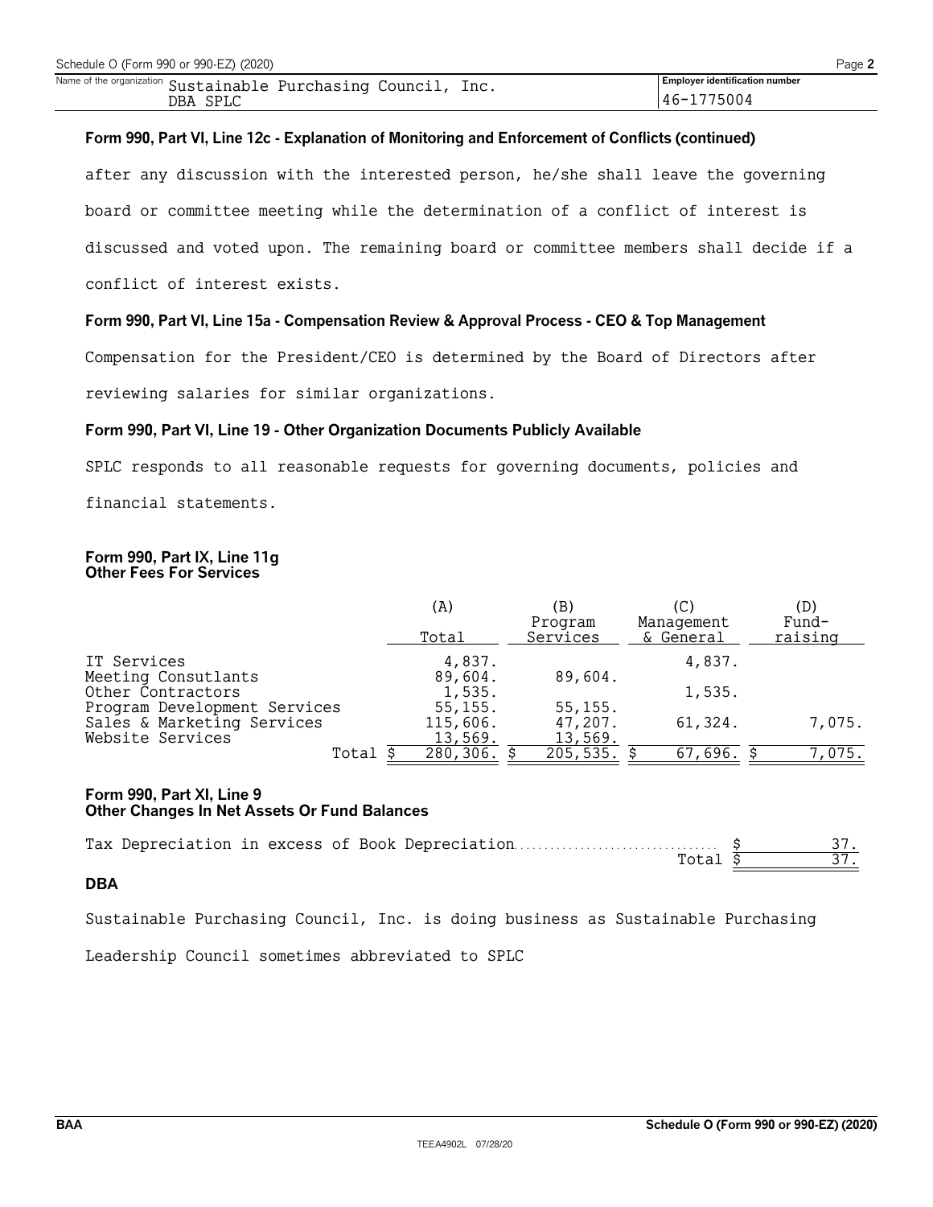Name of the organization: Sustainable Purchasing Council, Inc. DBA SPLC

Employer identification number: 46-1775004

**Form 990, Part VI, Line 12c - Explanation of Monitoring and Enforcement of Conflicts (continued)**

after any discussion with the interested person, he/she shall leave the governing board or committee meeting while the determination of a conflict of interest is discussed and voted upon. The remaining board or committee members shall decide if a conflict of interest exists.

**Form 990, Part VI, Line 15a - Compensation Review & Approval Process - CEO & Top Management**

Compensation for the President/CEO is determined by the Board of Directors after reviewing salaries for similar organizations.

**Form 990, Part VI, Line 19 - Other Organization Documents Publicly Available**

SPLC responds to all reasonable requests for governing documents, policies and financial statements.

**Form 990, Part IX, Line 11g**
**Other Fees For Services**

| | (A) Total | (B) Program Services | (C) Management & General | (D) Fund-raising |
|---|---|---|---|---|
| IT Services | 4,837. | | 4,837. | |
| Meeting Consultants | 89,604. | 89,604. | | |
| Other Contractors | 1,535. | | 1,535. | |
| Program Development Services | 55,155. | 55,155. | | |
| Sales & Marketing Services | 115,606. | 47,207. | 61,324. | 7,075. |
| Website Services | 13,569. | 13,569. | | |
| Total | $ 280,306. | $ 205,535. | $ 67,696. | $ 7,075. |

**Form 990, Part XI, Line 9**
**Other Changes In Net Assets Or Fund Balances**

| | |
|---|---|
| Tax Depreciation in excess of Book Depreciation | $ 37. |
| Total | $ 37. |

**DBA**

Sustainable Purchasing Council, Inc. is doing business as Sustainable Purchasing Leadership Council sometimes abbreviated to SPLC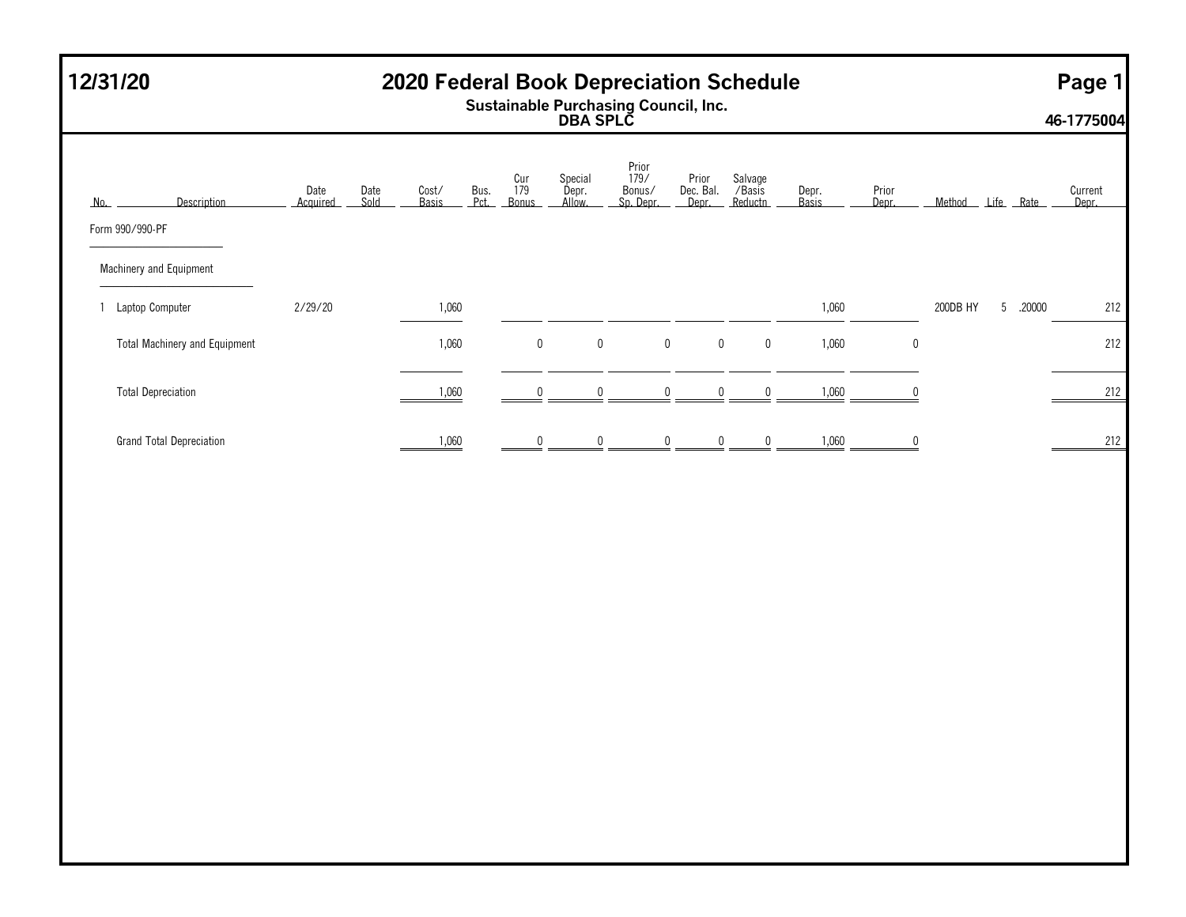# 12/31/20 2020 Federal Book Depreciation Schedule

**Sustainable Purchasing Council, Inc.**
**DBA SPLC**

**46-1775004**

| No. | Description | Date Acquired | Date Sold | Cost/ Basis | Bus. Pct. | Cur 179 Bonus | Special Depr. Allow. | Prior 179/ Bonus/ Sp. Depr. | Prior Dec. Bal. Depr. | Salvage /Basis Reductn | Depr. Basis | Prior Depr. | Method | Life | Rate | Current Depr. |
|---|---|---|---|---|---|---|---|---|---|---|---|---|---|---|---|---|
| | Form 990/990-PF | | | | | | | | | | | | | | | |
| | Machinery and Equipment | | | | | | | | | | | | | | | |
| 1 | Laptop Computer | 2/29/20 | | 1,060 | | | | | | | 1,060 | | 200DB HY | 5 | .20000 | 212 |
| | Total Machinery and Equipment | | | 1,060 | | 0 | 0 | 0 | 0 | 0 | 1,060 | 0 | | | | 212 |
| | Total Depreciation | | | 1,060 | | 0 | 0 | 0 | 0 | 0 | 1,060 | 0 | | | | 212 |
| | Grand Total Depreciation | | | 1,060 | | 0 | 0 | 0 | 0 | 0 | 1,060 | 0 | | | | 212 |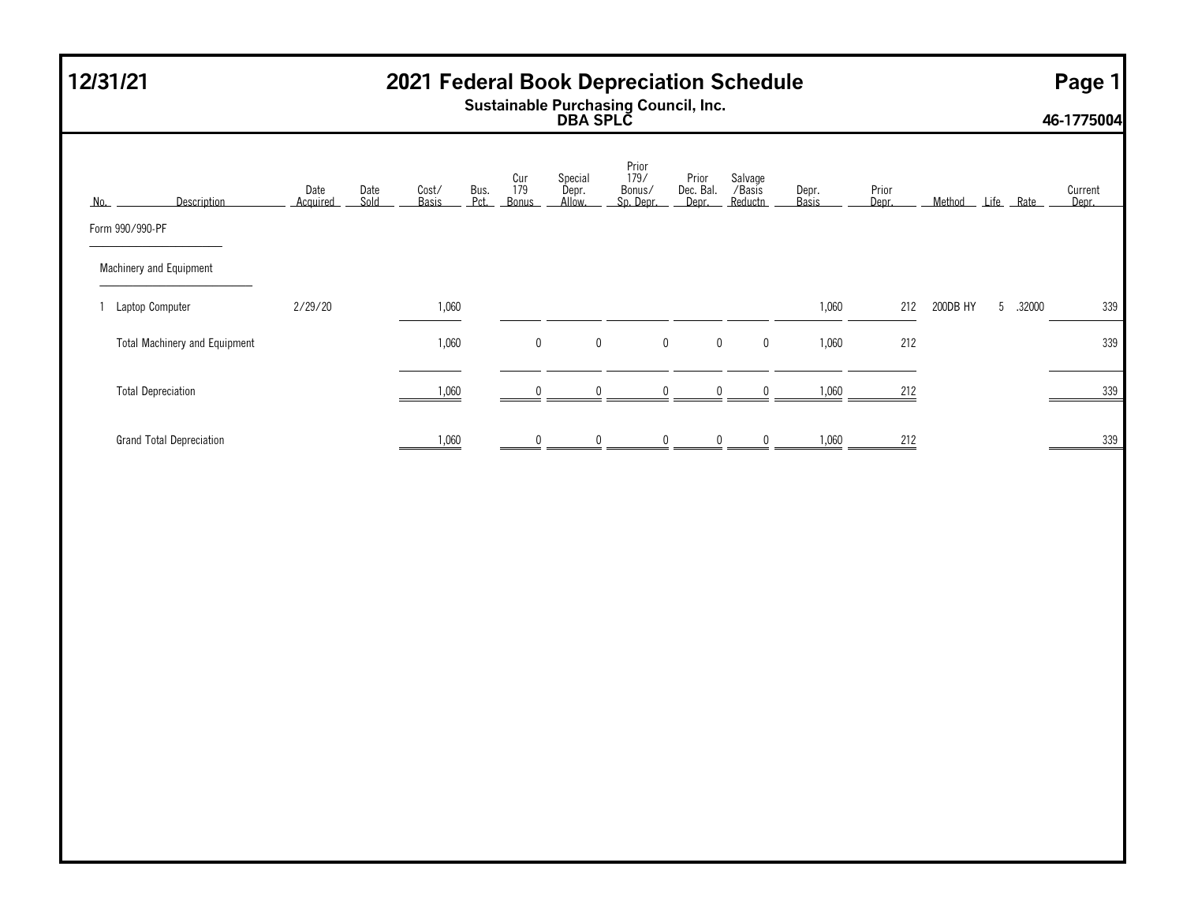# 12/31/21 — 2021 Federal Book Depreciation Schedule — Page 1

## Sustainable Purchasing Council, Inc.
## DBA SPLC

46-1775004

| No. | Description | Date Acquired | Date Sold | Cost/ Basis | Bus. Pct. | Cur 179 Bonus | Special Depr. Allow. | Prior 179/ Bonus/ Sp. Depr. | Prior Dec. Bal. Depr. | Salvage /Basis Reductn | Depr. Basis | Prior Depr. | Method | Life | Rate | Current Depr. |
|---|---|---|---|---|---|---|---|---|---|---|---|---|---|---|---|---|
| | Form 990/990-PF | | | | | | | | | | | | | | | |
| | Machinery and Equipment | | | | | | | | | | | | | | | |
| 1 | Laptop Computer | 2/29/20 | | 1,060 | | | | | | | 1,060 | 212 | 200DB HY | 5 | .32000 | 339 |
| | Total Machinery and Equipment | | | 1,060 | | 0 | 0 | 0 | 0 | 0 | 1,060 | 212 | | | | 339 |
| | Total Depreciation | | | 1,060 | | 0 | 0 | 0 | 0 | 0 | 1,060 | 212 | | | | 339 |
| | Grand Total Depreciation | | | 1,060 | | 0 | 0 | 0 | 0 | 0 | 1,060 | 212 | | | | 339 |